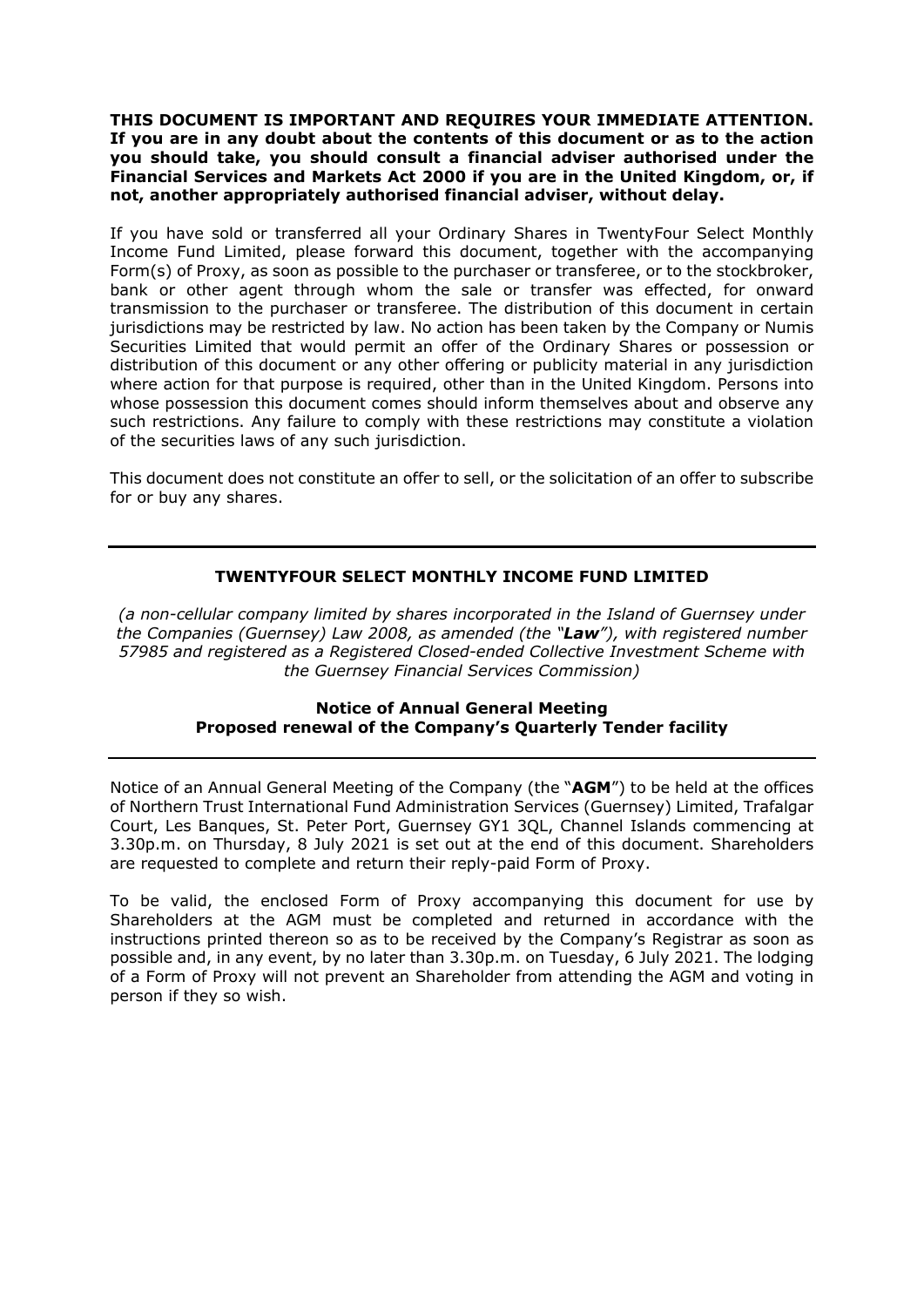**THIS DOCUMENT IS IMPORTANT AND REQUIRES YOUR IMMEDIATE ATTENTION. If you are in any doubt about the contents of this document or as to the action you should take, you should consult a financial adviser authorised under the Financial Services and Markets Act 2000 if you are in the United Kingdom, or, if not, another appropriately authorised financial adviser, without delay.**

If you have sold or transferred all your Ordinary Shares in TwentyFour Select Monthly Income Fund Limited, please forward this document, together with the accompanying Form(s) of Proxy, as soon as possible to the purchaser or transferee, or to the stockbroker, bank or other agent through whom the sale or transfer was effected, for onward transmission to the purchaser or transferee. The distribution of this document in certain jurisdictions may be restricted by law. No action has been taken by the Company or Numis Securities Limited that would permit an offer of the Ordinary Shares or possession or distribution of this document or any other offering or publicity material in any jurisdiction where action for that purpose is required, other than in the United Kingdom. Persons into whose possession this document comes should inform themselves about and observe any such restrictions. Any failure to comply with these restrictions may constitute a violation of the securities laws of any such jurisdiction.

This document does not constitute an offer to sell, or the solicitation of an offer to subscribe for or buy any shares.

---

**TWENTYFOUR SELECT MONTHLY INCOME FUND LIMITED**

*(a non-cellular company limited by shares incorporated in the Island of Guernsey under the Companies (Guernsey) Law 2008, as amended (the "**Law**"), with registered number 57985 and registered as a Registered Closed-ended Collective Investment Scheme with the Guernsey Financial Services Commission)*

**Notice of Annual General Meeting**
**Proposed renewal of the Company's Quarterly Tender facility**

---

Notice of an Annual General Meeting of the Company (the "**AGM**") to be held at the offices of Northern Trust International Fund Administration Services (Guernsey) Limited, Trafalgar Court, Les Banques, St. Peter Port, Guernsey GY1 3QL, Channel Islands commencing at 3.30p.m. on Thursday, 8 July 2021 is set out at the end of this document. Shareholders are requested to complete and return their reply-paid Form of Proxy.

To be valid, the enclosed Form of Proxy accompanying this document for use by Shareholders at the AGM must be completed and returned in accordance with the instructions printed thereon so as to be received by the Company's Registrar as soon as possible and, in any event, by no later than 3.30p.m. on Tuesday, 6 July 2021. The lodging of a Form of Proxy will not prevent an Shareholder from attending the AGM and voting in person if they so wish.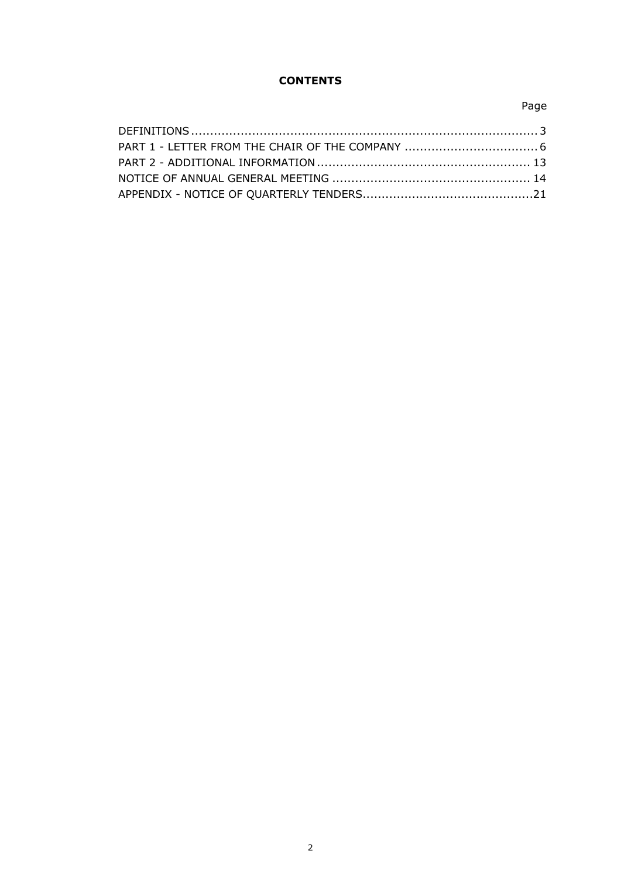# CONTENTS

| | Page |
|---|---|
| DEFINITIONS | 3 |
| PART 1 - LETTER FROM THE CHAIR OF THE COMPANY | 6 |
| PART 2 - ADDITIONAL INFORMATION | 13 |
| NOTICE OF ANNUAL GENERAL MEETING | 14 |
| APPENDIX - NOTICE OF QUARTERLY TENDERS | 21 |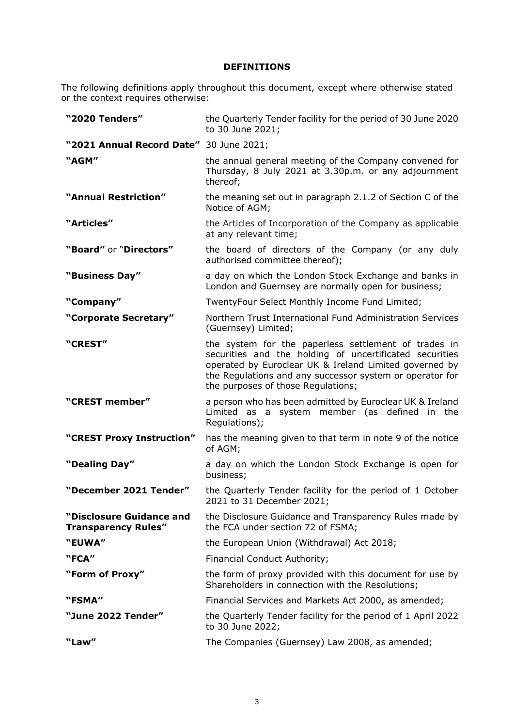## DEFINITIONS

The following definitions apply throughout this document, except where otherwise stated or the context requires otherwise:

| | |
|---|---|
| **"2020 Tenders"** | the Quarterly Tender facility for the period of 30 June 2020 to 30 June 2021; |
| **"2021 Annual Record Date"** | 30 June 2021; |
| **"AGM"** | the annual general meeting of the Company convened for Thursday, 8 July 2021 at 3.30p.m. or any adjournment thereof; |
| **"Annual Restriction"** | the meaning set out in paragraph 2.1.2 of Section C of the Notice of AGM; |
| **"Articles"** | the Articles of Incorporation of the Company as applicable at any relevant time; |
| **"Board"** or "**Directors"** | the board of directors of the Company (or any duly authorised committee thereof); |
| **"Business Day"** | a day on which the London Stock Exchange and banks in London and Guernsey are normally open for business; |
| **"Company"** | TwentyFour Select Monthly Income Fund Limited; |
| **"Corporate Secretary"** | Northern Trust International Fund Administration Services (Guernsey) Limited; |
| **"CREST"** | the system for the paperless settlement of trades in securities and the holding of uncertificated securities operated by Euroclear UK & Ireland Limited governed by the Regulations and any successor system or operator for the purposes of those Regulations; |
| **"CREST member"** | a person who has been admitted by Euroclear UK & Ireland Limited as a system member (as defined in the Regulations); |
| **"CREST Proxy Instruction"** | has the meaning given to that term in note 9 of the notice of AGM; |
| **"Dealing Day"** | a day on which the London Stock Exchange is open for business; |
| **"December 2021 Tender"** | the Quarterly Tender facility for the period of 1 October 2021 to 31 December 2021; |
| **"Disclosure Guidance and Transparency Rules"** | the Disclosure Guidance and Transparency Rules made by the FCA under section 72 of FSMA; |
| **"EUWA"** | the European Union (Withdrawal) Act 2018; |
| **"FCA"** | Financial Conduct Authority; |
| **"Form of Proxy"** | the form of proxy provided with this document for use by Shareholders in connection with the Resolutions; |
| **"FSMA"** | Financial Services and Markets Act 2000, as amended; |
| **"June 2022 Tender"** | the Quarterly Tender facility for the period of 1 April 2022 to 30 June 2022; |
| **"Law"** | The Companies (Guernsey) Law 2008, as amended; |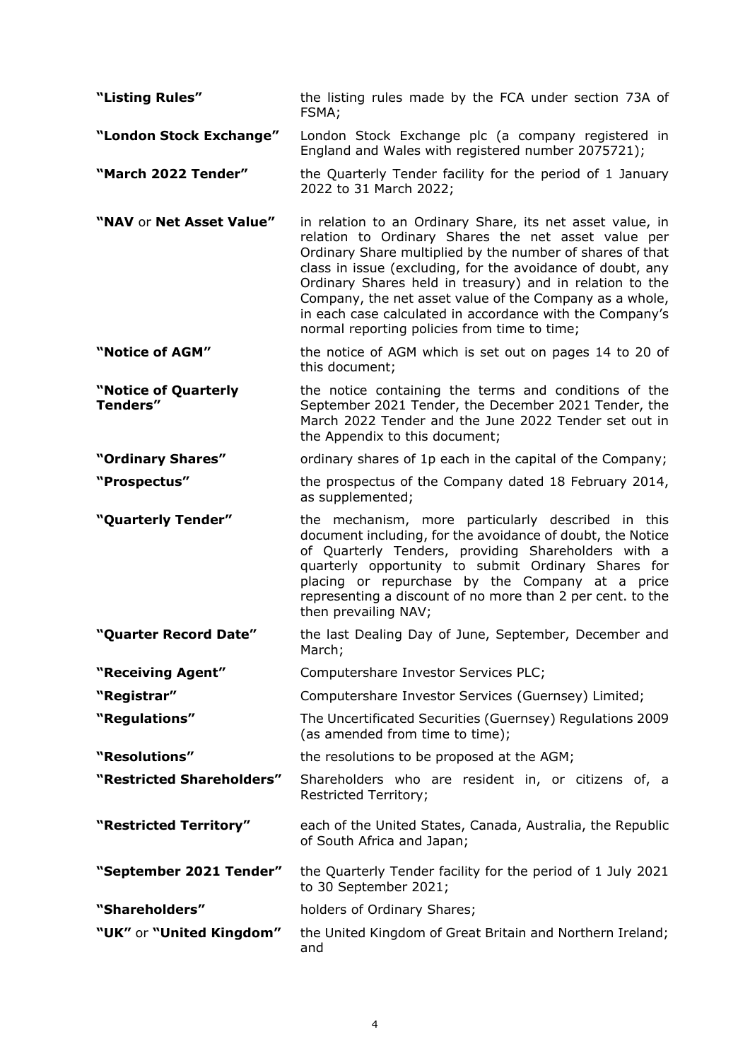| | |
|---|---|
| **"Listing Rules"** | the listing rules made by the FCA under section 73A of FSMA; |
| **"London Stock Exchange"** | London Stock Exchange plc (a company registered in England and Wales with registered number 2075721); |
| **"March 2022 Tender"** | the Quarterly Tender facility for the period of 1 January 2022 to 31 March 2022; |
| **"NAV** or **Net Asset Value"** | in relation to an Ordinary Share, its net asset value, in relation to Ordinary Shares the net asset value per Ordinary Share multiplied by the number of shares of that class in issue (excluding, for the avoidance of doubt, any Ordinary Shares held in treasury) and in relation to the Company, the net asset value of the Company as a whole, in each case calculated in accordance with the Company's normal reporting policies from time to time; |
| **"Notice of AGM"** | the notice of AGM which is set out on pages 14 to 20 of this document; |
| **"Notice of Quarterly Tenders"** | the notice containing the terms and conditions of the September 2021 Tender, the December 2021 Tender, the March 2022 Tender and the June 2022 Tender set out in the Appendix to this document; |
| **"Ordinary Shares"** | ordinary shares of 1p each in the capital of the Company; |
| **"Prospectus"** | the prospectus of the Company dated 18 February 2014, as supplemented; |
| **"Quarterly Tender"** | the mechanism, more particularly described in this document including, for the avoidance of doubt, the Notice of Quarterly Tenders, providing Shareholders with a quarterly opportunity to submit Ordinary Shares for placing or repurchase by the Company at a price representing a discount of no more than 2 per cent. to the then prevailing NAV; |
| **"Quarter Record Date"** | the last Dealing Day of June, September, December and March; |
| **"Receiving Agent"** | Computershare Investor Services PLC; |
| **"Registrar"** | Computershare Investor Services (Guernsey) Limited; |
| **"Regulations"** | The Uncertificated Securities (Guernsey) Regulations 2009 (as amended from time to time); |
| **"Resolutions"** | the resolutions to be proposed at the AGM; |
| **"Restricted Shareholders"** | Shareholders who are resident in, or citizens of, a Restricted Territory; |
| **"Restricted Territory"** | each of the United States, Canada, Australia, the Republic of South Africa and Japan; |
| **"September 2021 Tender"** | the Quarterly Tender facility for the period of 1 July 2021 to 30 September 2021; |
| **"Shareholders"** | holders of Ordinary Shares; |
| **"UK"** or **"United Kingdom"** | the United Kingdom of Great Britain and Northern Ireland; and |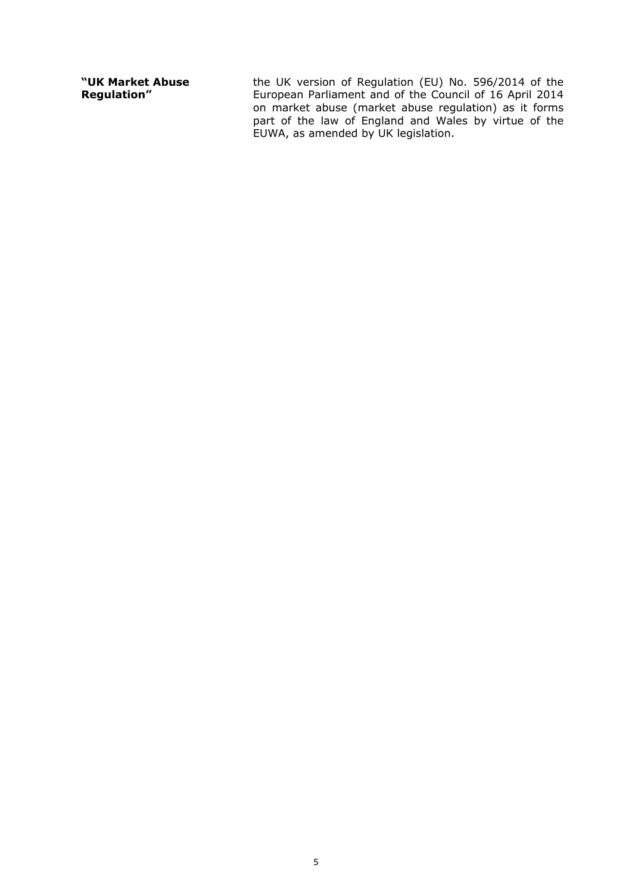| | |
|---|---|
| **"UK Market Abuse Regulation"** | the UK version of Regulation (EU) No. 596/2014 of the European Parliament and of the Council of 16 April 2014 on market abuse (market abuse regulation) as it forms part of the law of England and Wales by virtue of the EUWA, as amended by UK legislation. |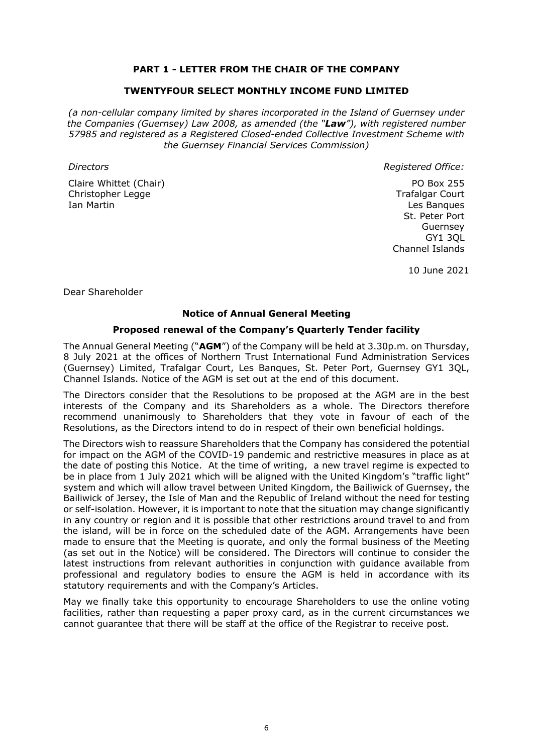## PART 1 - LETTER FROM THE CHAIR OF THE COMPANY

## TWENTYFOUR SELECT MONTHLY INCOME FUND LIMITED

*(a non-cellular company limited by shares incorporated in the Island of Guernsey under the Companies (Guernsey) Law 2008, as amended (the "**Law**"), with registered number 57985 and registered as a Registered Closed-ended Collective Investment Scheme with the Guernsey Financial Services Commission)*

*Directors*

Claire Whittet (Chair)
Christopher Legge
Ian Martin

*Registered Office:*

PO Box 255
Trafalgar Court
Les Banques
St. Peter Port
Guernsey
GY1 3QL
Channel Islands

10 June 2021

Dear Shareholder

### Notice of Annual General Meeting

### Proposed renewal of the Company's Quarterly Tender facility

The Annual General Meeting ("**AGM**") of the Company will be held at 3.30p.m. on Thursday, 8 July 2021 at the offices of Northern Trust International Fund Administration Services (Guernsey) Limited, Trafalgar Court, Les Banques, St. Peter Port, Guernsey GY1 3QL, Channel Islands. Notice of the AGM is set out at the end of this document.

The Directors consider that the Resolutions to be proposed at the AGM are in the best interests of the Company and its Shareholders as a whole. The Directors therefore recommend unanimously to Shareholders that they vote in favour of each of the Resolutions, as the Directors intend to do in respect of their own beneficial holdings.

The Directors wish to reassure Shareholders that the Company has considered the potential for impact on the AGM of the COVID-19 pandemic and restrictive measures in place as at the date of posting this Notice. At the time of writing, a new travel regime is expected to be in place from 1 July 2021 which will be aligned with the United Kingdom's "traffic light" system and which will allow travel between United Kingdom, the Bailiwick of Guernsey, the Bailiwick of Jersey, the Isle of Man and the Republic of Ireland without the need for testing or self-isolation. However, it is important to note that the situation may change significantly in any country or region and it is possible that other restrictions around travel to and from the island, will be in force on the scheduled date of the AGM. Arrangements have been made to ensure that the Meeting is quorate, and only the formal business of the Meeting (as set out in the Notice) will be considered. The Directors will continue to consider the latest instructions from relevant authorities in conjunction with guidance available from professional and regulatory bodies to ensure the AGM is held in accordance with its statutory requirements and with the Company's Articles.

May we finally take this opportunity to encourage Shareholders to use the online voting facilities, rather than requesting a paper proxy card, as in the current circumstances we cannot guarantee that there will be staff at the office of the Registrar to receive post.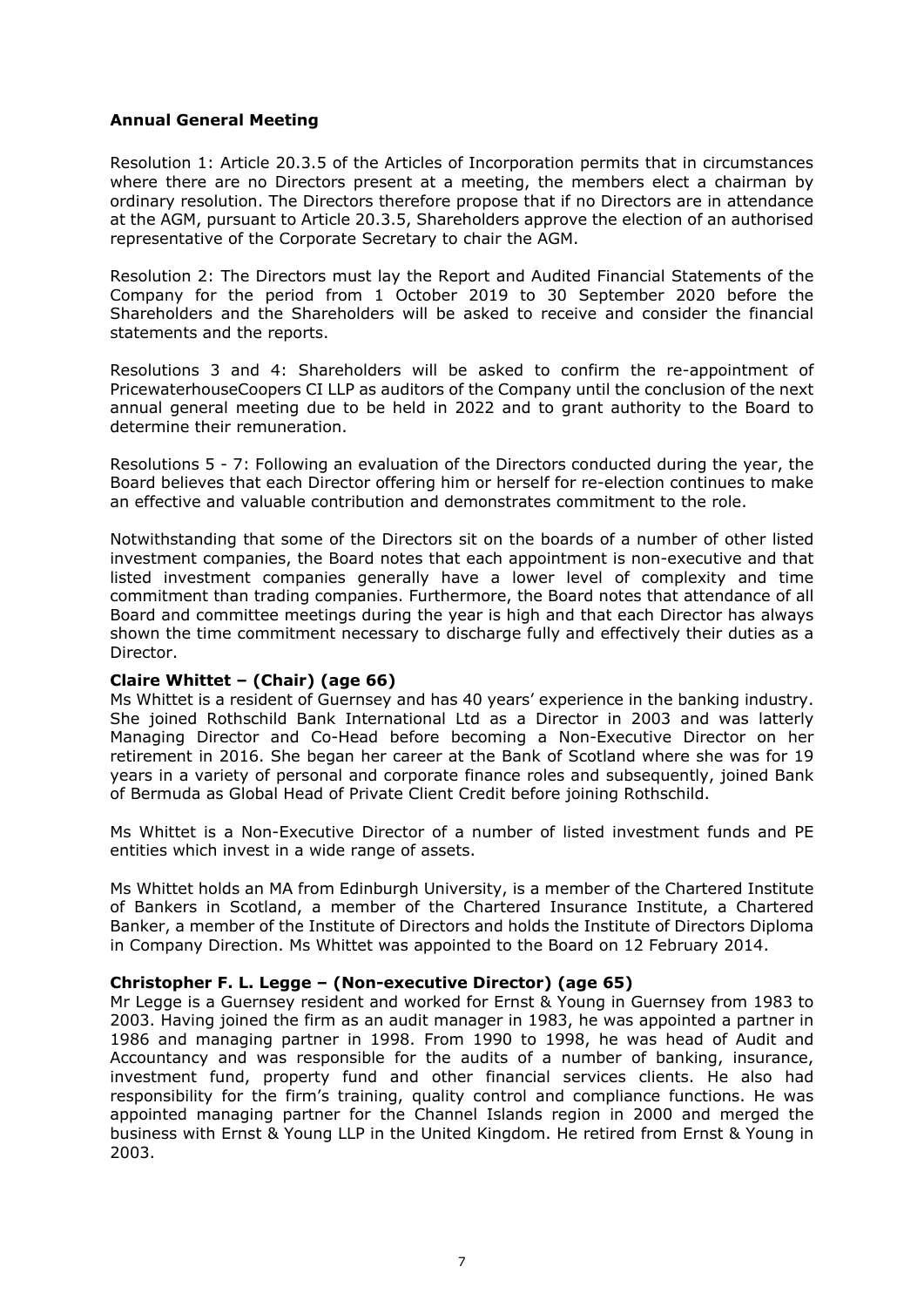### Annual General Meeting

Resolution 1: Article 20.3.5 of the Articles of Incorporation permits that in circumstances where there are no Directors present at a meeting, the members elect a chairman by ordinary resolution. The Directors therefore propose that if no Directors are in attendance at the AGM, pursuant to Article 20.3.5, Shareholders approve the election of an authorised representative of the Corporate Secretary to chair the AGM.

Resolution 2: The Directors must lay the Report and Audited Financial Statements of the Company for the period from 1 October 2019 to 30 September 2020 before the Shareholders and the Shareholders will be asked to receive and consider the financial statements and the reports.

Resolutions 3 and 4: Shareholders will be asked to confirm the re-appointment of PricewaterhouseCoopers CI LLP as auditors of the Company until the conclusion of the next annual general meeting due to be held in 2022 and to grant authority to the Board to determine their remuneration.

Resolutions 5 - 7: Following an evaluation of the Directors conducted during the year, the Board believes that each Director offering him or herself for re-election continues to make an effective and valuable contribution and demonstrates commitment to the role.

Notwithstanding that some of the Directors sit on the boards of a number of other listed investment companies, the Board notes that each appointment is non-executive and that listed investment companies generally have a lower level of complexity and time commitment than trading companies. Furthermore, the Board notes that attendance of all Board and committee meetings during the year is high and that each Director has always shown the time commitment necessary to discharge fully and effectively their duties as a Director.

**Claire Whittet – (Chair) (age 66)**

Ms Whittet is a resident of Guernsey and has 40 years' experience in the banking industry. She joined Rothschild Bank International Ltd as a Director in 2003 and was latterly Managing Director and Co-Head before becoming a Non-Executive Director on her retirement in 2016. She began her career at the Bank of Scotland where she was for 19 years in a variety of personal and corporate finance roles and subsequently, joined Bank of Bermuda as Global Head of Private Client Credit before joining Rothschild.

Ms Whittet is a Non-Executive Director of a number of listed investment funds and PE entities which invest in a wide range of assets.

Ms Whittet holds an MA from Edinburgh University, is a member of the Chartered Institute of Bankers in Scotland, a member of the Chartered Insurance Institute, a Chartered Banker, a member of the Institute of Directors and holds the Institute of Directors Diploma in Company Direction. Ms Whittet was appointed to the Board on 12 February 2014.

**Christopher F. L. Legge – (Non-executive Director) (age 65)**

Mr Legge is a Guernsey resident and worked for Ernst & Young in Guernsey from 1983 to 2003. Having joined the firm as an audit manager in 1983, he was appointed a partner in 1986 and managing partner in 1998. From 1990 to 1998, he was head of Audit and Accountancy and was responsible for the audits of a number of banking, insurance, investment fund, property fund and other financial services clients. He also had responsibility for the firm's training, quality control and compliance functions. He was appointed managing partner for the Channel Islands region in 2000 and merged the business with Ernst & Young LLP in the United Kingdom. He retired from Ernst & Young in 2003.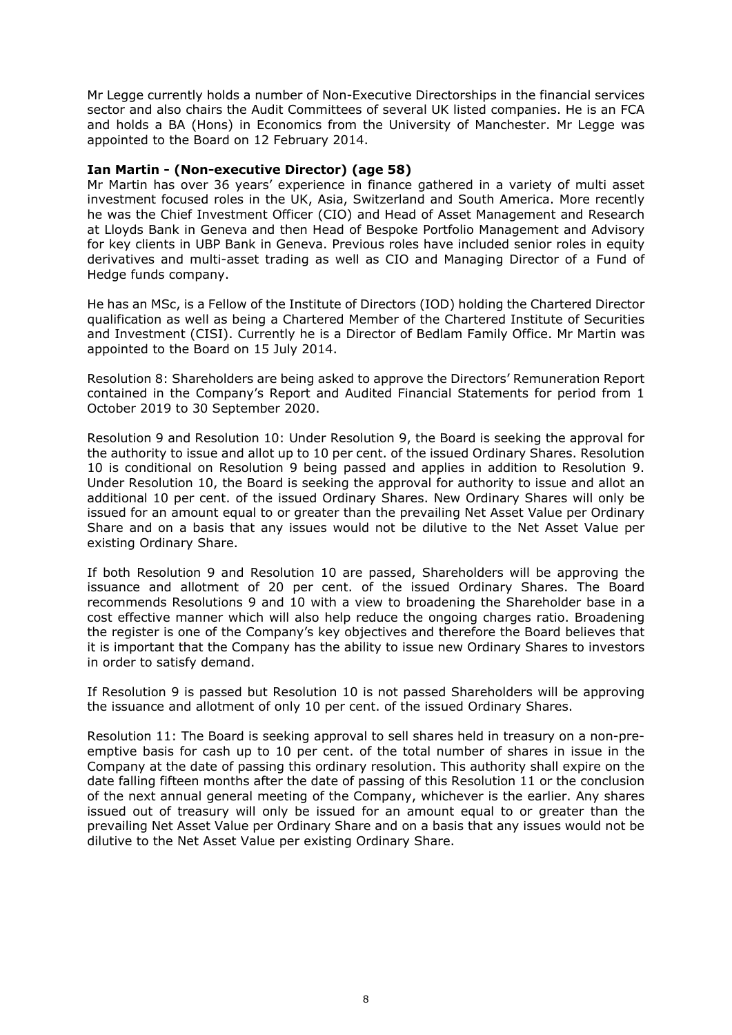Mr Legge currently holds a number of Non-Executive Directorships in the financial services sector and also chairs the Audit Committees of several UK listed companies. He is an FCA and holds a BA (Hons) in Economics from the University of Manchester. Mr Legge was appointed to the Board on 12 February 2014.

**Ian Martin - (Non-executive Director) (age 58)**

Mr Martin has over 36 years' experience in finance gathered in a variety of multi asset investment focused roles in the UK, Asia, Switzerland and South America. More recently he was the Chief Investment Officer (CIO) and Head of Asset Management and Research at Lloyds Bank in Geneva and then Head of Bespoke Portfolio Management and Advisory for key clients in UBP Bank in Geneva. Previous roles have included senior roles in equity derivatives and multi-asset trading as well as CIO and Managing Director of a Fund of Hedge funds company.

He has an MSc, is a Fellow of the Institute of Directors (IOD) holding the Chartered Director qualification as well as being a Chartered Member of the Chartered Institute of Securities and Investment (CISI). Currently he is a Director of Bedlam Family Office. Mr Martin was appointed to the Board on 15 July 2014.

Resolution 8: Shareholders are being asked to approve the Directors' Remuneration Report contained in the Company's Report and Audited Financial Statements for period from 1 October 2019 to 30 September 2020.

Resolution 9 and Resolution 10: Under Resolution 9, the Board is seeking the approval for the authority to issue and allot up to 10 per cent. of the issued Ordinary Shares. Resolution 10 is conditional on Resolution 9 being passed and applies in addition to Resolution 9. Under Resolution 10, the Board is seeking the approval for authority to issue and allot an additional 10 per cent. of the issued Ordinary Shares. New Ordinary Shares will only be issued for an amount equal to or greater than the prevailing Net Asset Value per Ordinary Share and on a basis that any issues would not be dilutive to the Net Asset Value per existing Ordinary Share.

If both Resolution 9 and Resolution 10 are passed, Shareholders will be approving the issuance and allotment of 20 per cent. of the issued Ordinary Shares. The Board recommends Resolutions 9 and 10 with a view to broadening the Shareholder base in a cost effective manner which will also help reduce the ongoing charges ratio. Broadening the register is one of the Company's key objectives and therefore the Board believes that it is important that the Company has the ability to issue new Ordinary Shares to investors in order to satisfy demand.

If Resolution 9 is passed but Resolution 10 is not passed Shareholders will be approving the issuance and allotment of only 10 per cent. of the issued Ordinary Shares.

Resolution 11: The Board is seeking approval to sell shares held in treasury on a non-pre-emptive basis for cash up to 10 per cent. of the total number of shares in issue in the Company at the date of passing this ordinary resolution. This authority shall expire on the date falling fifteen months after the date of passing of this Resolution 11 or the conclusion of the next annual general meeting of the Company, whichever is the earlier. Any shares issued out of treasury will only be issued for an amount equal to or greater than the prevailing Net Asset Value per Ordinary Share and on a basis that any issues would not be dilutive to the Net Asset Value per existing Ordinary Share.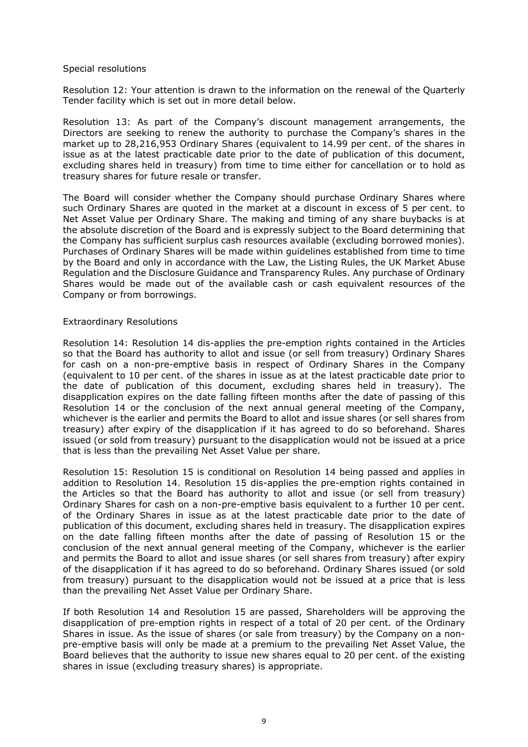Special resolutions

Resolution 12: Your attention is drawn to the information on the renewal of the Quarterly Tender facility which is set out in more detail below.

Resolution 13: As part of the Company's discount management arrangements, the Directors are seeking to renew the authority to purchase the Company's shares in the market up to 28,216,953 Ordinary Shares (equivalent to 14.99 per cent. of the shares in issue as at the latest practicable date prior to the date of publication of this document, excluding shares held in treasury) from time to time either for cancellation or to hold as treasury shares for future resale or transfer.

The Board will consider whether the Company should purchase Ordinary Shares where such Ordinary Shares are quoted in the market at a discount in excess of 5 per cent. to Net Asset Value per Ordinary Share. The making and timing of any share buybacks is at the absolute discretion of the Board and is expressly subject to the Board determining that the Company has sufficient surplus cash resources available (excluding borrowed monies). Purchases of Ordinary Shares will be made within guidelines established from time to time by the Board and only in accordance with the Law, the Listing Rules, the UK Market Abuse Regulation and the Disclosure Guidance and Transparency Rules. Any purchase of Ordinary Shares would be made out of the available cash or cash equivalent resources of the Company or from borrowings.

Extraordinary Resolutions

Resolution 14: Resolution 14 dis-applies the pre-emption rights contained in the Articles so that the Board has authority to allot and issue (or sell from treasury) Ordinary Shares for cash on a non-pre-emptive basis in respect of Ordinary Shares in the Company (equivalent to 10 per cent. of the shares in issue as at the latest practicable date prior to the date of publication of this document, excluding shares held in treasury). The disapplication expires on the date falling fifteen months after the date of passing of this Resolution 14 or the conclusion of the next annual general meeting of the Company, whichever is the earlier and permits the Board to allot and issue shares (or sell shares from treasury) after expiry of the disapplication if it has agreed to do so beforehand. Shares issued (or sold from treasury) pursuant to the disapplication would not be issued at a price that is less than the prevailing Net Asset Value per share.

Resolution 15: Resolution 15 is conditional on Resolution 14 being passed and applies in addition to Resolution 14. Resolution 15 dis-applies the pre-emption rights contained in the Articles so that the Board has authority to allot and issue (or sell from treasury) Ordinary Shares for cash on a non-pre-emptive basis equivalent to a further 10 per cent. of the Ordinary Shares in issue as at the latest practicable date prior to the date of publication of this document, excluding shares held in treasury. The disapplication expires on the date falling fifteen months after the date of passing of Resolution 15 or the conclusion of the next annual general meeting of the Company, whichever is the earlier and permits the Board to allot and issue shares (or sell shares from treasury) after expiry of the disapplication if it has agreed to do so beforehand. Ordinary Shares issued (or sold from treasury) pursuant to the disapplication would not be issued at a price that is less than the prevailing Net Asset Value per Ordinary Share.

If both Resolution 14 and Resolution 15 are passed, Shareholders will be approving the disapplication of pre-emption rights in respect of a total of 20 per cent. of the Ordinary Shares in issue. As the issue of shares (or sale from treasury) by the Company on a non-pre-emptive basis will only be made at a premium to the prevailing Net Asset Value, the Board believes that the authority to issue new shares equal to 20 per cent. of the existing shares in issue (excluding treasury shares) is appropriate.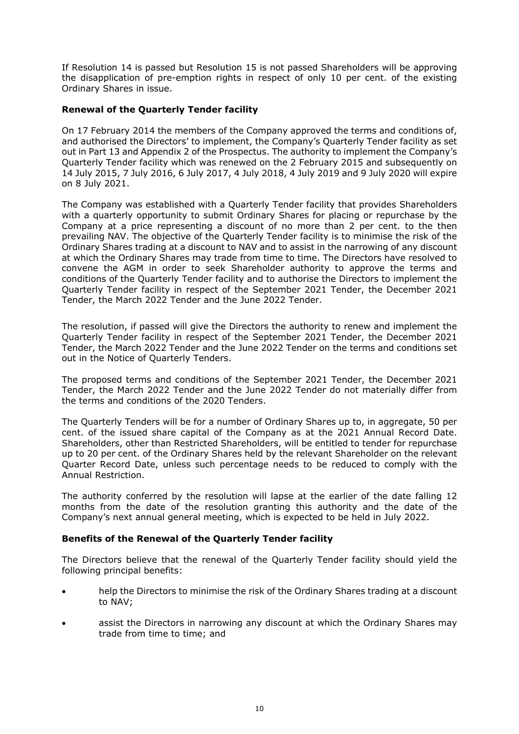If Resolution 14 is passed but Resolution 15 is not passed Shareholders will be approving the disapplication of pre-emption rights in respect of only 10 per cent. of the existing Ordinary Shares in issue.

**Renewal of the Quarterly Tender facility**

On 17 February 2014 the members of the Company approved the terms and conditions of, and authorised the Directors' to implement, the Company's Quarterly Tender facility as set out in Part 13 and Appendix 2 of the Prospectus. The authority to implement the Company's Quarterly Tender facility which was renewed on the 2 February 2015 and subsequently on 14 July 2015, 7 July 2016, 6 July 2017, 4 July 2018, 4 July 2019 and 9 July 2020 will expire on 8 July 2021.

The Company was established with a Quarterly Tender facility that provides Shareholders with a quarterly opportunity to submit Ordinary Shares for placing or repurchase by the Company at a price representing a discount of no more than 2 per cent. to the then prevailing NAV. The objective of the Quarterly Tender facility is to minimise the risk of the Ordinary Shares trading at a discount to NAV and to assist in the narrowing of any discount at which the Ordinary Shares may trade from time to time. The Directors have resolved to convene the AGM in order to seek Shareholder authority to approve the terms and conditions of the Quarterly Tender facility and to authorise the Directors to implement the Quarterly Tender facility in respect of the September 2021 Tender, the December 2021 Tender, the March 2022 Tender and the June 2022 Tender.

The resolution, if passed will give the Directors the authority to renew and implement the Quarterly Tender facility in respect of the September 2021 Tender, the December 2021 Tender, the March 2022 Tender and the June 2022 Tender on the terms and conditions set out in the Notice of Quarterly Tenders.

The proposed terms and conditions of the September 2021 Tender, the December 2021 Tender, the March 2022 Tender and the June 2022 Tender do not materially differ from the terms and conditions of the 2020 Tenders.

The Quarterly Tenders will be for a number of Ordinary Shares up to, in aggregate, 50 per cent. of the issued share capital of the Company as at the 2021 Annual Record Date. Shareholders, other than Restricted Shareholders, will be entitled to tender for repurchase up to 20 per cent. of the Ordinary Shares held by the relevant Shareholder on the relevant Quarter Record Date, unless such percentage needs to be reduced to comply with the Annual Restriction.

The authority conferred by the resolution will lapse at the earlier of the date falling 12 months from the date of the resolution granting this authority and the date of the Company's next annual general meeting, which is expected to be held in July 2022.

**Benefits of the Renewal of the Quarterly Tender facility**

The Directors believe that the renewal of the Quarterly Tender facility should yield the following principal benefits:

- help the Directors to minimise the risk of the Ordinary Shares trading at a discount to NAV;
- assist the Directors in narrowing any discount at which the Ordinary Shares may trade from time to time; and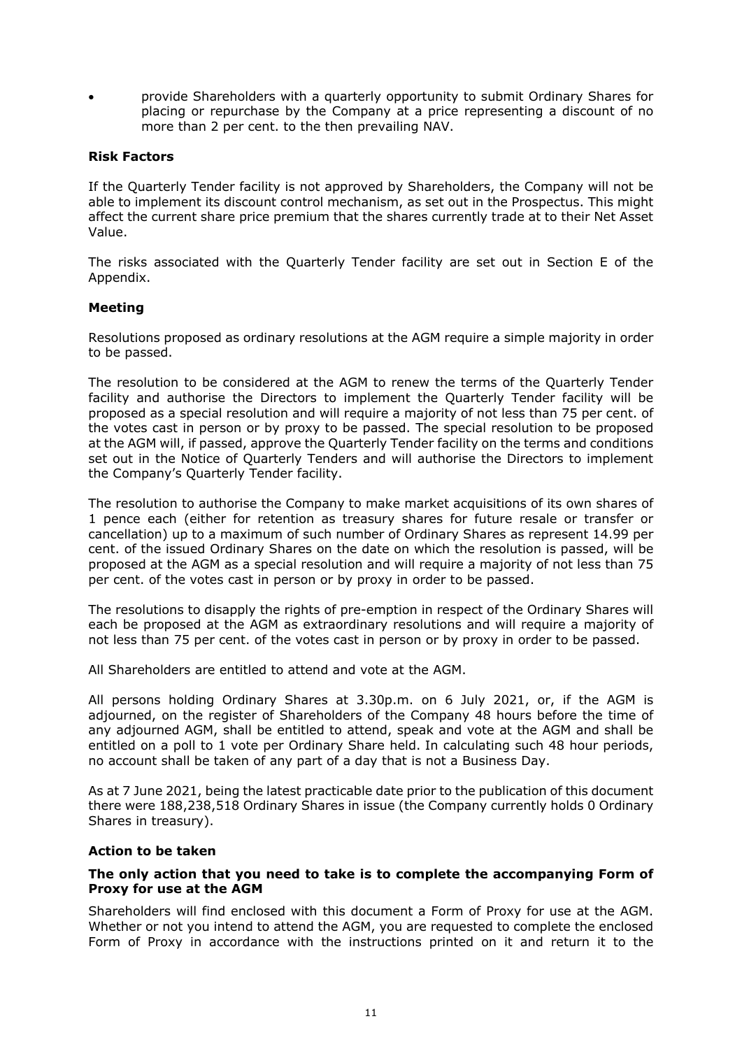- provide Shareholders with a quarterly opportunity to submit Ordinary Shares for placing or repurchase by the Company at a price representing a discount of no more than 2 per cent. to the then prevailing NAV.

**Risk Factors**

If the Quarterly Tender facility is not approved by Shareholders, the Company will not be able to implement its discount control mechanism, as set out in the Prospectus. This might affect the current share price premium that the shares currently trade at to their Net Asset Value.

The risks associated with the Quarterly Tender facility are set out in Section E of the Appendix.

**Meeting**

Resolutions proposed as ordinary resolutions at the AGM require a simple majority in order to be passed.

The resolution to be considered at the AGM to renew the terms of the Quarterly Tender facility and authorise the Directors to implement the Quarterly Tender facility will be proposed as a special resolution and will require a majority of not less than 75 per cent. of the votes cast in person or by proxy to be passed. The special resolution to be proposed at the AGM will, if passed, approve the Quarterly Tender facility on the terms and conditions set out in the Notice of Quarterly Tenders and will authorise the Directors to implement the Company's Quarterly Tender facility.

The resolution to authorise the Company to make market acquisitions of its own shares of 1 pence each (either for retention as treasury shares for future resale or transfer or cancellation) up to a maximum of such number of Ordinary Shares as represent 14.99 per cent. of the issued Ordinary Shares on the date on which the resolution is passed, will be proposed at the AGM as a special resolution and will require a majority of not less than 75 per cent. of the votes cast in person or by proxy in order to be passed.

The resolutions to disapply the rights of pre-emption in respect of the Ordinary Shares will each be proposed at the AGM as extraordinary resolutions and will require a majority of not less than 75 per cent. of the votes cast in person or by proxy in order to be passed.

All Shareholders are entitled to attend and vote at the AGM.

All persons holding Ordinary Shares at 3.30p.m. on 6 July 2021, or, if the AGM is adjourned, on the register of Shareholders of the Company 48 hours before the time of any adjourned AGM, shall be entitled to attend, speak and vote at the AGM and shall be entitled on a poll to 1 vote per Ordinary Share held. In calculating such 48 hour periods, no account shall be taken of any part of a day that is not a Business Day.

As at 7 June 2021, being the latest practicable date prior to the publication of this document there were 188,238,518 Ordinary Shares in issue (the Company currently holds 0 Ordinary Shares in treasury).

**Action to be taken**

**The only action that you need to take is to complete the accompanying Form of Proxy for use at the AGM**

Shareholders will find enclosed with this document a Form of Proxy for use at the AGM. Whether or not you intend to attend the AGM, you are requested to complete the enclosed Form of Proxy in accordance with the instructions printed on it and return it to the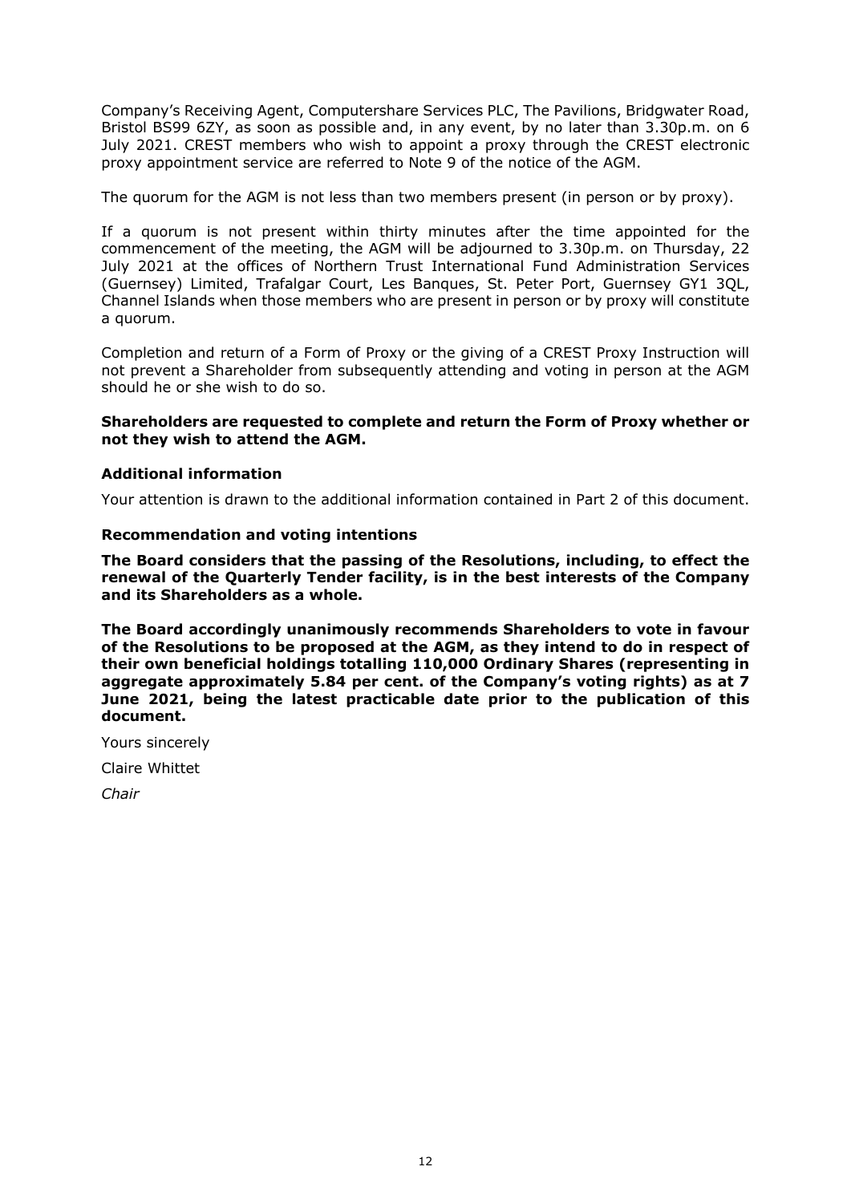Company's Receiving Agent, Computershare Services PLC, The Pavilions, Bridgwater Road, Bristol BS99 6ZY, as soon as possible and, in any event, by no later than 3.30p.m. on 6 July 2021. CREST members who wish to appoint a proxy through the CREST electronic proxy appointment service are referred to Note 9 of the notice of the AGM.

The quorum for the AGM is not less than two members present (in person or by proxy).

If a quorum is not present within thirty minutes after the time appointed for the commencement of the meeting, the AGM will be adjourned to 3.30p.m. on Thursday, 22 July 2021 at the offices of Northern Trust International Fund Administration Services (Guernsey) Limited, Trafalgar Court, Les Banques, St. Peter Port, Guernsey GY1 3QL, Channel Islands when those members who are present in person or by proxy will constitute a quorum.

Completion and return of a Form of Proxy or the giving of a CREST Proxy Instruction will not prevent a Shareholder from subsequently attending and voting in person at the AGM should he or she wish to do so.

**Shareholders are requested to complete and return the Form of Proxy whether or not they wish to attend the AGM.**

**Additional information**

Your attention is drawn to the additional information contained in Part 2 of this document.

**Recommendation and voting intentions**

**The Board considers that the passing of the Resolutions, including, to effect the renewal of the Quarterly Tender facility, is in the best interests of the Company and its Shareholders as a whole.**

**The Board accordingly unanimously recommends Shareholders to vote in favour of the Resolutions to be proposed at the AGM, as they intend to do in respect of their own beneficial holdings totalling 110,000 Ordinary Shares (representing in aggregate approximately 5.84 per cent. of the Company's voting rights) as at 7 June 2021, being the latest practicable date prior to the publication of this document.**

Yours sincerely

Claire Whittet

*Chair*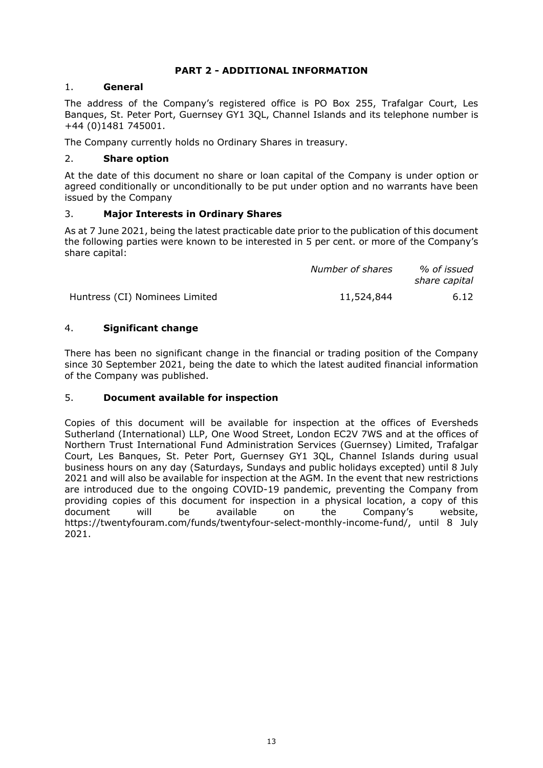# PART 2 - ADDITIONAL INFORMATION

## 1. General

The address of the Company's registered office is PO Box 255, Trafalgar Court, Les Banques, St. Peter Port, Guernsey GY1 3QL, Channel Islands and its telephone number is +44 (0)1481 745001.

The Company currently holds no Ordinary Shares in treasury.

## 2. Share option

At the date of this document no share or loan capital of the Company is under option or agreed conditionally or unconditionally to be put under option and no warrants have been issued by the Company

## 3. Major Interests in Ordinary Shares

As at 7 June 2021, being the latest practicable date prior to the publication of this document the following parties were known to be interested in 5 per cent. or more of the Company's share capital:

| | *Number of shares* | *% of issued share capital* |
|---|---|---|
| Huntress (CI) Nominees Limited | 11,524,844 | 6.12 |

## 4. Significant change

There has been no significant change in the financial or trading position of the Company since 30 September 2021, being the date to which the latest audited financial information of the Company was published.

## 5. Document available for inspection

Copies of this document will be available for inspection at the offices of Eversheds Sutherland (International) LLP, One Wood Street, London EC2V 7WS and at the offices of Northern Trust International Fund Administration Services (Guernsey) Limited, Trafalgar Court, Les Banques, St. Peter Port, Guernsey GY1 3QL, Channel Islands during usual business hours on any day (Saturdays, Sundays and public holidays excepted) until 8 July 2021 and will also be available for inspection at the AGM. In the event that new restrictions are introduced due to the ongoing COVID-19 pandemic, preventing the Company from providing copies of this document for inspection in a physical location, a copy of this document will be available on the Company's website, https://twentyfouram.com/funds/twentyfour-select-monthly-income-fund/, until 8 July 2021.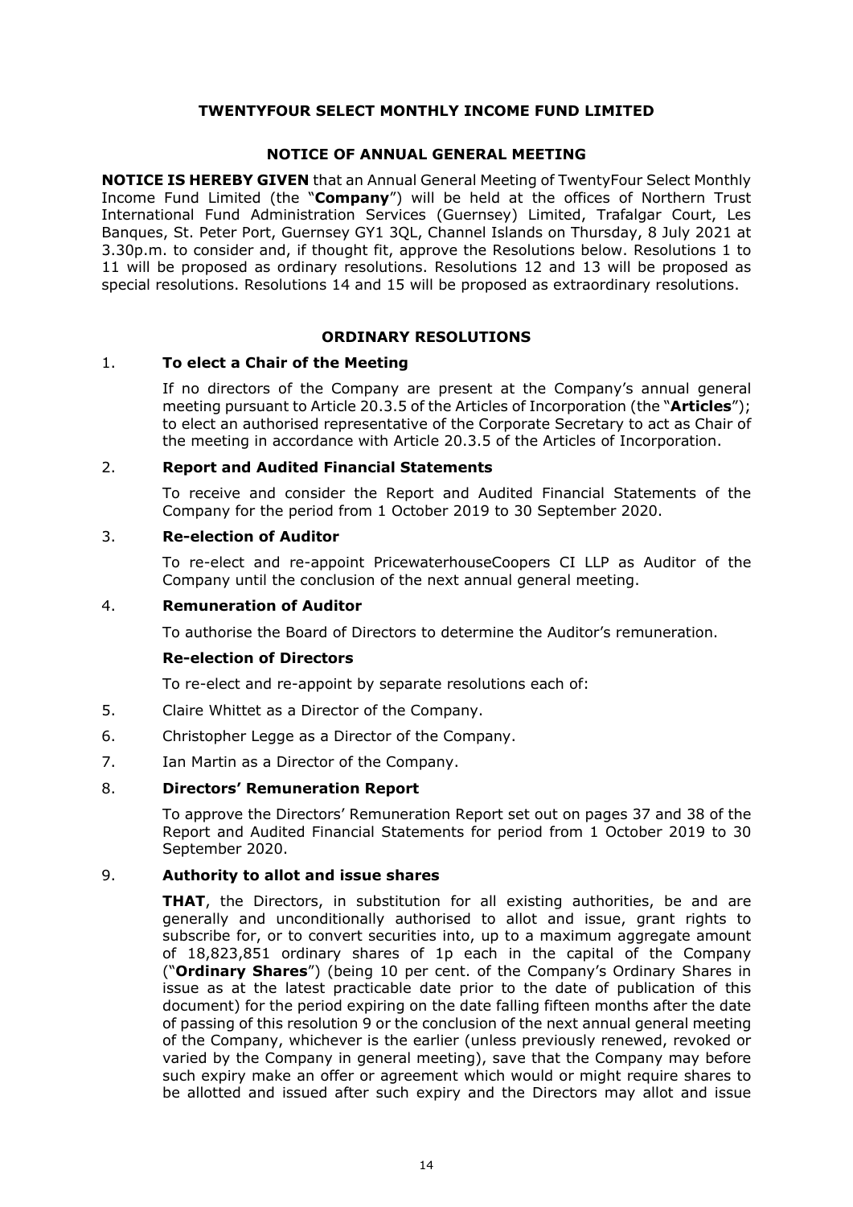# TWENTYFOUR SELECT MONTHLY INCOME FUND LIMITED

## NOTICE OF ANNUAL GENERAL MEETING

**NOTICE IS HEREBY GIVEN** that an Annual General Meeting of TwentyFour Select Monthly Income Fund Limited (the "**Company**") will be held at the offices of Northern Trust International Fund Administration Services (Guernsey) Limited, Trafalgar Court, Les Banques, St. Peter Port, Guernsey GY1 3QL, Channel Islands on Thursday, 8 July 2021 at 3.30p.m. to consider and, if thought fit, approve the Resolutions below. Resolutions 1 to 11 will be proposed as ordinary resolutions. Resolutions 12 and 13 will be proposed as special resolutions. Resolutions 14 and 15 will be proposed as extraordinary resolutions.

## ORDINARY RESOLUTIONS

1. **To elect a Chair of the Meeting**

   If no directors of the Company are present at the Company's annual general meeting pursuant to Article 20.3.5 of the Articles of Incorporation (the "**Articles**"); to elect an authorised representative of the Corporate Secretary to act as Chair of the meeting in accordance with Article 20.3.5 of the Articles of Incorporation.

2. **Report and Audited Financial Statements**

   To receive and consider the Report and Audited Financial Statements of the Company for the period from 1 October 2019 to 30 September 2020.

3. **Re-election of Auditor**

   To re-elect and re-appoint PricewaterhouseCoopers CI LLP as Auditor of the Company until the conclusion of the next annual general meeting.

4. **Remuneration of Auditor**

   To authorise the Board of Directors to determine the Auditor's remuneration.

**Re-election of Directors**

To re-elect and re-appoint by separate resolutions each of:

5. Claire Whittet as a Director of the Company.
6. Christopher Legge as a Director of the Company.
7. Ian Martin as a Director of the Company.

8. **Directors' Remuneration Report**

   To approve the Directors' Remuneration Report set out on pages 37 and 38 of the Report and Audited Financial Statements for period from 1 October 2019 to 30 September 2020.

9. **Authority to allot and issue shares**

   **THAT**, the Directors, in substitution for all existing authorities, be and are generally and unconditionally authorised to allot and issue, grant rights to subscribe for, or to convert securities into, up to a maximum aggregate amount of 18,823,851 ordinary shares of 1p each in the capital of the Company ("**Ordinary Shares**") (being 10 per cent. of the Company's Ordinary Shares in issue as at the latest practicable date prior to the date of publication of this document) for the period expiring on the date falling fifteen months after the date of passing of this resolution 9 or the conclusion of the next annual general meeting of the Company, whichever is the earlier (unless previously renewed, revoked or varied by the Company in general meeting), save that the Company may before such expiry make an offer or agreement which would or might require shares to be allotted and issued after such expiry and the Directors may allot and issue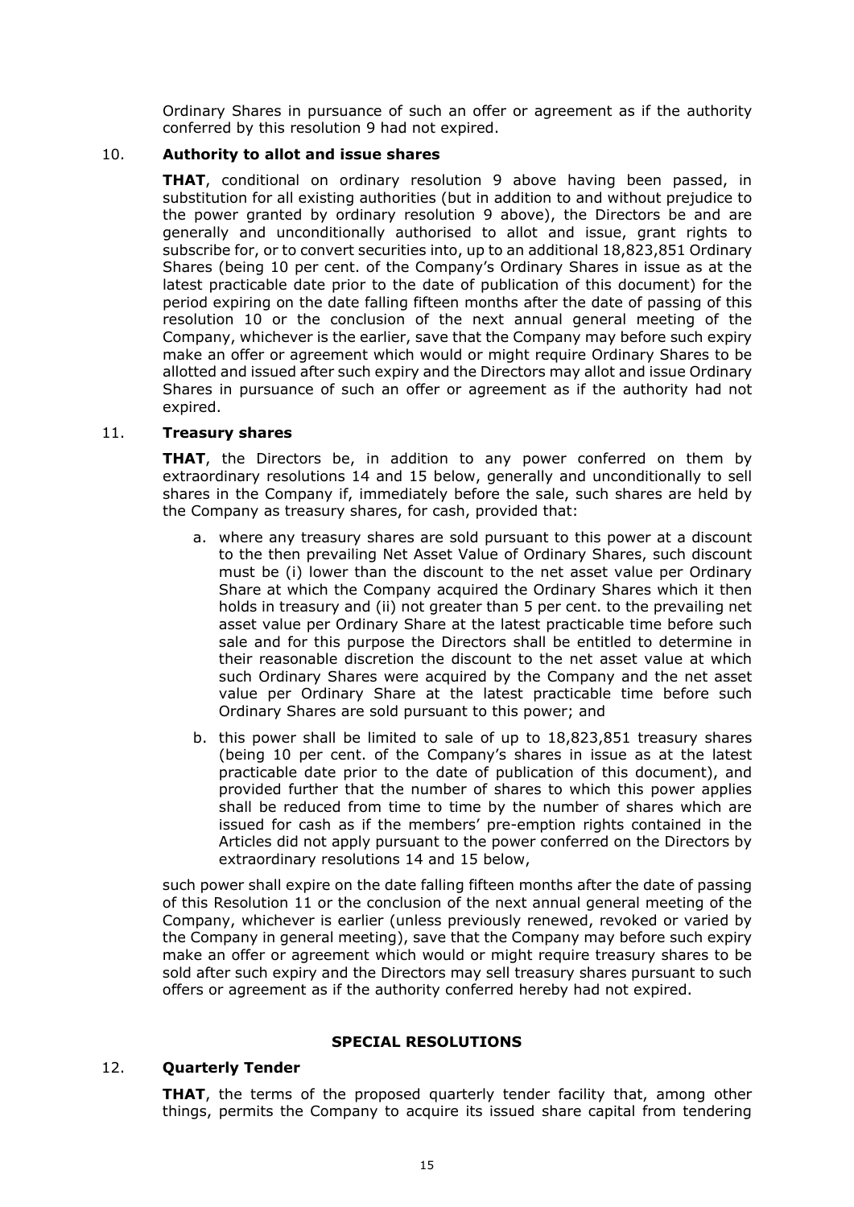Ordinary Shares in pursuance of such an offer or agreement as if the authority conferred by this resolution 9 had not expired.

10. **Authority to allot and issue shares**

    **THAT**, conditional on ordinary resolution 9 above having been passed, in substitution for all existing authorities (but in addition to and without prejudice to the power granted by ordinary resolution 9 above), the Directors be and are generally and unconditionally authorised to allot and issue, grant rights to subscribe for, or to convert securities into, up to an additional 18,823,851 Ordinary Shares (being 10 per cent. of the Company's Ordinary Shares in issue as at the latest practicable date prior to the date of publication of this document) for the period expiring on the date falling fifteen months after the date of passing of this resolution 10 or the conclusion of the next annual general meeting of the Company, whichever is the earlier, save that the Company may before such expiry make an offer or agreement which would or might require Ordinary Shares to be allotted and issued after such expiry and the Directors may allot and issue Ordinary Shares in pursuance of such an offer or agreement as if the authority had not expired.

11. **Treasury shares**

    **THAT**, the Directors be, in addition to any power conferred on them by extraordinary resolutions 14 and 15 below, generally and unconditionally to sell shares in the Company if, immediately before the sale, such shares are held by the Company as treasury shares, for cash, provided that:

    a. where any treasury shares are sold pursuant to this power at a discount to the then prevailing Net Asset Value of Ordinary Shares, such discount must be (i) lower than the discount to the net asset value per Ordinary Share at which the Company acquired the Ordinary Shares which it then holds in treasury and (ii) not greater than 5 per cent. to the prevailing net asset value per Ordinary Share at the latest practicable time before such sale and for this purpose the Directors shall be entitled to determine in their reasonable discretion the discount to the net asset value at which such Ordinary Shares were acquired by the Company and the net asset value per Ordinary Share at the latest practicable time before such Ordinary Shares are sold pursuant to this power; and

    b. this power shall be limited to sale of up to 18,823,851 treasury shares (being 10 per cent. of the Company's shares in issue as at the latest practicable date prior to the date of publication of this document), and provided further that the number of shares to which this power applies shall be reduced from time to time by the number of shares which are issued for cash as if the members' pre-emption rights contained in the Articles did not apply pursuant to the power conferred on the Directors by extraordinary resolutions 14 and 15 below,

    such power shall expire on the date falling fifteen months after the date of passing of this Resolution 11 or the conclusion of the next annual general meeting of the Company, whichever is earlier (unless previously renewed, revoked or varied by the Company in general meeting), save that the Company may before such expiry make an offer or agreement which would or might require treasury shares to be sold after such expiry and the Directors may sell treasury shares pursuant to such offers or agreement as if the authority conferred hereby had not expired.

## SPECIAL RESOLUTIONS

12. **Quarterly Tender**

    **THAT**, the terms of the proposed quarterly tender facility that, among other things, permits the Company to acquire its issued share capital from tendering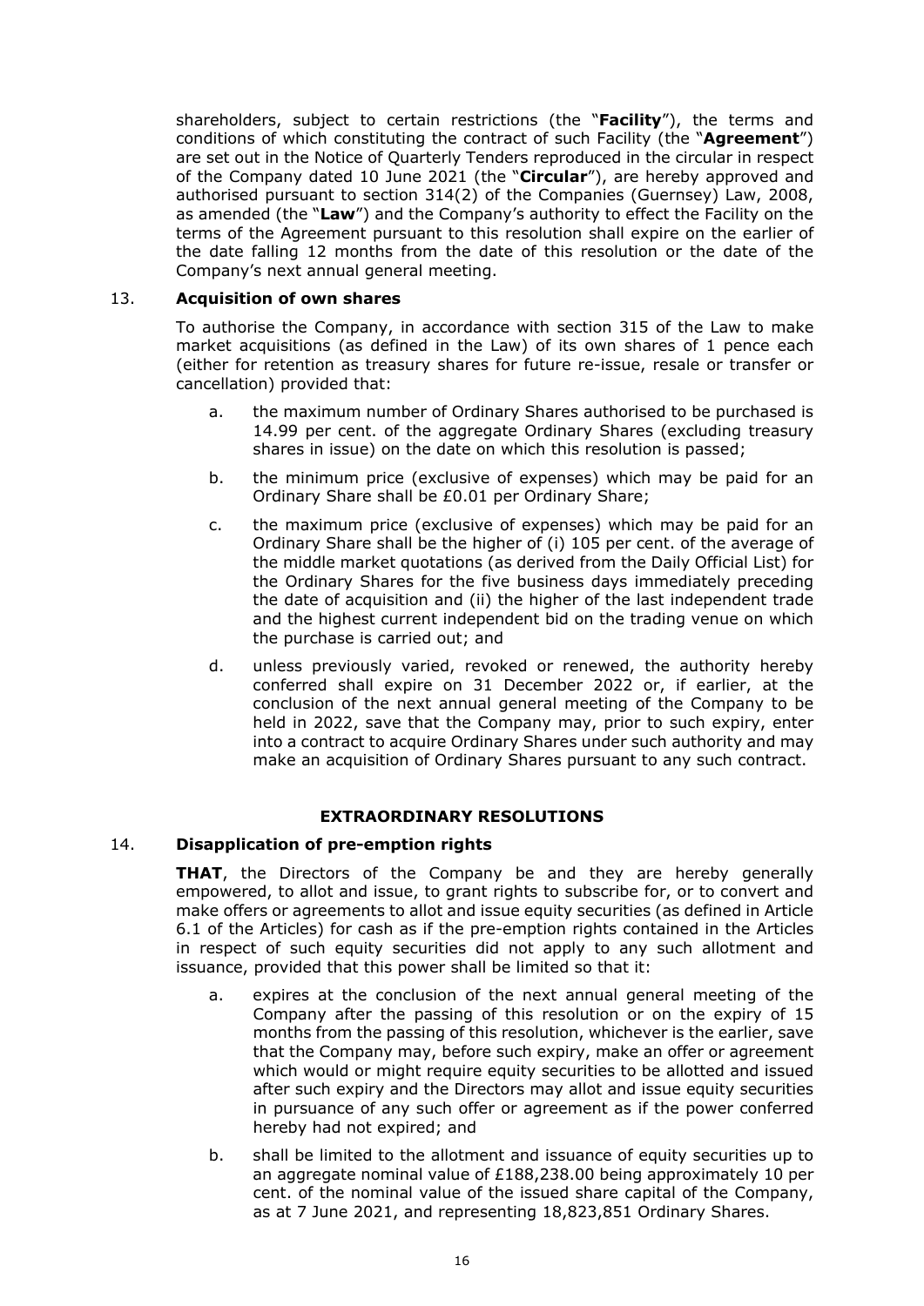shareholders, subject to certain restrictions (the "**Facility**"), the terms and conditions of which constituting the contract of such Facility (the "**Agreement**") are set out in the Notice of Quarterly Tenders reproduced in the circular in respect of the Company dated 10 June 2021 (the "**Circular**"), are hereby approved and authorised pursuant to section 314(2) of the Companies (Guernsey) Law, 2008, as amended (the "**Law**") and the Company's authority to effect the Facility on the terms of the Agreement pursuant to this resolution shall expire on the earlier of the date falling 12 months from the date of this resolution or the date of the Company's next annual general meeting.

13. **Acquisition of own shares**

To authorise the Company, in accordance with section 315 of the Law to make market acquisitions (as defined in the Law) of its own shares of 1 pence each (either for retention as treasury shares for future re-issue, resale or transfer or cancellation) provided that:

a. the maximum number of Ordinary Shares authorised to be purchased is 14.99 per cent. of the aggregate Ordinary Shares (excluding treasury shares in issue) on the date on which this resolution is passed;

b. the minimum price (exclusive of expenses) which may be paid for an Ordinary Share shall be £0.01 per Ordinary Share;

c. the maximum price (exclusive of expenses) which may be paid for an Ordinary Share shall be the higher of (i) 105 per cent. of the average of the middle market quotations (as derived from the Daily Official List) for the Ordinary Shares for the five business days immediately preceding the date of acquisition and (ii) the higher of the last independent trade and the highest current independent bid on the trading venue on which the purchase is carried out; and

d. unless previously varied, revoked or renewed, the authority hereby conferred shall expire on 31 December 2022 or, if earlier, at the conclusion of the next annual general meeting of the Company to be held in 2022, save that the Company may, prior to such expiry, enter into a contract to acquire Ordinary Shares under such authority and may make an acquisition of Ordinary Shares pursuant to any such contract.

## EXTRAORDINARY RESOLUTIONS

14. **Disapplication of pre-emption rights**

**THAT**, the Directors of the Company be and they are hereby generally empowered, to allot and issue, to grant rights to subscribe for, or to convert and make offers or agreements to allot and issue equity securities (as defined in Article 6.1 of the Articles) for cash as if the pre-emption rights contained in the Articles in respect of such equity securities did not apply to any such allotment and issuance, provided that this power shall be limited so that it:

a. expires at the conclusion of the next annual general meeting of the Company after the passing of this resolution or on the expiry of 15 months from the passing of this resolution, whichever is the earlier, save that the Company may, before such expiry, make an offer or agreement which would or might require equity securities to be allotted and issued after such expiry and the Directors may allot and issue equity securities in pursuance of any such offer or agreement as if the power conferred hereby had not expired; and

b. shall be limited to the allotment and issuance of equity securities up to an aggregate nominal value of £188,238.00 being approximately 10 per cent. of the nominal value of the issued share capital of the Company, as at 7 June 2021, and representing 18,823,851 Ordinary Shares.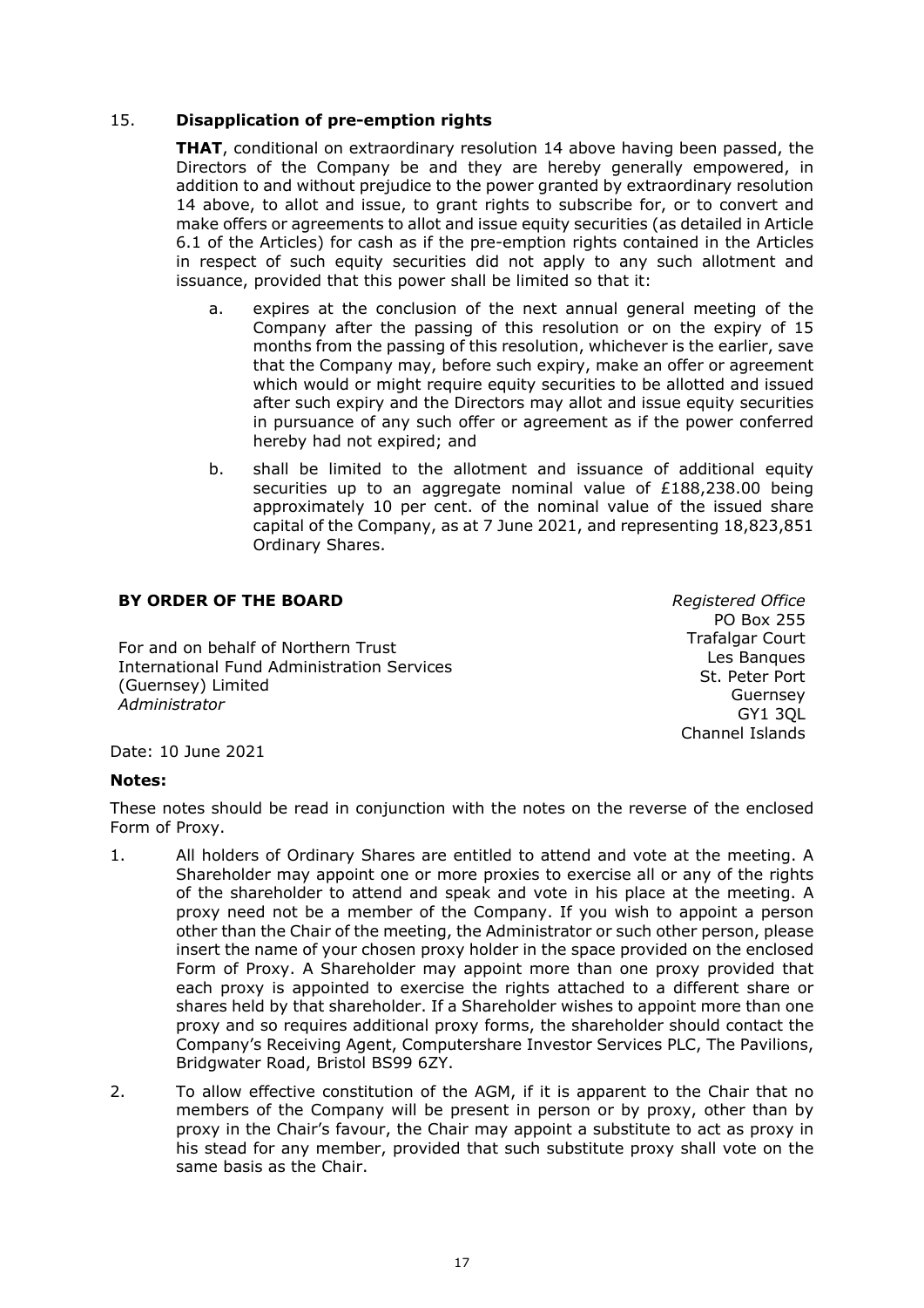15. **Disapplication of pre-emption rights**

**THAT**, conditional on extraordinary resolution 14 above having been passed, the Directors of the Company be and they are hereby generally empowered, in addition to and without prejudice to the power granted by extraordinary resolution 14 above, to allot and issue, to grant rights to subscribe for, or to convert and make offers or agreements to allot and issue equity securities (as detailed in Article 6.1 of the Articles) for cash as if the pre-emption rights contained in the Articles in respect of such equity securities did not apply to any such allotment and issuance, provided that this power shall be limited so that it:

a. expires at the conclusion of the next annual general meeting of the Company after the passing of this resolution or on the expiry of 15 months from the passing of this resolution, whichever is the earlier, save that the Company may, before such expiry, make an offer or agreement which would or might require equity securities to be allotted and issued after such expiry and the Directors may allot and issue equity securities in pursuance of any such offer or agreement as if the power conferred hereby had not expired; and

b. shall be limited to the allotment and issuance of additional equity securities up to an aggregate nominal value of £188,238.00 being approximately 10 per cent. of the nominal value of the issued share capital of the Company, as at 7 June 2021, and representing 18,823,851 Ordinary Shares.

**BY ORDER OF THE BOARD**

For and on behalf of Northern Trust International Fund Administration Services (Guernsey) Limited
*Administrator*

*Registered Office*
PO Box 255
Trafalgar Court
Les Banques
St. Peter Port
Guernsey
GY1 3QL
Channel Islands

Date: 10 June 2021

**Notes:**

These notes should be read in conjunction with the notes on the reverse of the enclosed Form of Proxy.

1. All holders of Ordinary Shares are entitled to attend and vote at the meeting. A Shareholder may appoint one or more proxies to exercise all or any of the rights of the shareholder to attend and speak and vote in his place at the meeting. A proxy need not be a member of the Company. If you wish to appoint a person other than the Chair of the meeting, the Administrator or such other person, please insert the name of your chosen proxy holder in the space provided on the enclosed Form of Proxy. A Shareholder may appoint more than one proxy provided that each proxy is appointed to exercise the rights attached to a different share or shares held by that shareholder. If a Shareholder wishes to appoint more than one proxy and so requires additional proxy forms, the shareholder should contact the Company's Receiving Agent, Computershare Investor Services PLC, The Pavilions, Bridgwater Road, Bristol BS99 6ZY.

2. To allow effective constitution of the AGM, if it is apparent to the Chair that no members of the Company will be present in person or by proxy, other than by proxy in the Chair's favour, the Chair may appoint a substitute to act as proxy in his stead for any member, provided that such substitute proxy shall vote on the same basis as the Chair.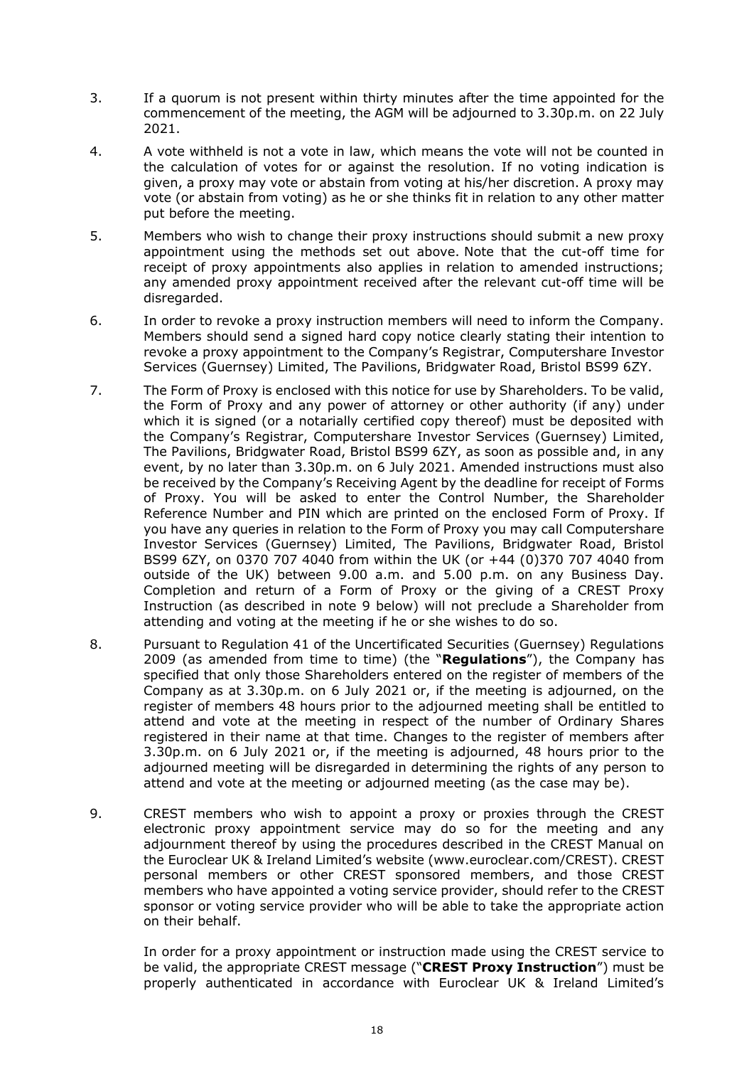3. If a quorum is not present within thirty minutes after the time appointed for the commencement of the meeting, the AGM will be adjourned to 3.30p.m. on 22 July 2021.

4. A vote withheld is not a vote in law, which means the vote will not be counted in the calculation of votes for or against the resolution. If no voting indication is given, a proxy may vote or abstain from voting at his/her discretion. A proxy may vote (or abstain from voting) as he or she thinks fit in relation to any other matter put before the meeting.

5. Members who wish to change their proxy instructions should submit a new proxy appointment using the methods set out above. Note that the cut-off time for receipt of proxy appointments also applies in relation to amended instructions; any amended proxy appointment received after the relevant cut-off time will be disregarded.

6. In order to revoke a proxy instruction members will need to inform the Company. Members should send a signed hard copy notice clearly stating their intention to revoke a proxy appointment to the Company's Registrar, Computershare Investor Services (Guernsey) Limited, The Pavilions, Bridgwater Road, Bristol BS99 6ZY.

7. The Form of Proxy is enclosed with this notice for use by Shareholders. To be valid, the Form of Proxy and any power of attorney or other authority (if any) under which it is signed (or a notarially certified copy thereof) must be deposited with the Company's Registrar, Computershare Investor Services (Guernsey) Limited, The Pavilions, Bridgwater Road, Bristol BS99 6ZY, as soon as possible and, in any event, by no later than 3.30p.m. on 6 July 2021. Amended instructions must also be received by the Company's Receiving Agent by the deadline for receipt of Forms of Proxy. You will be asked to enter the Control Number, the Shareholder Reference Number and PIN which are printed on the enclosed Form of Proxy. If you have any queries in relation to the Form of Proxy you may call Computershare Investor Services (Guernsey) Limited, The Pavilions, Bridgwater Road, Bristol BS99 6ZY, on 0370 707 4040 from within the UK (or +44 (0)370 707 4040 from outside of the UK) between 9.00 a.m. and 5.00 p.m. on any Business Day. Completion and return of a Form of Proxy or the giving of a CREST Proxy Instruction (as described in note 9 below) will not preclude a Shareholder from attending and voting at the meeting if he or she wishes to do so.

8. Pursuant to Regulation 41 of the Uncertificated Securities (Guernsey) Regulations 2009 (as amended from time to time) (the "**Regulations**"), the Company has specified that only those Shareholders entered on the register of members of the Company as at 3.30p.m. on 6 July 2021 or, if the meeting is adjourned, on the register of members 48 hours prior to the adjourned meeting shall be entitled to attend and vote at the meeting in respect of the number of Ordinary Shares registered in their name at that time. Changes to the register of members after 3.30p.m. on 6 July 2021 or, if the meeting is adjourned, 48 hours prior to the adjourned meeting will be disregarded in determining the rights of any person to attend and vote at the meeting or adjourned meeting (as the case may be).

9. CREST members who wish to appoint a proxy or proxies through the CREST electronic proxy appointment service may do so for the meeting and any adjournment thereof by using the procedures described in the CREST Manual on the Euroclear UK & Ireland Limited's website (www.euroclear.com/CREST). CREST personal members or other CREST sponsored members, and those CREST members who have appointed a voting service provider, should refer to the CREST sponsor or voting service provider who will be able to take the appropriate action on their behalf.

   In order for a proxy appointment or instruction made using the CREST service to be valid, the appropriate CREST message ("**CREST Proxy Instruction**") must be properly authenticated in accordance with Euroclear UK & Ireland Limited's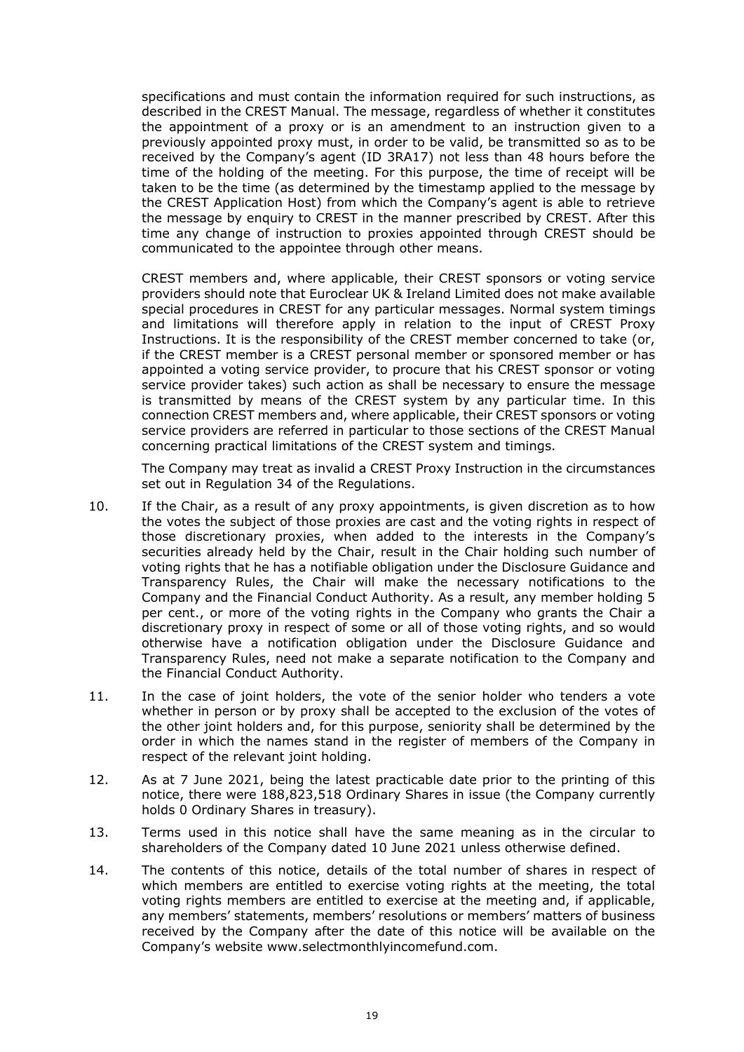specifications and must contain the information required for such instructions, as described in the CREST Manual. The message, regardless of whether it constitutes the appointment of a proxy or is an amendment to an instruction given to a previously appointed proxy must, in order to be valid, be transmitted so as to be received by the Company's agent (ID 3RA17) not less than 48 hours before the time of the holding of the meeting. For this purpose, the time of receipt will be taken to be the time (as determined by the timestamp applied to the message by the CREST Application Host) from which the Company's agent is able to retrieve the message by enquiry to CREST in the manner prescribed by CREST. After this time any change of instruction to proxies appointed through CREST should be communicated to the appointee through other means.

CREST members and, where applicable, their CREST sponsors or voting service providers should note that Euroclear UK & Ireland Limited does not make available special procedures in CREST for any particular messages. Normal system timings and limitations will therefore apply in relation to the input of CREST Proxy Instructions. It is the responsibility of the CREST member concerned to take (or, if the CREST member is a CREST personal member or sponsored member or has appointed a voting service provider, to procure that his CREST sponsor or voting service provider takes) such action as shall be necessary to ensure the message is transmitted by means of the CREST system by any particular time. In this connection CREST members and, where applicable, their CREST sponsors or voting service providers are referred in particular to those sections of the CREST Manual concerning practical limitations of the CREST system and timings.

The Company may treat as invalid a CREST Proxy Instruction in the circumstances set out in Regulation 34 of the Regulations.

10. If the Chair, as a result of any proxy appointments, is given discretion as to how the votes the subject of those proxies are cast and the voting rights in respect of those discretionary proxies, when added to the interests in the Company's securities already held by the Chair, result in the Chair holding such number of voting rights that he has a notifiable obligation under the Disclosure Guidance and Transparency Rules, the Chair will make the necessary notifications to the Company and the Financial Conduct Authority. As a result, any member holding 5 per cent., or more of the voting rights in the Company who grants the Chair a discretionary proxy in respect of some or all of those voting rights, and so would otherwise have a notification obligation under the Disclosure Guidance and Transparency Rules, need not make a separate notification to the Company and the Financial Conduct Authority.

11. In the case of joint holders, the vote of the senior holder who tenders a vote whether in person or by proxy shall be accepted to the exclusion of the votes of the other joint holders and, for this purpose, seniority shall be determined by the order in which the names stand in the register of members of the Company in respect of the relevant joint holding.

12. As at 7 June 2021, being the latest practicable date prior to the printing of this notice, there were 188,823,518 Ordinary Shares in issue (the Company currently holds 0 Ordinary Shares in treasury).

13. Terms used in this notice shall have the same meaning as in the circular to shareholders of the Company dated 10 June 2021 unless otherwise defined.

14. The contents of this notice, details of the total number of shares in respect of which members are entitled to exercise voting rights at the meeting, the total voting rights members are entitled to exercise at the meeting and, if applicable, any members' statements, members' resolutions or members' matters of business received by the Company after the date of this notice will be available on the Company's website www.selectmonthlyincomefund.com.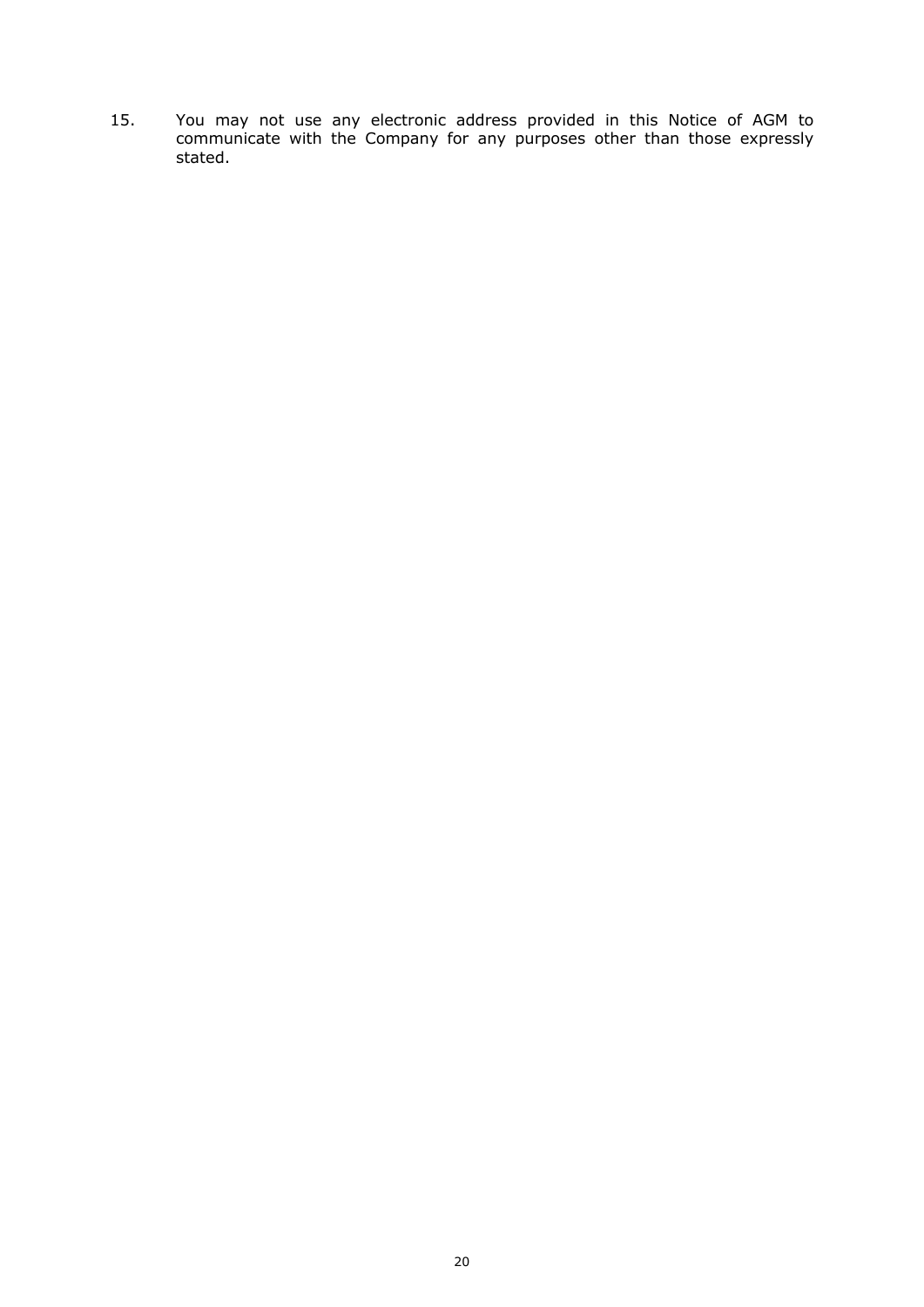15. You may not use any electronic address provided in this Notice of AGM to communicate with the Company for any purposes other than those expressly stated.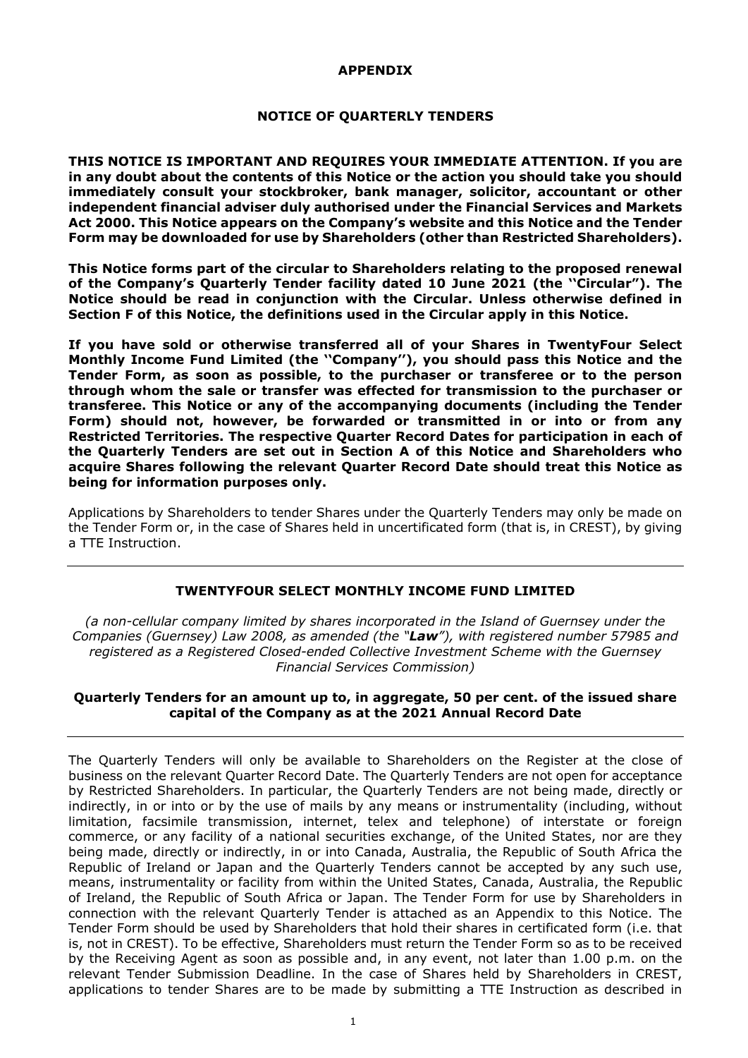# APPENDIX

## NOTICE OF QUARTERLY TENDERS

**THIS NOTICE IS IMPORTANT AND REQUIRES YOUR IMMEDIATE ATTENTION. If you are in any doubt about the contents of this Notice or the action you should take you should immediately consult your stockbroker, bank manager, solicitor, accountant or other independent financial adviser duly authorised under the Financial Services and Markets Act 2000. This Notice appears on the Company's website and this Notice and the Tender Form may be downloaded for use by Shareholders (other than Restricted Shareholders).**

**This Notice forms part of the circular to Shareholders relating to the proposed renewal of the Company's Quarterly Tender facility dated 10 June 2021 (the "Circular"). The Notice should be read in conjunction with the Circular. Unless otherwise defined in Section F of this Notice, the definitions used in the Circular apply in this Notice.**

**If you have sold or otherwise transferred all of your Shares in TwentyFour Select Monthly Income Fund Limited (the "Company"), you should pass this Notice and the Tender Form, as soon as possible, to the purchaser or transferee or to the person through whom the sale or transfer was effected for transmission to the purchaser or transferee. This Notice or any of the accompanying documents (including the Tender Form) should not, however, be forwarded or transmitted in or into or from any Restricted Territories. The respective Quarter Record Dates for participation in each of the Quarterly Tenders are set out in Section A of this Notice and Shareholders who acquire Shares following the relevant Quarter Record Date should treat this Notice as being for information purposes only.**

Applications by Shareholders to tender Shares under the Quarterly Tenders may only be made on the Tender Form or, in the case of Shares held in uncertificated form (that is, in CREST), by giving a TTE Instruction.

---

## TWENTYFOUR SELECT MONTHLY INCOME FUND LIMITED

*(a non-cellular company limited by shares incorporated in the Island of Guernsey under the Companies (Guernsey) Law 2008, as amended (the "**Law**"), with registered number 57985 and registered as a Registered Closed-ended Collective Investment Scheme with the Guernsey Financial Services Commission)*

**Quarterly Tenders for an amount up to, in aggregate, 50 per cent. of the issued share capital of the Company as at the 2021 Annual Record Date**

---

The Quarterly Tenders will only be available to Shareholders on the Register at the close of business on the relevant Quarter Record Date. The Quarterly Tenders are not open for acceptance by Restricted Shareholders. In particular, the Quarterly Tenders are not being made, directly or indirectly, in or into or by the use of mails by any means or instrumentality (including, without limitation, facsimile transmission, internet, telex and telephone) of interstate or foreign commerce, or any facility of a national securities exchange, of the United States, nor are they being made, directly or indirectly, in or into Canada, Australia, the Republic of South Africa the Republic of Ireland or Japan and the Quarterly Tenders cannot be accepted by any such use, means, instrumentality or facility from within the United States, Canada, Australia, the Republic of Ireland, the Republic of South Africa or Japan. The Tender Form for use by Shareholders in connection with the relevant Quarterly Tender is attached as an Appendix to this Notice. The Tender Form should be used by Shareholders that hold their shares in certificated form (i.e. that is, not in CREST). To be effective, Shareholders must return the Tender Form so as to be received by the Receiving Agent as soon as possible and, in any event, not later than 1.00 p.m. on the relevant Tender Submission Deadline. In the case of Shares held by Shareholders in CREST, applications to tender Shares are to be made by submitting a TTE Instruction as described in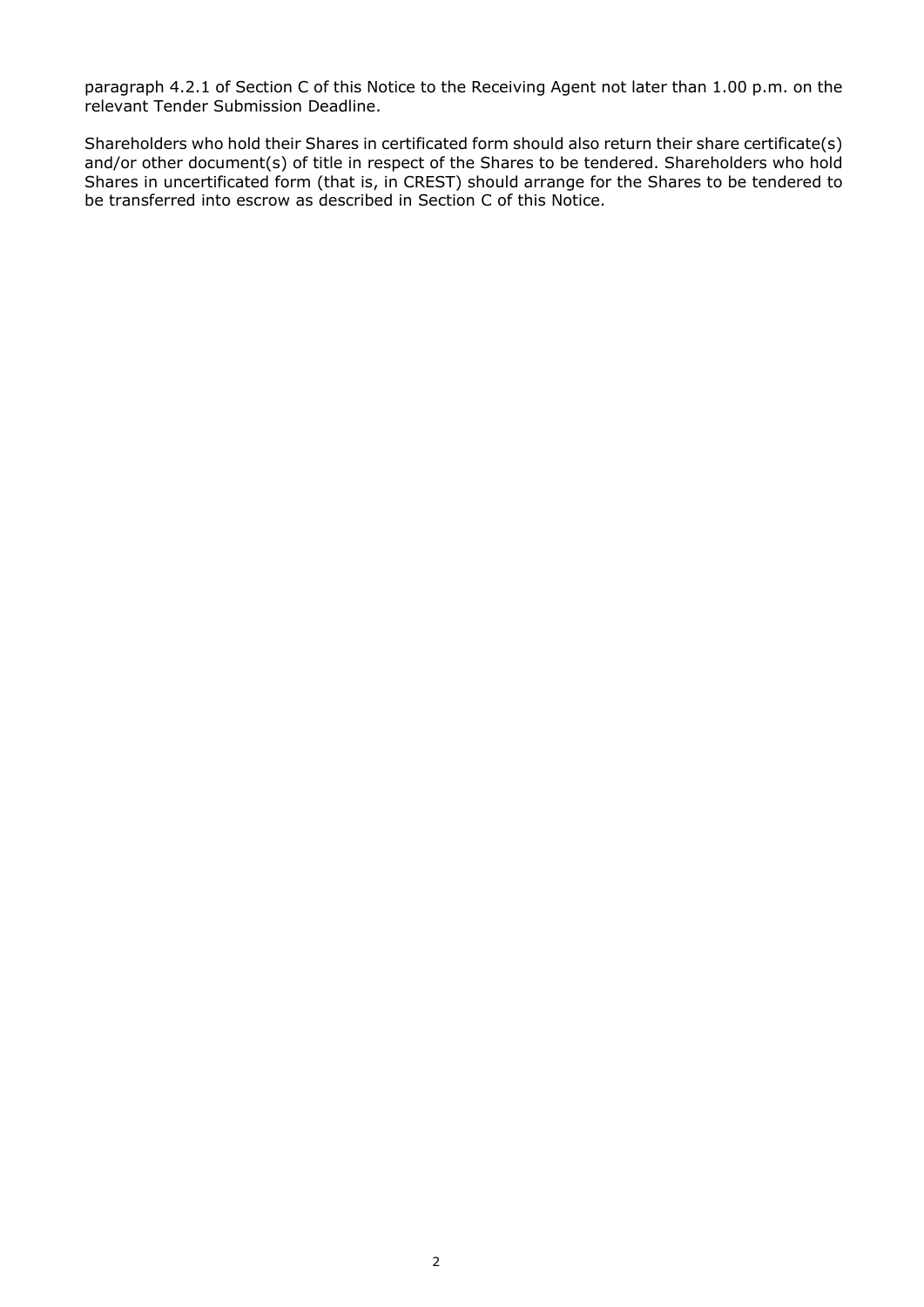paragraph 4.2.1 of Section C of this Notice to the Receiving Agent not later than 1.00 p.m. on the relevant Tender Submission Deadline.

Shareholders who hold their Shares in certificated form should also return their share certificate(s) and/or other document(s) of title in respect of the Shares to be tendered. Shareholders who hold Shares in uncertificated form (that is, in CREST) should arrange for the Shares to be tendered to be transferred into escrow as described in Section C of this Notice.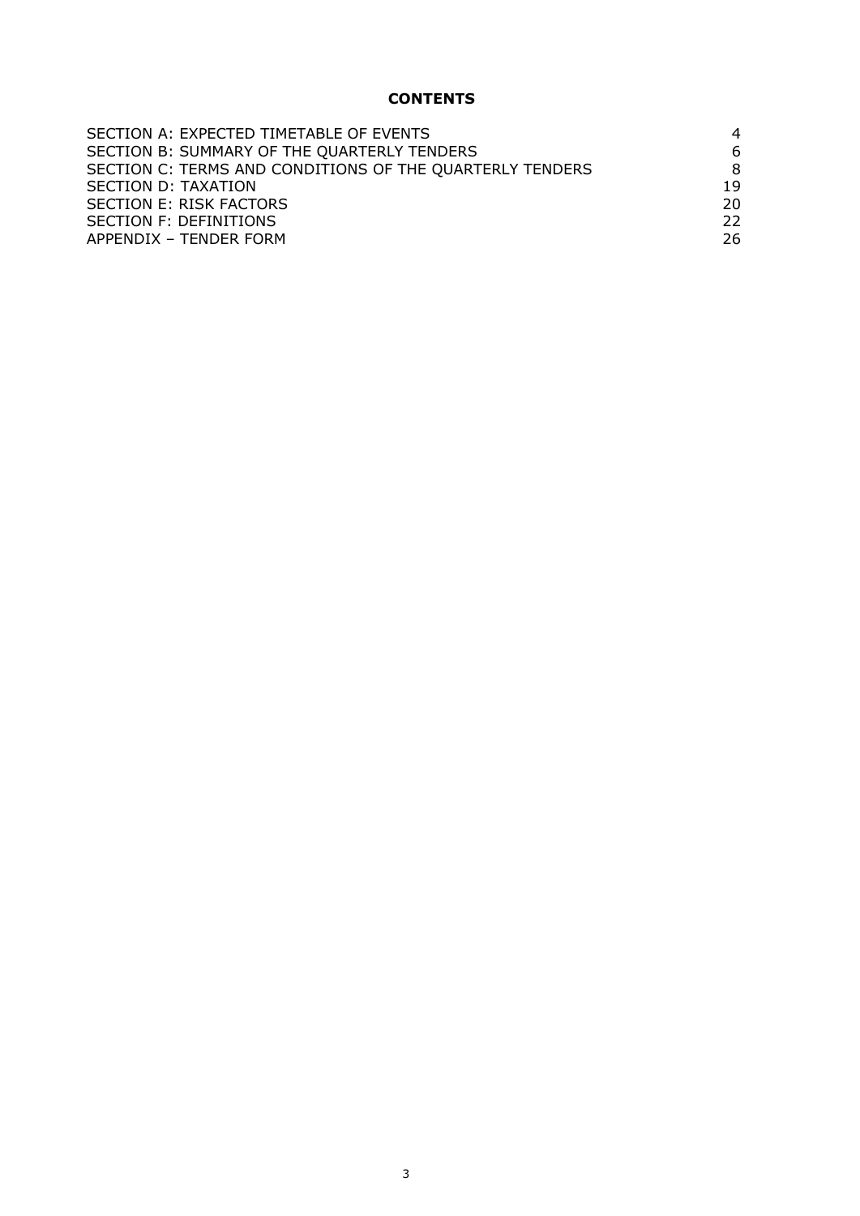**CONTENTS**

| | |
|---|---|
| SECTION A: EXPECTED TIMETABLE OF EVENTS | 4 |
| SECTION B: SUMMARY OF THE QUARTERLY TENDERS | 6 |
| SECTION C: TERMS AND CONDITIONS OF THE QUARTERLY TENDERS | 8 |
| SECTION D: TAXATION | 19 |
| SECTION E: RISK FACTORS | 20 |
| SECTION F: DEFINITIONS | 22 |
| APPENDIX – TENDER FORM | 26 |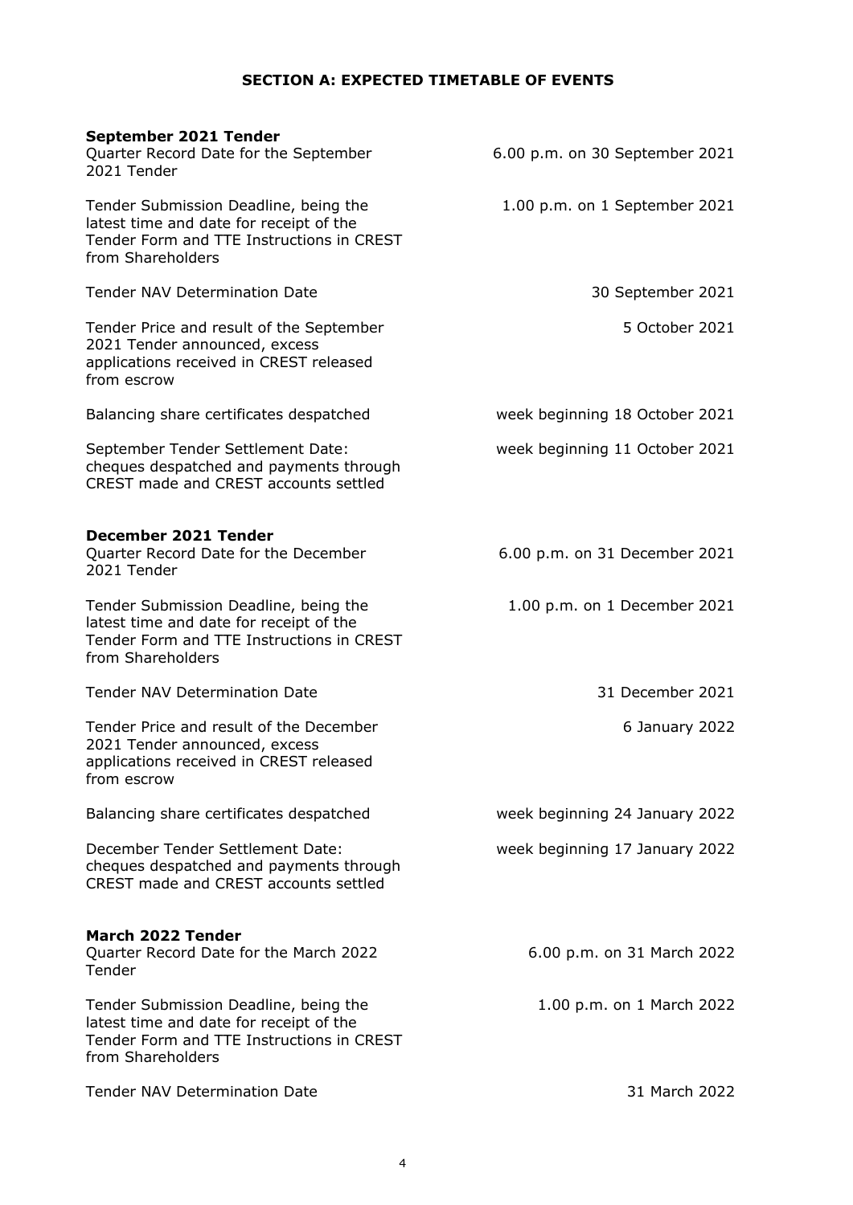## SECTION A: EXPECTED TIMETABLE OF EVENTS

**September 2021 Tender**

| | |
|---|---|
| Quarter Record Date for the September 2021 Tender | 6.00 p.m. on 30 September 2021 |
| Tender Submission Deadline, being the latest time and date for receipt of the Tender Form and TTE Instructions in CREST from Shareholders | 1.00 p.m. on 1 September 2021 |
| Tender NAV Determination Date | 30 September 2021 |
| Tender Price and result of the September 2021 Tender announced, excess applications received in CREST released from escrow | 5 October 2021 |
| Balancing share certificates despatched | week beginning 18 October 2021 |
| September Tender Settlement Date: cheques despatched and payments through CREST made and CREST accounts settled | week beginning 11 October 2021 |

**December 2021 Tender**

| | |
|---|---|
| Quarter Record Date for the December 2021 Tender | 6.00 p.m. on 31 December 2021 |
| Tender Submission Deadline, being the latest time and date for receipt of the Tender Form and TTE Instructions in CREST from Shareholders | 1.00 p.m. on 1 December 2021 |
| Tender NAV Determination Date | 31 December 2021 |
| Tender Price and result of the December 2021 Tender announced, excess applications received in CREST released from escrow | 6 January 2022 |
| Balancing share certificates despatched | week beginning 24 January 2022 |
| December Tender Settlement Date: cheques despatched and payments through CREST made and CREST accounts settled | week beginning 17 January 2022 |

**March 2022 Tender**

| | |
|---|---|
| Quarter Record Date for the March 2022 Tender | 6.00 p.m. on 31 March 2022 |
| Tender Submission Deadline, being the latest time and date for receipt of the Tender Form and TTE Instructions in CREST from Shareholders | 1.00 p.m. on 1 March 2022 |
| Tender NAV Determination Date | 31 March 2022 |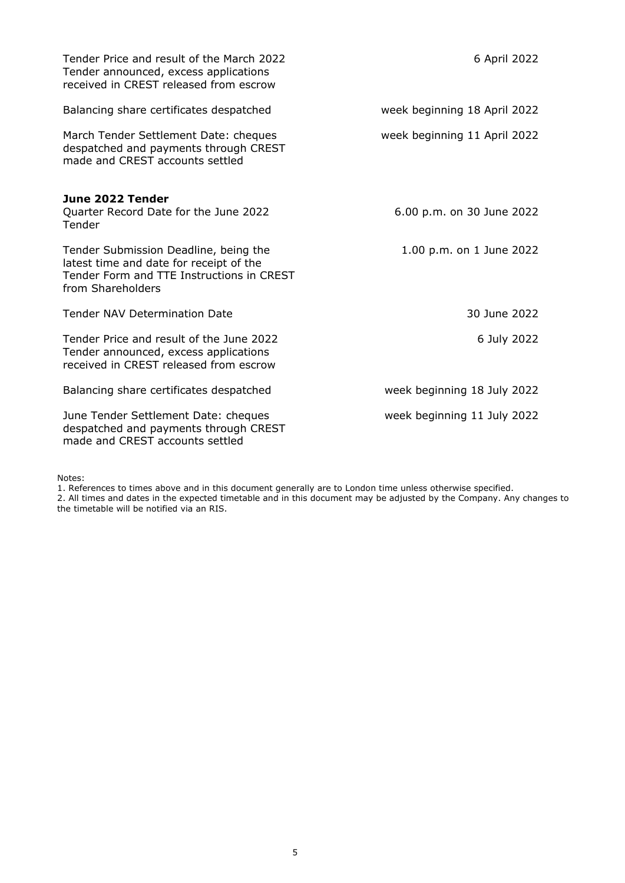| | |
|---|---|
| Tender Price and result of the March 2022 Tender announced, excess applications received in CREST released from escrow | 6 April 2022 |
| Balancing share certificates despatched | week beginning 18 April 2022 |
| March Tender Settlement Date: cheques despatched and payments through CREST made and CREST accounts settled | week beginning 11 April 2022 |
| **June 2022 Tender** | |
| Quarter Record Date for the June 2022 Tender | 6.00 p.m. on 30 June 2022 |
| Tender Submission Deadline, being the latest time and date for receipt of the Tender Form and TTE Instructions in CREST from Shareholders | 1.00 p.m. on 1 June 2022 |
| Tender NAV Determination Date | 30 June 2022 |
| Tender Price and result of the June 2022 Tender announced, excess applications received in CREST released from escrow | 6 July 2022 |
| Balancing share certificates despatched | week beginning 18 July 2022 |
| June Tender Settlement Date: cheques despatched and payments through CREST made and CREST accounts settled | week beginning 11 July 2022 |

Notes:

1. References to times above and in this document generally are to London time unless otherwise specified.
2. All times and dates in the expected timetable and in this document may be adjusted by the Company. Any changes to the timetable will be notified via an RIS.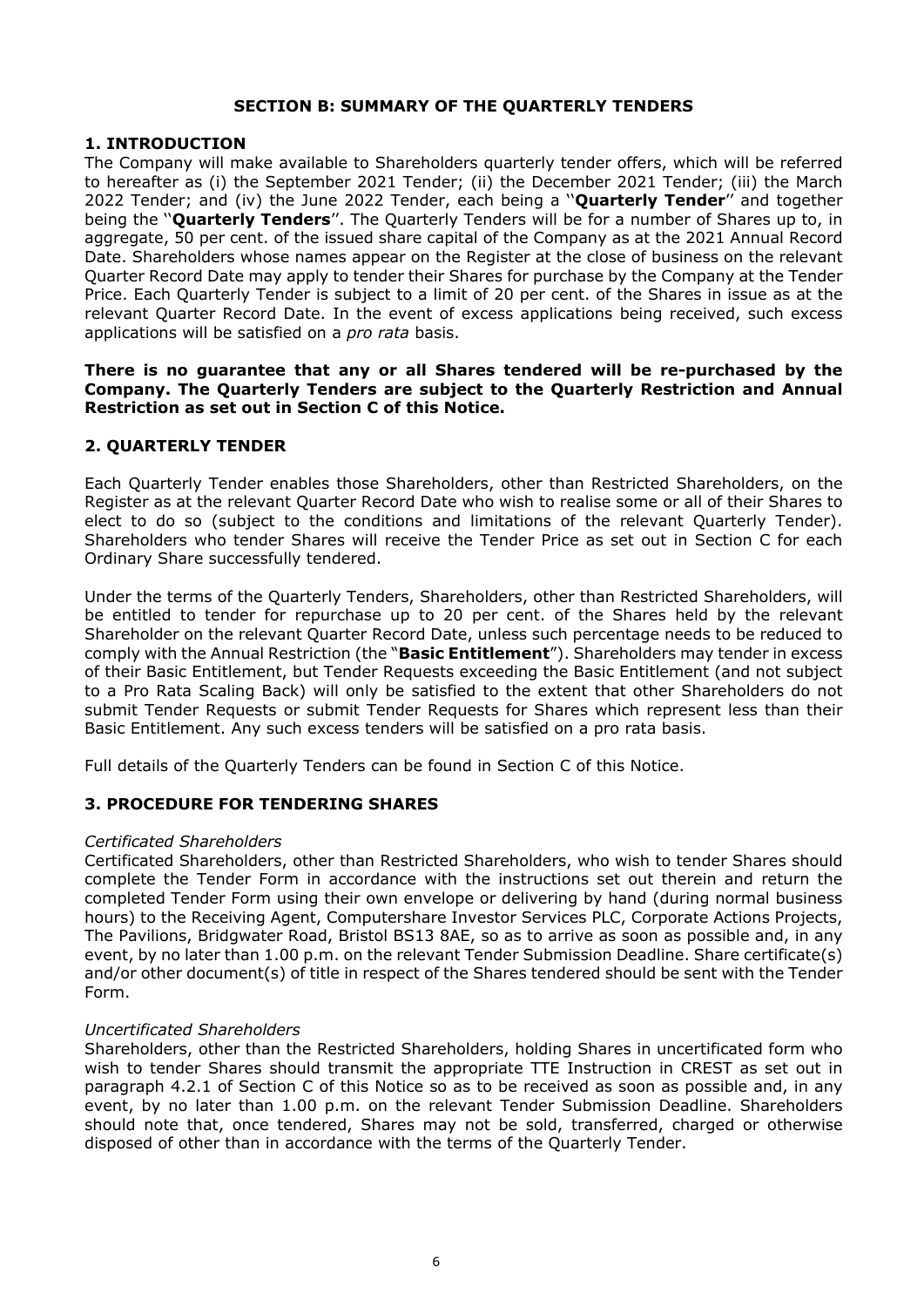## SECTION B: SUMMARY OF THE QUARTERLY TENDERS

### 1. INTRODUCTION

The Company will make available to Shareholders quarterly tender offers, which will be referred to hereafter as (i) the September 2021 Tender; (ii) the December 2021 Tender; (iii) the March 2022 Tender; and (iv) the June 2022 Tender, each being a "**Quarterly Tender**" and together being the "**Quarterly Tenders**". The Quarterly Tenders will be for a number of Shares up to, in aggregate, 50 per cent. of the issued share capital of the Company as at the 2021 Annual Record Date. Shareholders whose names appear on the Register at the close of business on the relevant Quarter Record Date may apply to tender their Shares for purchase by the Company at the Tender Price. Each Quarterly Tender is subject to a limit of 20 per cent. of the Shares in issue as at the relevant Quarter Record Date. In the event of excess applications being received, such excess applications will be satisfied on a *pro rata* basis.

**There is no guarantee that any or all Shares tendered will be re-purchased by the Company. The Quarterly Tenders are subject to the Quarterly Restriction and Annual Restriction as set out in Section C of this Notice.**

### 2. QUARTERLY TENDER

Each Quarterly Tender enables those Shareholders, other than Restricted Shareholders, on the Register as at the relevant Quarter Record Date who wish to realise some or all of their Shares to elect to do so (subject to the conditions and limitations of the relevant Quarterly Tender). Shareholders who tender Shares will receive the Tender Price as set out in Section C for each Ordinary Share successfully tendered.

Under the terms of the Quarterly Tenders, Shareholders, other than Restricted Shareholders, will be entitled to tender for repurchase up to 20 per cent. of the Shares held by the relevant Shareholder on the relevant Quarter Record Date, unless such percentage needs to be reduced to comply with the Annual Restriction (the "**Basic Entitlement**"). Shareholders may tender in excess of their Basic Entitlement, but Tender Requests exceeding the Basic Entitlement (and not subject to a Pro Rata Scaling Back) will only be satisfied to the extent that other Shareholders do not submit Tender Requests or submit Tender Requests for Shares which represent less than their Basic Entitlement. Any such excess tenders will be satisfied on a pro rata basis.

Full details of the Quarterly Tenders can be found in Section C of this Notice.

### 3. PROCEDURE FOR TENDERING SHARES

*Certificated Shareholders*

Certificated Shareholders, other than Restricted Shareholders, who wish to tender Shares should complete the Tender Form in accordance with the instructions set out therein and return the completed Tender Form using their own envelope or delivering by hand (during normal business hours) to the Receiving Agent, Computershare Investor Services PLC, Corporate Actions Projects, The Pavilions, Bridgwater Road, Bristol BS13 8AE, so as to arrive as soon as possible and, in any event, by no later than 1.00 p.m. on the relevant Tender Submission Deadline. Share certificate(s) and/or other document(s) of title in respect of the Shares tendered should be sent with the Tender Form.

*Uncertificated Shareholders*

Shareholders, other than the Restricted Shareholders, holding Shares in uncertificated form who wish to tender Shares should transmit the appropriate TTE Instruction in CREST as set out in paragraph 4.2.1 of Section C of this Notice so as to be received as soon as possible and, in any event, by no later than 1.00 p.m. on the relevant Tender Submission Deadline. Shareholders should note that, once tendered, Shares may not be sold, transferred, charged or otherwise disposed of other than in accordance with the terms of the Quarterly Tender.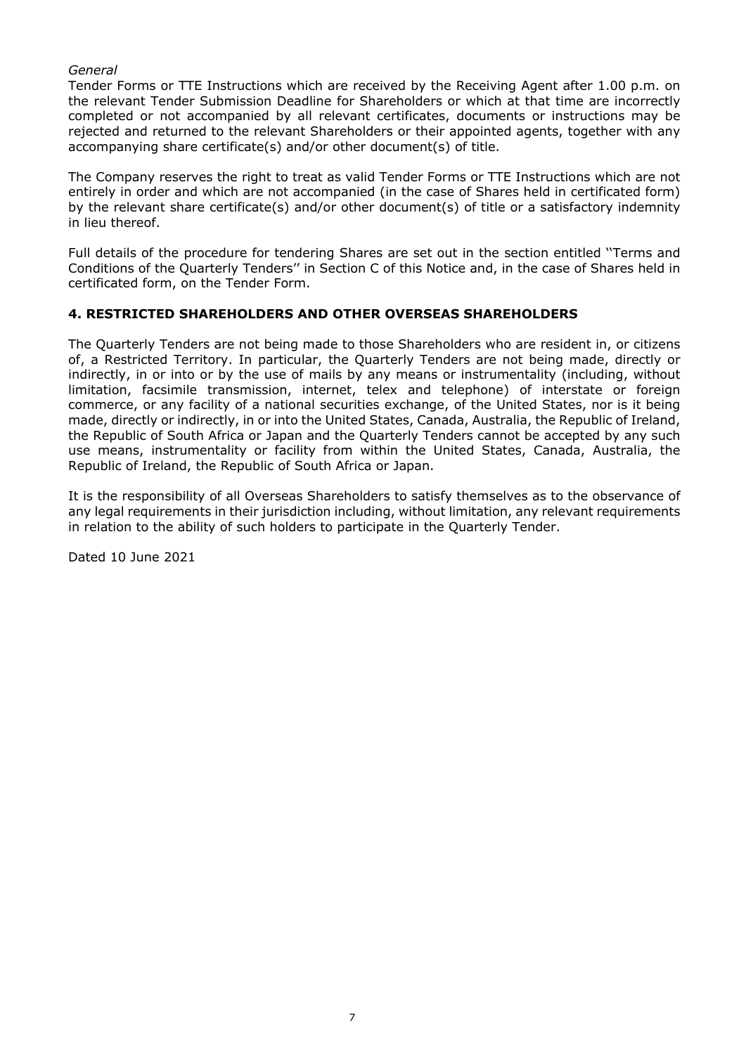*General*

Tender Forms or TTE Instructions which are received by the Receiving Agent after 1.00 p.m. on the relevant Tender Submission Deadline for Shareholders or which at that time are incorrectly completed or not accompanied by all relevant certificates, documents or instructions may be rejected and returned to the relevant Shareholders or their appointed agents, together with any accompanying share certificate(s) and/or other document(s) of title.

The Company reserves the right to treat as valid Tender Forms or TTE Instructions which are not entirely in order and which are not accompanied (in the case of Shares held in certificated form) by the relevant share certificate(s) and/or other document(s) of title or a satisfactory indemnity in lieu thereof.

Full details of the procedure for tendering Shares are set out in the section entitled ''Terms and Conditions of the Quarterly Tenders'' in Section C of this Notice and, in the case of Shares held in certificated form, on the Tender Form.

## 4. RESTRICTED SHAREHOLDERS AND OTHER OVERSEAS SHAREHOLDERS

The Quarterly Tenders are not being made to those Shareholders who are resident in, or citizens of, a Restricted Territory. In particular, the Quarterly Tenders are not being made, directly or indirectly, in or into or by the use of mails by any means or instrumentality (including, without limitation, facsimile transmission, internet, telex and telephone) of interstate or foreign commerce, or any facility of a national securities exchange, of the United States, nor is it being made, directly or indirectly, in or into the United States, Canada, Australia, the Republic of Ireland, the Republic of South Africa or Japan and the Quarterly Tenders cannot be accepted by any such use means, instrumentality or facility from within the United States, Canada, Australia, the Republic of Ireland, the Republic of South Africa or Japan.

It is the responsibility of all Overseas Shareholders to satisfy themselves as to the observance of any legal requirements in their jurisdiction including, without limitation, any relevant requirements in relation to the ability of such holders to participate in the Quarterly Tender.

Dated 10 June 2021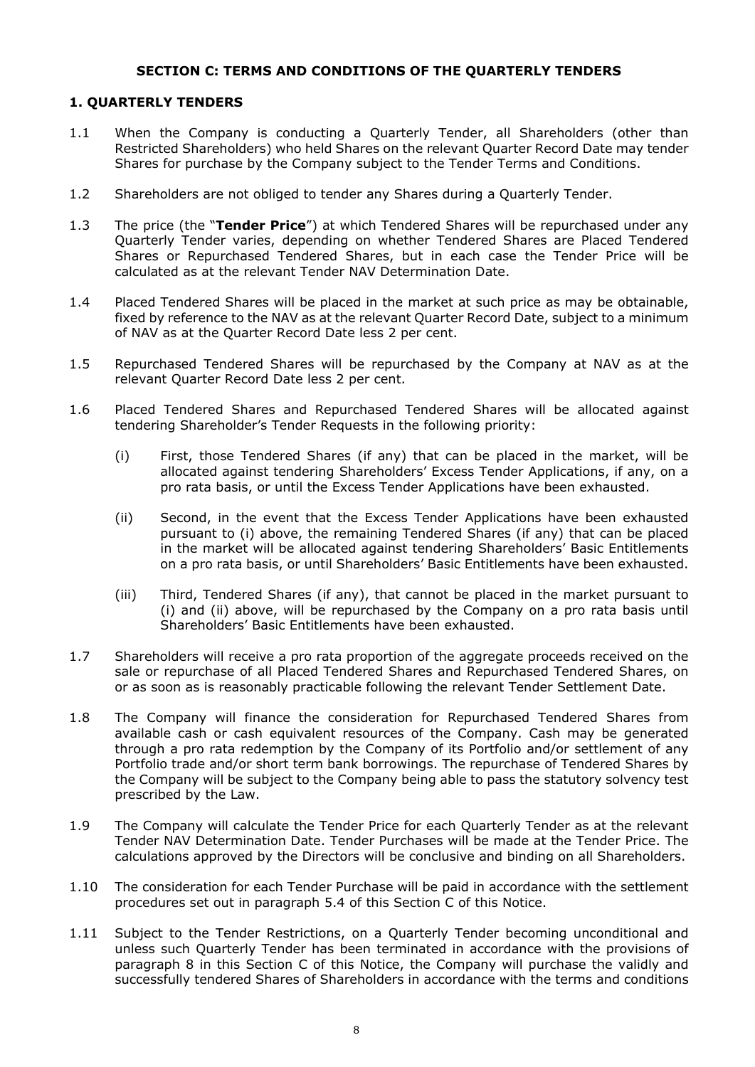## SECTION C: TERMS AND CONDITIONS OF THE QUARTERLY TENDERS

### 1. QUARTERLY TENDERS

1.1 When the Company is conducting a Quarterly Tender, all Shareholders (other than Restricted Shareholders) who held Shares on the relevant Quarter Record Date may tender Shares for purchase by the Company subject to the Tender Terms and Conditions.

1.2 Shareholders are not obliged to tender any Shares during a Quarterly Tender.

1.3 The price (the "**Tender Price**") at which Tendered Shares will be repurchased under any Quarterly Tender varies, depending on whether Tendered Shares are Placed Tendered Shares or Repurchased Tendered Shares, but in each case the Tender Price will be calculated as at the relevant Tender NAV Determination Date.

1.4 Placed Tendered Shares will be placed in the market at such price as may be obtainable, fixed by reference to the NAV as at the relevant Quarter Record Date, subject to a minimum of NAV as at the Quarter Record Date less 2 per cent.

1.5 Repurchased Tendered Shares will be repurchased by the Company at NAV as at the relevant Quarter Record Date less 2 per cent.

1.6 Placed Tendered Shares and Repurchased Tendered Shares will be allocated against tendering Shareholder's Tender Requests in the following priority:

(i) First, those Tendered Shares (if any) that can be placed in the market, will be allocated against tendering Shareholders' Excess Tender Applications, if any, on a pro rata basis, or until the Excess Tender Applications have been exhausted.

(ii) Second, in the event that the Excess Tender Applications have been exhausted pursuant to (i) above, the remaining Tendered Shares (if any) that can be placed in the market will be allocated against tendering Shareholders' Basic Entitlements on a pro rata basis, or until Shareholders' Basic Entitlements have been exhausted.

(iii) Third, Tendered Shares (if any), that cannot be placed in the market pursuant to (i) and (ii) above, will be repurchased by the Company on a pro rata basis until Shareholders' Basic Entitlements have been exhausted.

1.7 Shareholders will receive a pro rata proportion of the aggregate proceeds received on the sale or repurchase of all Placed Tendered Shares and Repurchased Tendered Shares, on or as soon as is reasonably practicable following the relevant Tender Settlement Date.

1.8 The Company will finance the consideration for Repurchased Tendered Shares from available cash or cash equivalent resources of the Company. Cash may be generated through a pro rata redemption by the Company of its Portfolio and/or settlement of any Portfolio trade and/or short term bank borrowings. The repurchase of Tendered Shares by the Company will be subject to the Company being able to pass the statutory solvency test prescribed by the Law.

1.9 The Company will calculate the Tender Price for each Quarterly Tender as at the relevant Tender NAV Determination Date. Tender Purchases will be made at the Tender Price. The calculations approved by the Directors will be conclusive and binding on all Shareholders.

1.10 The consideration for each Tender Purchase will be paid in accordance with the settlement procedures set out in paragraph 5.4 of this Section C of this Notice.

1.11 Subject to the Tender Restrictions, on a Quarterly Tender becoming unconditional and unless such Quarterly Tender has been terminated in accordance with the provisions of paragraph 8 in this Section C of this Notice, the Company will purchase the validly and successfully tendered Shares of Shareholders in accordance with the terms and conditions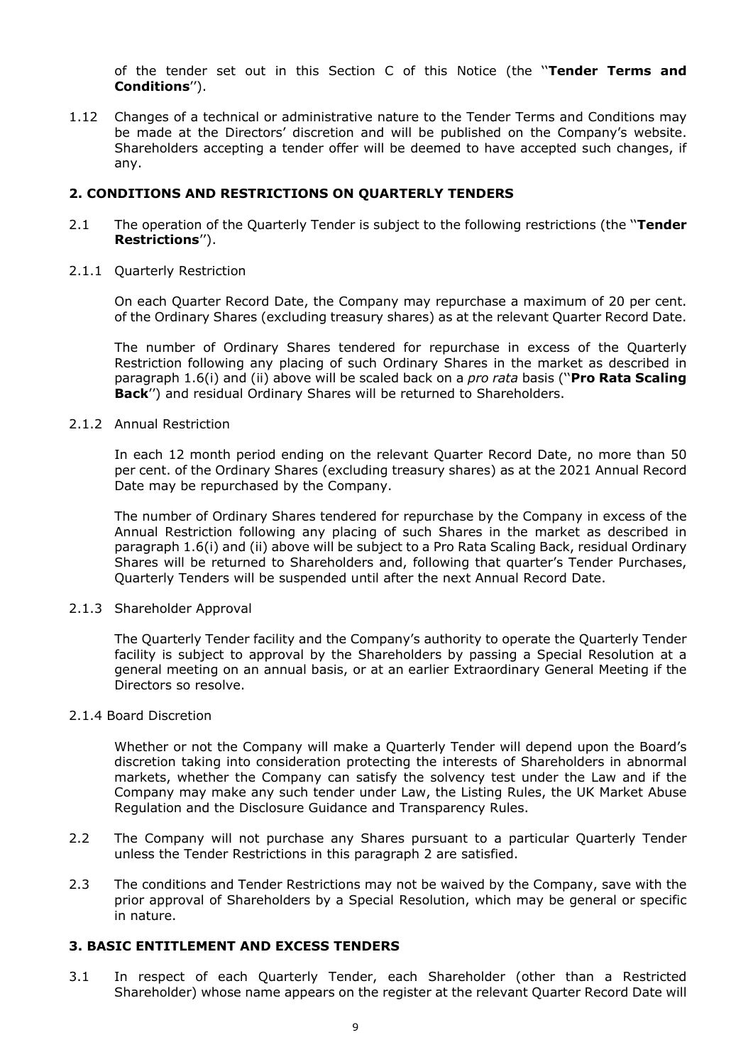of the tender set out in this Section C of this Notice (the "**Tender Terms and Conditions**").

1.12 Changes of a technical or administrative nature to the Tender Terms and Conditions may be made at the Directors' discretion and will be published on the Company's website. Shareholders accepting a tender offer will be deemed to have accepted such changes, if any.

## 2. CONDITIONS AND RESTRICTIONS ON QUARTERLY TENDERS

2.1 The operation of the Quarterly Tender is subject to the following restrictions (the "**Tender Restrictions**").

2.1.1 Quarterly Restriction

On each Quarter Record Date, the Company may repurchase a maximum of 20 per cent. of the Ordinary Shares (excluding treasury shares) as at the relevant Quarter Record Date.

The number of Ordinary Shares tendered for repurchase in excess of the Quarterly Restriction following any placing of such Ordinary Shares in the market as described in paragraph 1.6(i) and (ii) above will be scaled back on a *pro rata* basis ("**Pro Rata Scaling Back**") and residual Ordinary Shares will be returned to Shareholders.

2.1.2 Annual Restriction

In each 12 month period ending on the relevant Quarter Record Date, no more than 50 per cent. of the Ordinary Shares (excluding treasury shares) as at the 2021 Annual Record Date may be repurchased by the Company.

The number of Ordinary Shares tendered for repurchase by the Company in excess of the Annual Restriction following any placing of such Shares in the market as described in paragraph 1.6(i) and (ii) above will be subject to a Pro Rata Scaling Back, residual Ordinary Shares will be returned to Shareholders and, following that quarter's Tender Purchases, Quarterly Tenders will be suspended until after the next Annual Record Date.

2.1.3 Shareholder Approval

The Quarterly Tender facility and the Company's authority to operate the Quarterly Tender facility is subject to approval by the Shareholders by passing a Special Resolution at a general meeting on an annual basis, or at an earlier Extraordinary General Meeting if the Directors so resolve.

2.1.4 Board Discretion

Whether or not the Company will make a Quarterly Tender will depend upon the Board's discretion taking into consideration protecting the interests of Shareholders in abnormal markets, whether the Company can satisfy the solvency test under the Law and if the Company may make any such tender under Law, the Listing Rules, the UK Market Abuse Regulation and the Disclosure Guidance and Transparency Rules.

2.2 The Company will not purchase any Shares pursuant to a particular Quarterly Tender unless the Tender Restrictions in this paragraph 2 are satisfied.

2.3 The conditions and Tender Restrictions may not be waived by the Company, save with the prior approval of Shareholders by a Special Resolution, which may be general or specific in nature.

## 3. BASIC ENTITLEMENT AND EXCESS TENDERS

3.1 In respect of each Quarterly Tender, each Shareholder (other than a Restricted Shareholder) whose name appears on the register at the relevant Quarter Record Date will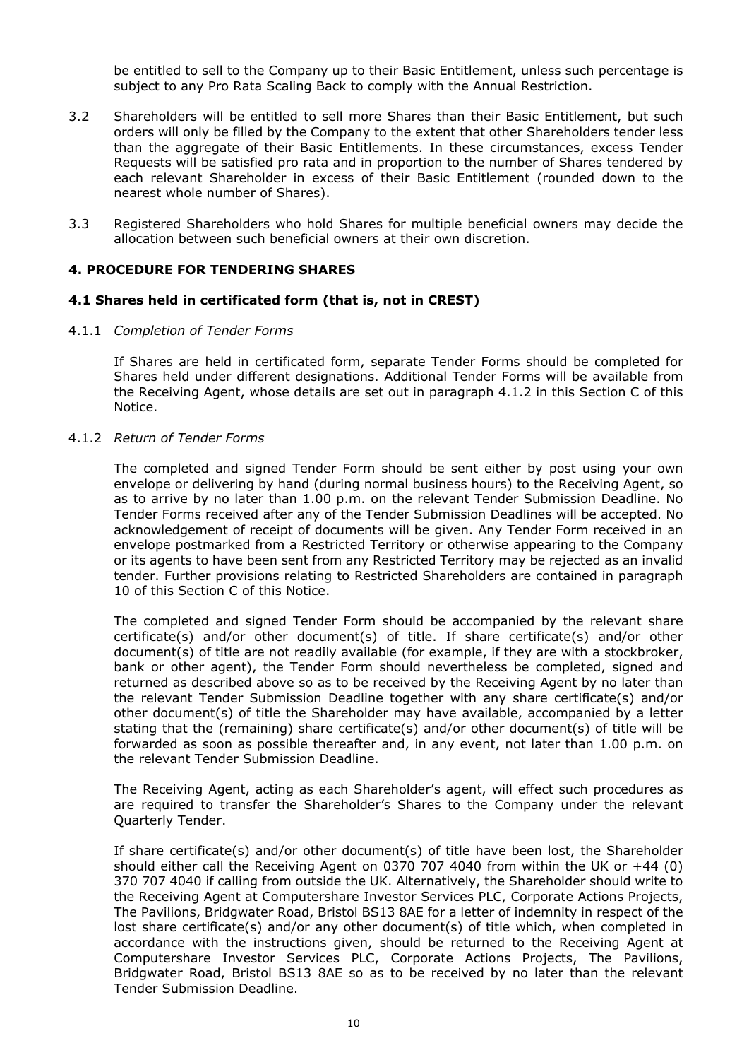be entitled to sell to the Company up to their Basic Entitlement, unless such percentage is subject to any Pro Rata Scaling Back to comply with the Annual Restriction.

3.2 Shareholders will be entitled to sell more Shares than their Basic Entitlement, but such orders will only be filled by the Company to the extent that other Shareholders tender less than the aggregate of their Basic Entitlements. In these circumstances, excess Tender Requests will be satisfied pro rata and in proportion to the number of Shares tendered by each relevant Shareholder in excess of their Basic Entitlement (rounded down to the nearest whole number of Shares).

3.3 Registered Shareholders who hold Shares for multiple beneficial owners may decide the allocation between such beneficial owners at their own discretion.

## 4. PROCEDURE FOR TENDERING SHARES

### 4.1 Shares held in certificated form (that is, not in CREST)

4.1.1 *Completion of Tender Forms*

If Shares are held in certificated form, separate Tender Forms should be completed for Shares held under different designations. Additional Tender Forms will be available from the Receiving Agent, whose details are set out in paragraph 4.1.2 in this Section C of this Notice.

4.1.2 *Return of Tender Forms*

The completed and signed Tender Form should be sent either by post using your own envelope or delivering by hand (during normal business hours) to the Receiving Agent, so as to arrive by no later than 1.00 p.m. on the relevant Tender Submission Deadline. No Tender Forms received after any of the Tender Submission Deadlines will be accepted. No acknowledgement of receipt of documents will be given. Any Tender Form received in an envelope postmarked from a Restricted Territory or otherwise appearing to the Company or its agents to have been sent from any Restricted Territory may be rejected as an invalid tender. Further provisions relating to Restricted Shareholders are contained in paragraph 10 of this Section C of this Notice.

The completed and signed Tender Form should be accompanied by the relevant share certificate(s) and/or other document(s) of title. If share certificate(s) and/or other document(s) of title are not readily available (for example, if they are with a stockbroker, bank or other agent), the Tender Form should nevertheless be completed, signed and returned as described above so as to be received by the Receiving Agent by no later than the relevant Tender Submission Deadline together with any share certificate(s) and/or other document(s) of title the Shareholder may have available, accompanied by a letter stating that the (remaining) share certificate(s) and/or other document(s) of title will be forwarded as soon as possible thereafter and, in any event, not later than 1.00 p.m. on the relevant Tender Submission Deadline.

The Receiving Agent, acting as each Shareholder's agent, will effect such procedures as are required to transfer the Shareholder's Shares to the Company under the relevant Quarterly Tender.

If share certificate(s) and/or other document(s) of title have been lost, the Shareholder should either call the Receiving Agent on 0370 707 4040 from within the UK or +44 (0) 370 707 4040 if calling from outside the UK. Alternatively, the Shareholder should write to the Receiving Agent at Computershare Investor Services PLC, Corporate Actions Projects, The Pavilions, Bridgwater Road, Bristol BS13 8AE for a letter of indemnity in respect of the lost share certificate(s) and/or any other document(s) of title which, when completed in accordance with the instructions given, should be returned to the Receiving Agent at Computershare Investor Services PLC, Corporate Actions Projects, The Pavilions, Bridgwater Road, Bristol BS13 8AE so as to be received by no later than the relevant Tender Submission Deadline.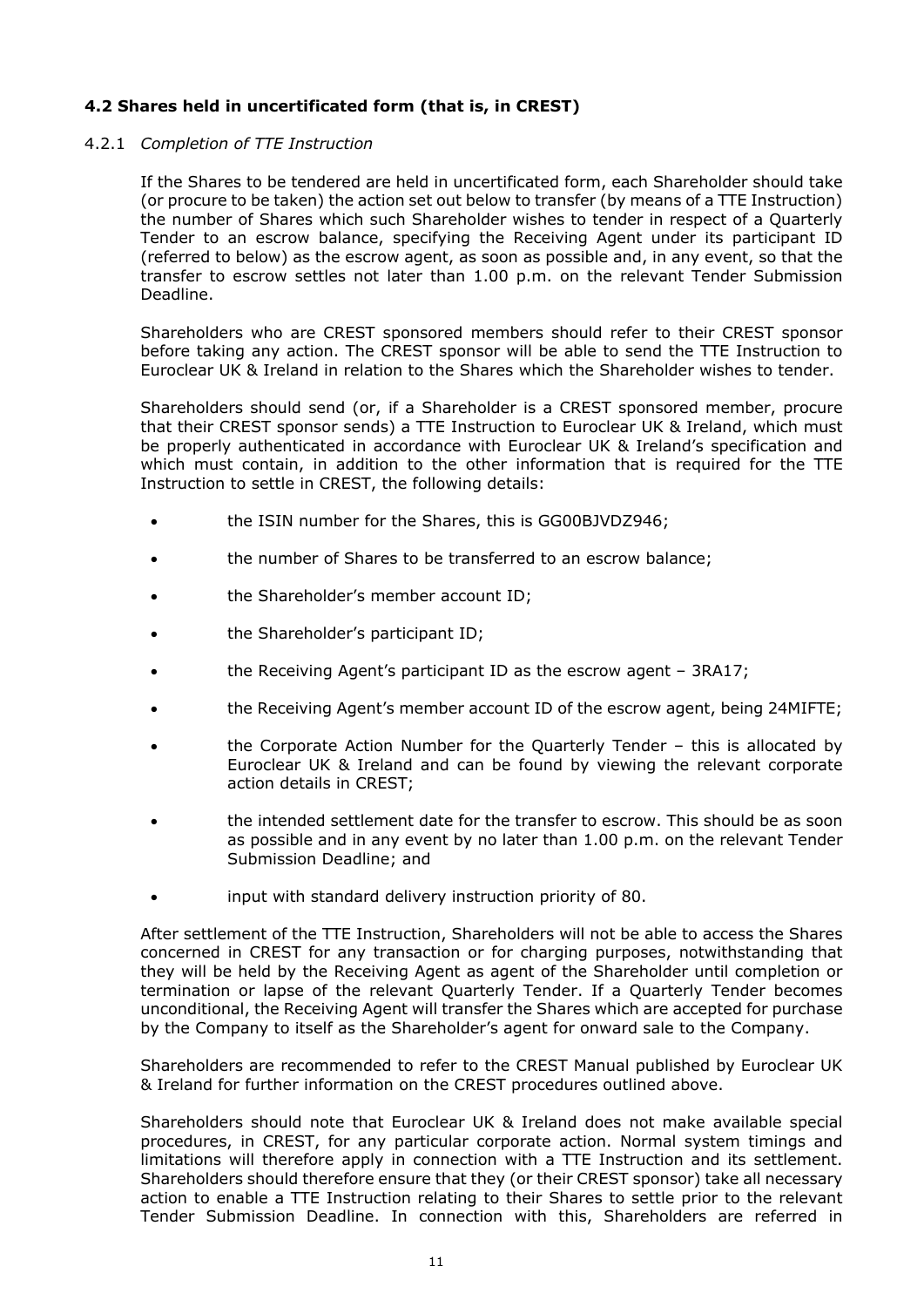### 4.2 Shares held in uncertificated form (that is, in CREST)

4.2.1 *Completion of TTE Instruction*

If the Shares to be tendered are held in uncertificated form, each Shareholder should take (or procure to be taken) the action set out below to transfer (by means of a TTE Instruction) the number of Shares which such Shareholder wishes to tender in respect of a Quarterly Tender to an escrow balance, specifying the Receiving Agent under its participant ID (referred to below) as the escrow agent, as soon as possible and, in any event, so that the transfer to escrow settles not later than 1.00 p.m. on the relevant Tender Submission Deadline.

Shareholders who are CREST sponsored members should refer to their CREST sponsor before taking any action. The CREST sponsor will be able to send the TTE Instruction to Euroclear UK & Ireland in relation to the Shares which the Shareholder wishes to tender.

Shareholders should send (or, if a Shareholder is a CREST sponsored member, procure that their CREST sponsor sends) a TTE Instruction to Euroclear UK & Ireland, which must be properly authenticated in accordance with Euroclear UK & Ireland's specification and which must contain, in addition to the other information that is required for the TTE Instruction to settle in CREST, the following details:

- the ISIN number for the Shares, this is GG00BJVDZ946;
- the number of Shares to be transferred to an escrow balance;
- the Shareholder's member account ID;
- the Shareholder's participant ID;
- the Receiving Agent's participant ID as the escrow agent – 3RA17;
- the Receiving Agent's member account ID of the escrow agent, being 24MIFTE;
- the Corporate Action Number for the Quarterly Tender – this is allocated by Euroclear UK & Ireland and can be found by viewing the relevant corporate action details in CREST;
- the intended settlement date for the transfer to escrow. This should be as soon as possible and in any event by no later than 1.00 p.m. on the relevant Tender Submission Deadline; and
- input with standard delivery instruction priority of 80.

After settlement of the TTE Instruction, Shareholders will not be able to access the Shares concerned in CREST for any transaction or for charging purposes, notwithstanding that they will be held by the Receiving Agent as agent of the Shareholder until completion or termination or lapse of the relevant Quarterly Tender. If a Quarterly Tender becomes unconditional, the Receiving Agent will transfer the Shares which are accepted for purchase by the Company to itself as the Shareholder's agent for onward sale to the Company.

Shareholders are recommended to refer to the CREST Manual published by Euroclear UK & Ireland for further information on the CREST procedures outlined above.

Shareholders should note that Euroclear UK & Ireland does not make available special procedures, in CREST, for any particular corporate action. Normal system timings and limitations will therefore apply in connection with a TTE Instruction and its settlement. Shareholders should therefore ensure that they (or their CREST sponsor) take all necessary action to enable a TTE Instruction relating to their Shares to settle prior to the relevant Tender Submission Deadline. In connection with this, Shareholders are referred in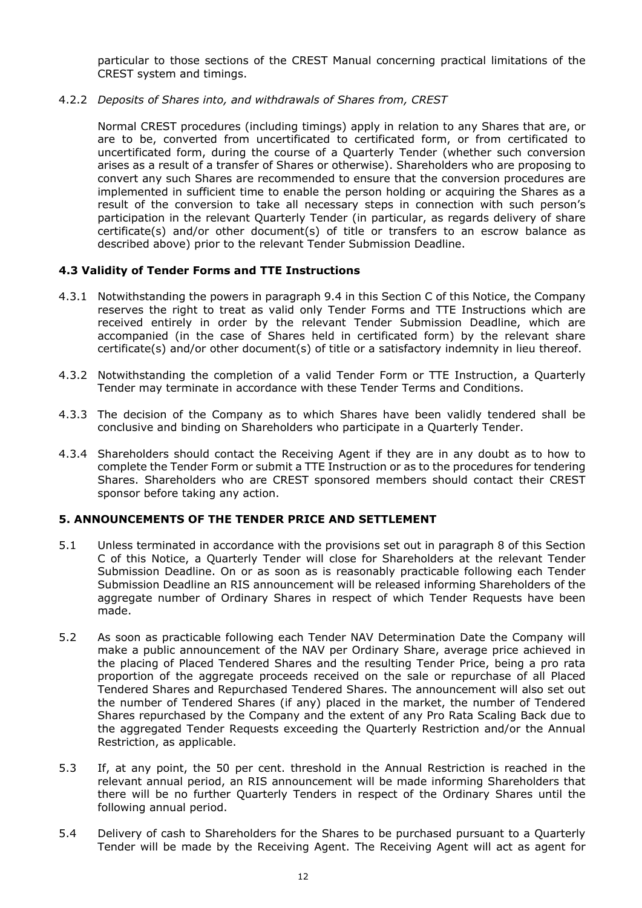particular to those sections of the CREST Manual concerning practical limitations of the CREST system and timings.

4.2.2 *Deposits of Shares into, and withdrawals of Shares from, CREST*

Normal CREST procedures (including timings) apply in relation to any Shares that are, or are to be, converted from uncertificated to certificated form, or from certificated to uncertificated form, during the course of a Quarterly Tender (whether such conversion arises as a result of a transfer of Shares or otherwise). Shareholders who are proposing to convert any such Shares are recommended to ensure that the conversion procedures are implemented in sufficient time to enable the person holding or acquiring the Shares as a result of the conversion to take all necessary steps in connection with such person's participation in the relevant Quarterly Tender (in particular, as regards delivery of share certificate(s) and/or other document(s) of title or transfers to an escrow balance as described above) prior to the relevant Tender Submission Deadline.

### 4.3 Validity of Tender Forms and TTE Instructions

4.3.1 Notwithstanding the powers in paragraph 9.4 in this Section C of this Notice, the Company reserves the right to treat as valid only Tender Forms and TTE Instructions which are received entirely in order by the relevant Tender Submission Deadline, which are accompanied (in the case of Shares held in certificated form) by the relevant share certificate(s) and/or other document(s) of title or a satisfactory indemnity in lieu thereof.

4.3.2 Notwithstanding the completion of a valid Tender Form or TTE Instruction, a Quarterly Tender may terminate in accordance with these Tender Terms and Conditions.

4.3.3 The decision of the Company as to which Shares have been validly tendered shall be conclusive and binding on Shareholders who participate in a Quarterly Tender.

4.3.4 Shareholders should contact the Receiving Agent if they are in any doubt as to how to complete the Tender Form or submit a TTE Instruction or as to the procedures for tendering Shares. Shareholders who are CREST sponsored members should contact their CREST sponsor before taking any action.

## 5. ANNOUNCEMENTS OF THE TENDER PRICE AND SETTLEMENT

5.1 Unless terminated in accordance with the provisions set out in paragraph 8 of this Section C of this Notice, a Quarterly Tender will close for Shareholders at the relevant Tender Submission Deadline. On or as soon as is reasonably practicable following each Tender Submission Deadline an RIS announcement will be released informing Shareholders of the aggregate number of Ordinary Shares in respect of which Tender Requests have been made.

5.2 As soon as practicable following each Tender NAV Determination Date the Company will make a public announcement of the NAV per Ordinary Share, average price achieved in the placing of Placed Tendered Shares and the resulting Tender Price, being a pro rata proportion of the aggregate proceeds received on the sale or repurchase of all Placed Tendered Shares and Repurchased Tendered Shares. The announcement will also set out the number of Tendered Shares (if any) placed in the market, the number of Tendered Shares repurchased by the Company and the extent of any Pro Rata Scaling Back due to the aggregated Tender Requests exceeding the Quarterly Restriction and/or the Annual Restriction, as applicable.

5.3 If, at any point, the 50 per cent. threshold in the Annual Restriction is reached in the relevant annual period, an RIS announcement will be made informing Shareholders that there will be no further Quarterly Tenders in respect of the Ordinary Shares until the following annual period.

5.4 Delivery of cash to Shareholders for the Shares to be purchased pursuant to a Quarterly Tender will be made by the Receiving Agent. The Receiving Agent will act as agent for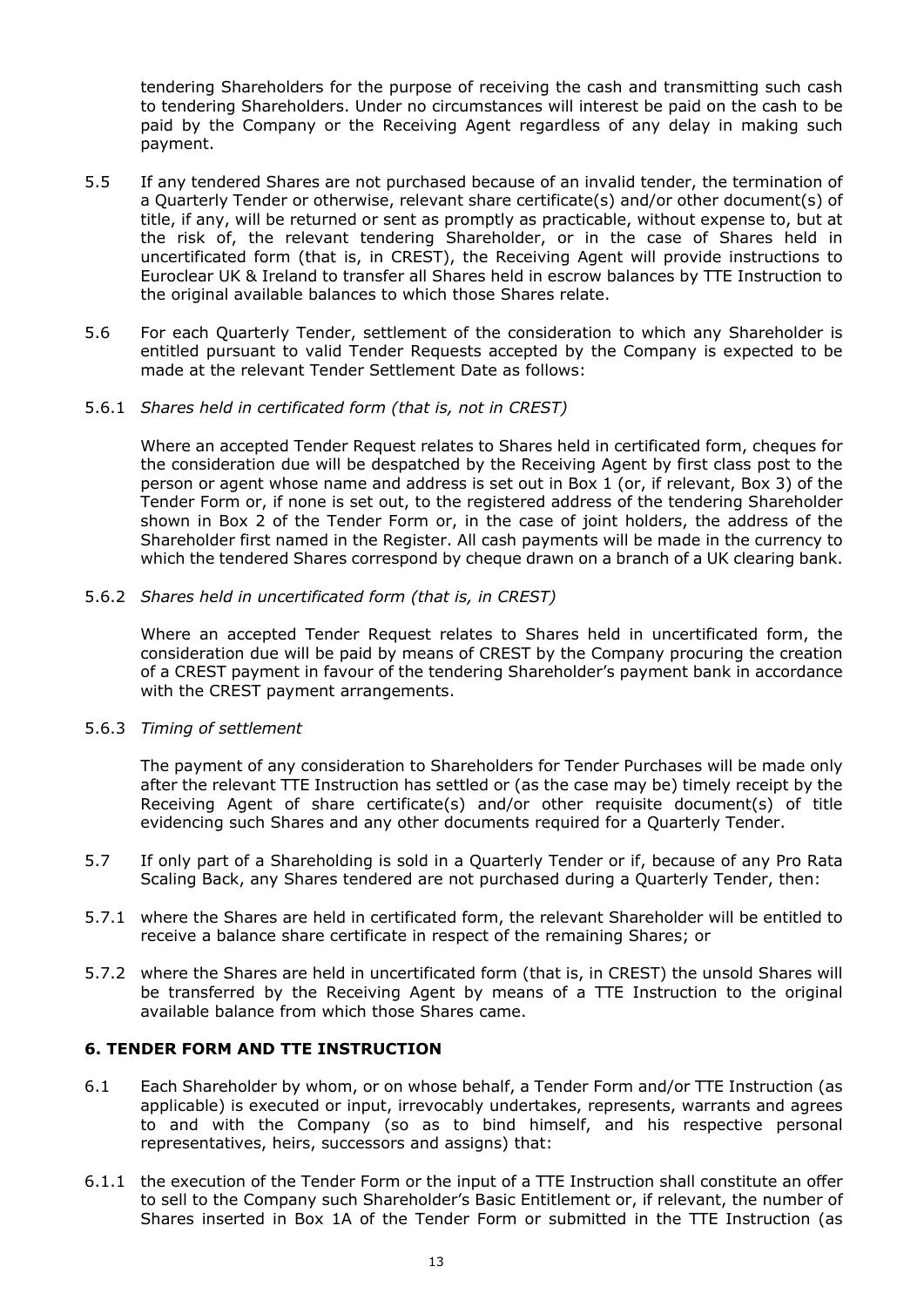tendering Shareholders for the purpose of receiving the cash and transmitting such cash to tendering Shareholders. Under no circumstances will interest be paid on the cash to be paid by the Company or the Receiving Agent regardless of any delay in making such payment.

5.5 If any tendered Shares are not purchased because of an invalid tender, the termination of a Quarterly Tender or otherwise, relevant share certificate(s) and/or other document(s) of title, if any, will be returned or sent as promptly as practicable, without expense to, but at the risk of, the relevant tendering Shareholder, or in the case of Shares held in uncertificated form (that is, in CREST), the Receiving Agent will provide instructions to Euroclear UK & Ireland to transfer all Shares held in escrow balances by TTE Instruction to the original available balances to which those Shares relate.

5.6 For each Quarterly Tender, settlement of the consideration to which any Shareholder is entitled pursuant to valid Tender Requests accepted by the Company is expected to be made at the relevant Tender Settlement Date as follows:

5.6.1 *Shares held in certificated form (that is, not in CREST)*

Where an accepted Tender Request relates to Shares held in certificated form, cheques for the consideration due will be despatched by the Receiving Agent by first class post to the person or agent whose name and address is set out in Box 1 (or, if relevant, Box 3) of the Tender Form or, if none is set out, to the registered address of the tendering Shareholder shown in Box 2 of the Tender Form or, in the case of joint holders, the address of the Shareholder first named in the Register. All cash payments will be made in the currency to which the tendered Shares correspond by cheque drawn on a branch of a UK clearing bank.

5.6.2 *Shares held in uncertificated form (that is, in CREST)*

Where an accepted Tender Request relates to Shares held in uncertificated form, the consideration due will be paid by means of CREST by the Company procuring the creation of a CREST payment in favour of the tendering Shareholder's payment bank in accordance with the CREST payment arrangements.

5.6.3 *Timing of settlement*

The payment of any consideration to Shareholders for Tender Purchases will be made only after the relevant TTE Instruction has settled or (as the case may be) timely receipt by the Receiving Agent of share certificate(s) and/or other requisite document(s) of title evidencing such Shares and any other documents required for a Quarterly Tender.

5.7 If only part of a Shareholding is sold in a Quarterly Tender or if, because of any Pro Rata Scaling Back, any Shares tendered are not purchased during a Quarterly Tender, then:

5.7.1 where the Shares are held in certificated form, the relevant Shareholder will be entitled to receive a balance share certificate in respect of the remaining Shares; or

5.7.2 where the Shares are held in uncertificated form (that is, in CREST) the unsold Shares will be transferred by the Receiving Agent by means of a TTE Instruction to the original available balance from which those Shares came.

## 6. TENDER FORM AND TTE INSTRUCTION

6.1 Each Shareholder by whom, or on whose behalf, a Tender Form and/or TTE Instruction (as applicable) is executed or input, irrevocably undertakes, represents, warrants and agrees to and with the Company (so as to bind himself, and his respective personal representatives, heirs, successors and assigns) that:

6.1.1 the execution of the Tender Form or the input of a TTE Instruction shall constitute an offer to sell to the Company such Shareholder's Basic Entitlement or, if relevant, the number of Shares inserted in Box 1A of the Tender Form or submitted in the TTE Instruction (as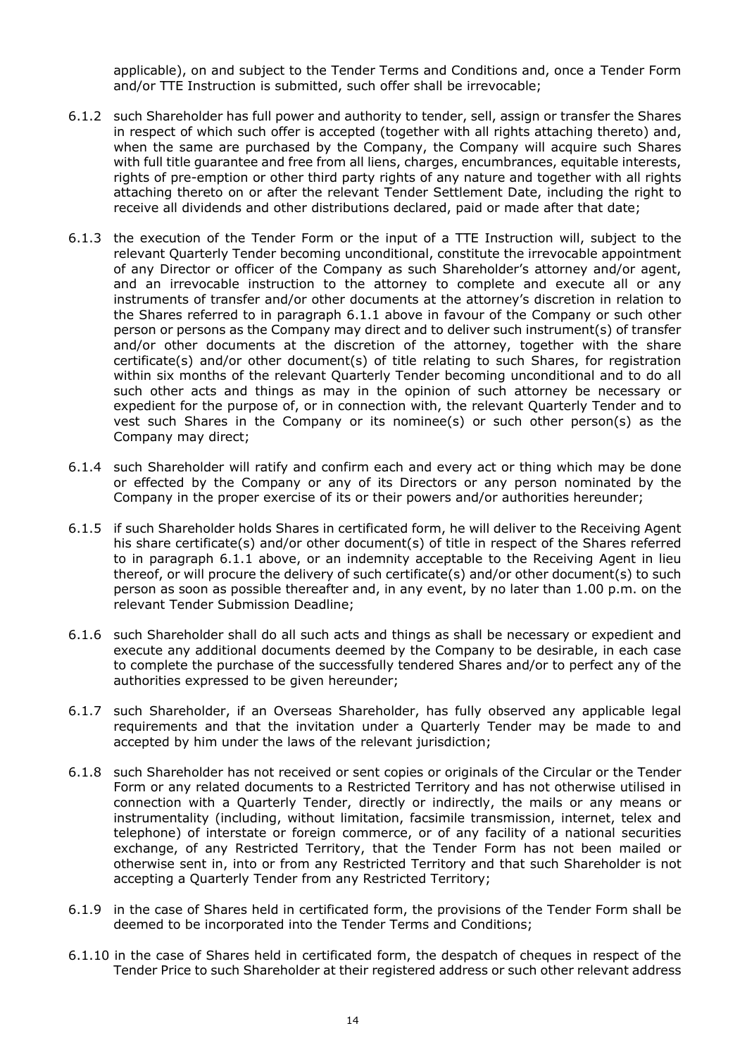applicable), on and subject to the Tender Terms and Conditions and, once a Tender Form and/or TTE Instruction is submitted, such offer shall be irrevocable;

6.1.2 such Shareholder has full power and authority to tender, sell, assign or transfer the Shares in respect of which such offer is accepted (together with all rights attaching thereto) and, when the same are purchased by the Company, the Company will acquire such Shares with full title guarantee and free from all liens, charges, encumbrances, equitable interests, rights of pre-emption or other third party rights of any nature and together with all rights attaching thereto on or after the relevant Tender Settlement Date, including the right to receive all dividends and other distributions declared, paid or made after that date;

6.1.3 the execution of the Tender Form or the input of a TTE Instruction will, subject to the relevant Quarterly Tender becoming unconditional, constitute the irrevocable appointment of any Director or officer of the Company as such Shareholder's attorney and/or agent, and an irrevocable instruction to the attorney to complete and execute all or any instruments of transfer and/or other documents at the attorney's discretion in relation to the Shares referred to in paragraph 6.1.1 above in favour of the Company or such other person or persons as the Company may direct and to deliver such instrument(s) of transfer and/or other documents at the discretion of the attorney, together with the share certificate(s) and/or other document(s) of title relating to such Shares, for registration within six months of the relevant Quarterly Tender becoming unconditional and to do all such other acts and things as may in the opinion of such attorney be necessary or expedient for the purpose of, or in connection with, the relevant Quarterly Tender and to vest such Shares in the Company or its nominee(s) or such other person(s) as the Company may direct;

6.1.4 such Shareholder will ratify and confirm each and every act or thing which may be done or effected by the Company or any of its Directors or any person nominated by the Company in the proper exercise of its or their powers and/or authorities hereunder;

6.1.5 if such Shareholder holds Shares in certificated form, he will deliver to the Receiving Agent his share certificate(s) and/or other document(s) of title in respect of the Shares referred to in paragraph 6.1.1 above, or an indemnity acceptable to the Receiving Agent in lieu thereof, or will procure the delivery of such certificate(s) and/or other document(s) to such person as soon as possible thereafter and, in any event, by no later than 1.00 p.m. on the relevant Tender Submission Deadline;

6.1.6 such Shareholder shall do all such acts and things as shall be necessary or expedient and execute any additional documents deemed by the Company to be desirable, in each case to complete the purchase of the successfully tendered Shares and/or to perfect any of the authorities expressed to be given hereunder;

6.1.7 such Shareholder, if an Overseas Shareholder, has fully observed any applicable legal requirements and that the invitation under a Quarterly Tender may be made to and accepted by him under the laws of the relevant jurisdiction;

6.1.8 such Shareholder has not received or sent copies or originals of the Circular or the Tender Form or any related documents to a Restricted Territory and has not otherwise utilised in connection with a Quarterly Tender, directly or indirectly, the mails or any means or instrumentality (including, without limitation, facsimile transmission, internet, telex and telephone) of interstate or foreign commerce, or of any facility of a national securities exchange, of any Restricted Territory, that the Tender Form has not been mailed or otherwise sent in, into or from any Restricted Territory and that such Shareholder is not accepting a Quarterly Tender from any Restricted Territory;

6.1.9 in the case of Shares held in certificated form, the provisions of the Tender Form shall be deemed to be incorporated into the Tender Terms and Conditions;

6.1.10 in the case of Shares held in certificated form, the despatch of cheques in respect of the Tender Price to such Shareholder at their registered address or such other relevant address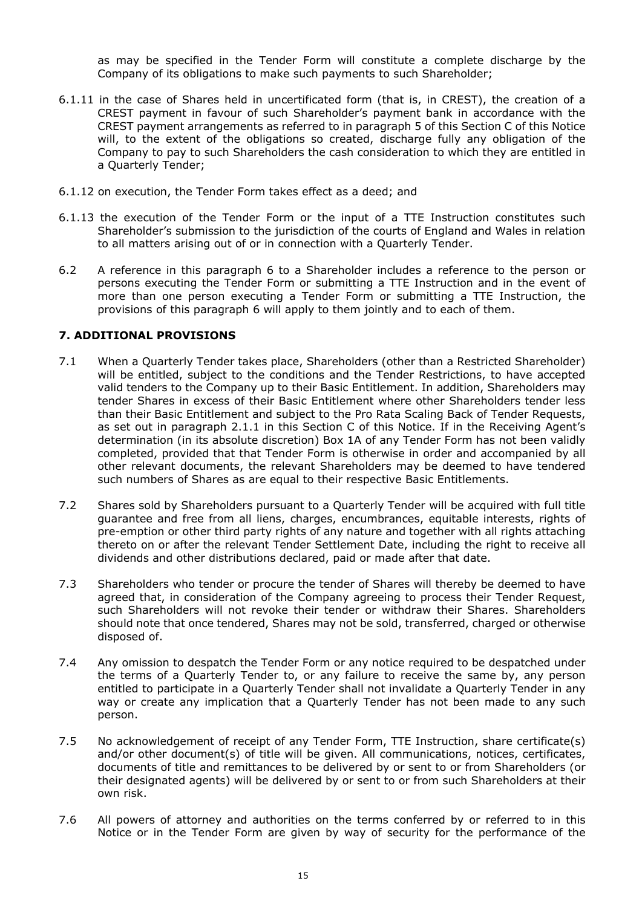as may be specified in the Tender Form will constitute a complete discharge by the Company of its obligations to make such payments to such Shareholder;

6.1.11 in the case of Shares held in uncertificated form (that is, in CREST), the creation of a CREST payment in favour of such Shareholder's payment bank in accordance with the CREST payment arrangements as referred to in paragraph 5 of this Section C of this Notice will, to the extent of the obligations so created, discharge fully any obligation of the Company to pay to such Shareholders the cash consideration to which they are entitled in a Quarterly Tender;

6.1.12 on execution, the Tender Form takes effect as a deed; and

6.1.13 the execution of the Tender Form or the input of a TTE Instruction constitutes such Shareholder's submission to the jurisdiction of the courts of England and Wales in relation to all matters arising out of or in connection with a Quarterly Tender.

6.2 A reference in this paragraph 6 to a Shareholder includes a reference to the person or persons executing the Tender Form or submitting a TTE Instruction and in the event of more than one person executing a Tender Form or submitting a TTE Instruction, the provisions of this paragraph 6 will apply to them jointly and to each of them.

### 7. ADDITIONAL PROVISIONS

7.1 When a Quarterly Tender takes place, Shareholders (other than a Restricted Shareholder) will be entitled, subject to the conditions and the Tender Restrictions, to have accepted valid tenders to the Company up to their Basic Entitlement. In addition, Shareholders may tender Shares in excess of their Basic Entitlement where other Shareholders tender less than their Basic Entitlement and subject to the Pro Rata Scaling Back of Tender Requests, as set out in paragraph 2.1.1 in this Section C of this Notice. If in the Receiving Agent's determination (in its absolute discretion) Box 1A of any Tender Form has not been validly completed, provided that that Tender Form is otherwise in order and accompanied by all other relevant documents, the relevant Shareholders may be deemed to have tendered such numbers of Shares as are equal to their respective Basic Entitlements.

7.2 Shares sold by Shareholders pursuant to a Quarterly Tender will be acquired with full title guarantee and free from all liens, charges, encumbrances, equitable interests, rights of pre-emption or other third party rights of any nature and together with all rights attaching thereto on or after the relevant Tender Settlement Date, including the right to receive all dividends and other distributions declared, paid or made after that date.

7.3 Shareholders who tender or procure the tender of Shares will thereby be deemed to have agreed that, in consideration of the Company agreeing to process their Tender Request, such Shareholders will not revoke their tender or withdraw their Shares. Shareholders should note that once tendered, Shares may not be sold, transferred, charged or otherwise disposed of.

7.4 Any omission to despatch the Tender Form or any notice required to be despatched under the terms of a Quarterly Tender to, or any failure to receive the same by, any person entitled to participate in a Quarterly Tender shall not invalidate a Quarterly Tender in any way or create any implication that a Quarterly Tender has not been made to any such person.

7.5 No acknowledgement of receipt of any Tender Form, TTE Instruction, share certificate(s) and/or other document(s) of title will be given. All communications, notices, certificates, documents of title and remittances to be delivered by or sent to or from Shareholders (or their designated agents) will be delivered by or sent to or from such Shareholders at their own risk.

7.6 All powers of attorney and authorities on the terms conferred by or referred to in this Notice or in the Tender Form are given by way of security for the performance of the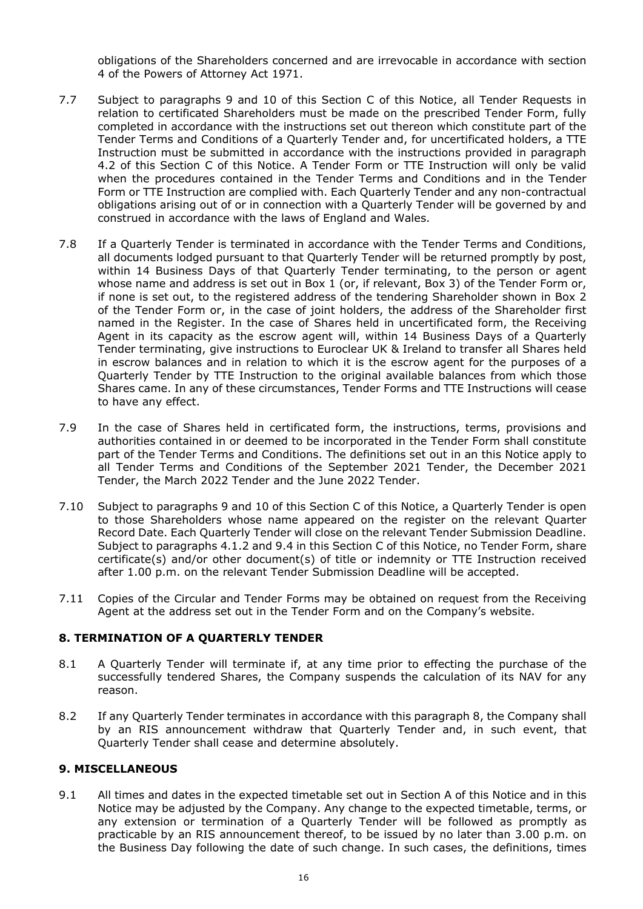obligations of the Shareholders concerned and are irrevocable in accordance with section 4 of the Powers of Attorney Act 1971.

7.7 Subject to paragraphs 9 and 10 of this Section C of this Notice, all Tender Requests in relation to certificated Shareholders must be made on the prescribed Tender Form, fully completed in accordance with the instructions set out thereon which constitute part of the Tender Terms and Conditions of a Quarterly Tender and, for uncertificated holders, a TTE Instruction must be submitted in accordance with the instructions provided in paragraph 4.2 of this Section C of this Notice. A Tender Form or TTE Instruction will only be valid when the procedures contained in the Tender Terms and Conditions and in the Tender Form or TTE Instruction are complied with. Each Quarterly Tender and any non-contractual obligations arising out of or in connection with a Quarterly Tender will be governed by and construed in accordance with the laws of England and Wales.

7.8 If a Quarterly Tender is terminated in accordance with the Tender Terms and Conditions, all documents lodged pursuant to that Quarterly Tender will be returned promptly by post, within 14 Business Days of that Quarterly Tender terminating, to the person or agent whose name and address is set out in Box 1 (or, if relevant, Box 3) of the Tender Form or, if none is set out, to the registered address of the tendering Shareholder shown in Box 2 of the Tender Form or, in the case of joint holders, the address of the Shareholder first named in the Register. In the case of Shares held in uncertificated form, the Receiving Agent in its capacity as the escrow agent will, within 14 Business Days of a Quarterly Tender terminating, give instructions to Euroclear UK & Ireland to transfer all Shares held in escrow balances and in relation to which it is the escrow agent for the purposes of a Quarterly Tender by TTE Instruction to the original available balances from which those Shares came. In any of these circumstances, Tender Forms and TTE Instructions will cease to have any effect.

7.9 In the case of Shares held in certificated form, the instructions, terms, provisions and authorities contained in or deemed to be incorporated in the Tender Form shall constitute part of the Tender Terms and Conditions. The definitions set out in an this Notice apply to all Tender Terms and Conditions of the September 2021 Tender, the December 2021 Tender, the March 2022 Tender and the June 2022 Tender.

7.10 Subject to paragraphs 9 and 10 of this Section C of this Notice, a Quarterly Tender is open to those Shareholders whose name appeared on the register on the relevant Quarter Record Date. Each Quarterly Tender will close on the relevant Tender Submission Deadline. Subject to paragraphs 4.1.2 and 9.4 in this Section C of this Notice, no Tender Form, share certificate(s) and/or other document(s) of title or indemnity or TTE Instruction received after 1.00 p.m. on the relevant Tender Submission Deadline will be accepted.

7.11 Copies of the Circular and Tender Forms may be obtained on request from the Receiving Agent at the address set out in the Tender Form and on the Company's website.

## 8. TERMINATION OF A QUARTERLY TENDER

8.1 A Quarterly Tender will terminate if, at any time prior to effecting the purchase of the successfully tendered Shares, the Company suspends the calculation of its NAV for any reason.

8.2 If any Quarterly Tender terminates in accordance with this paragraph 8, the Company shall by an RIS announcement withdraw that Quarterly Tender and, in such event, that Quarterly Tender shall cease and determine absolutely.

## 9. MISCELLANEOUS

9.1 All times and dates in the expected timetable set out in Section A of this Notice and in this Notice may be adjusted by the Company. Any change to the expected timetable, terms, or any extension or termination of a Quarterly Tender will be followed as promptly as practicable by an RIS announcement thereof, to be issued by no later than 3.00 p.m. on the Business Day following the date of such change. In such cases, the definitions, times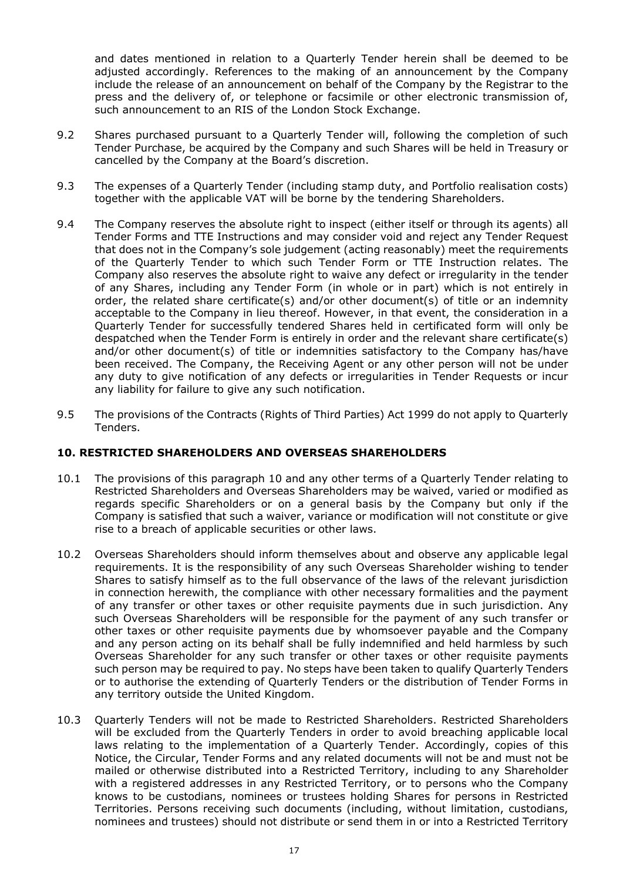and dates mentioned in relation to a Quarterly Tender herein shall be deemed to be adjusted accordingly. References to the making of an announcement by the Company include the release of an announcement on behalf of the Company by the Registrar to the press and the delivery of, or telephone or facsimile or other electronic transmission of, such announcement to an RIS of the London Stock Exchange.

9.2 Shares purchased pursuant to a Quarterly Tender will, following the completion of such Tender Purchase, be acquired by the Company and such Shares will be held in Treasury or cancelled by the Company at the Board's discretion.

9.3 The expenses of a Quarterly Tender (including stamp duty, and Portfolio realisation costs) together with the applicable VAT will be borne by the tendering Shareholders.

9.4 The Company reserves the absolute right to inspect (either itself or through its agents) all Tender Forms and TTE Instructions and may consider void and reject any Tender Request that does not in the Company's sole judgement (acting reasonably) meet the requirements of the Quarterly Tender to which such Tender Form or TTE Instruction relates. The Company also reserves the absolute right to waive any defect or irregularity in the tender of any Shares, including any Tender Form (in whole or in part) which is not entirely in order, the related share certificate(s) and/or other document(s) of title or an indemnity acceptable to the Company in lieu thereof. However, in that event, the consideration in a Quarterly Tender for successfully tendered Shares held in certificated form will only be despatched when the Tender Form is entirely in order and the relevant share certificate(s) and/or other document(s) of title or indemnities satisfactory to the Company has/have been received. The Company, the Receiving Agent or any other person will not be under any duty to give notification of any defects or irregularities in Tender Requests or incur any liability for failure to give any such notification.

9.5 The provisions of the Contracts (Rights of Third Parties) Act 1999 do not apply to Quarterly Tenders.

## 10. RESTRICTED SHAREHOLDERS AND OVERSEAS SHAREHOLDERS

10.1 The provisions of this paragraph 10 and any other terms of a Quarterly Tender relating to Restricted Shareholders and Overseas Shareholders may be waived, varied or modified as regards specific Shareholders or on a general basis by the Company but only if the Company is satisfied that such a waiver, variance or modification will not constitute or give rise to a breach of applicable securities or other laws.

10.2 Overseas Shareholders should inform themselves about and observe any applicable legal requirements. It is the responsibility of any such Overseas Shareholder wishing to tender Shares to satisfy himself as to the full observance of the laws of the relevant jurisdiction in connection herewith, the compliance with other necessary formalities and the payment of any transfer or other taxes or other requisite payments due in such jurisdiction. Any such Overseas Shareholders will be responsible for the payment of any such transfer or other taxes or other requisite payments due by whomsoever payable and the Company and any person acting on its behalf shall be fully indemnified and held harmless by such Overseas Shareholder for any such transfer or other taxes or other requisite payments such person may be required to pay. No steps have been taken to qualify Quarterly Tenders or to authorise the extending of Quarterly Tenders or the distribution of Tender Forms in any territory outside the United Kingdom.

10.3 Quarterly Tenders will not be made to Restricted Shareholders. Restricted Shareholders will be excluded from the Quarterly Tenders in order to avoid breaching applicable local laws relating to the implementation of a Quarterly Tender. Accordingly, copies of this Notice, the Circular, Tender Forms and any related documents will not be and must not be mailed or otherwise distributed into a Restricted Territory, including to any Shareholder with a registered addresses in any Restricted Territory, or to persons who the Company knows to be custodians, nominees or trustees holding Shares for persons in Restricted Territories. Persons receiving such documents (including, without limitation, custodians, nominees and trustees) should not distribute or send them in or into a Restricted Territory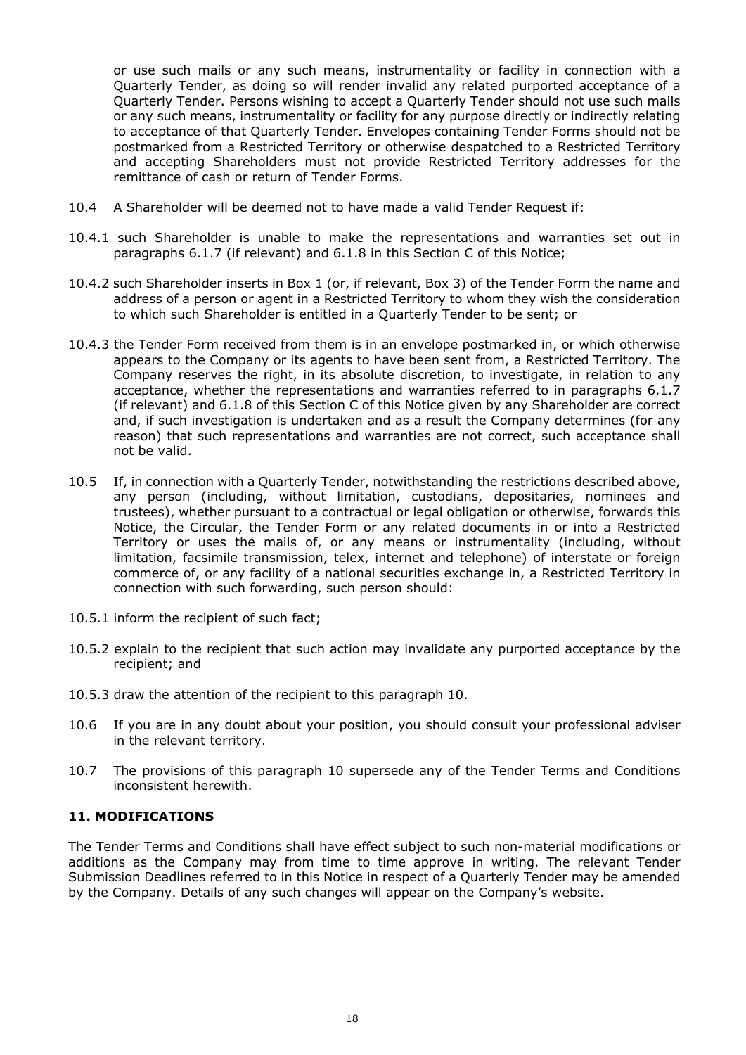or use such mails or any such means, instrumentality or facility in connection with a Quarterly Tender, as doing so will render invalid any related purported acceptance of a Quarterly Tender. Persons wishing to accept a Quarterly Tender should not use such mails or any such means, instrumentality or facility for any purpose directly or indirectly relating to acceptance of that Quarterly Tender. Envelopes containing Tender Forms should not be postmarked from a Restricted Territory or otherwise despatched to a Restricted Territory and accepting Shareholders must not provide Restricted Territory addresses for the remittance of cash or return of Tender Forms.

10.4 A Shareholder will be deemed not to have made a valid Tender Request if:

10.4.1 such Shareholder is unable to make the representations and warranties set out in paragraphs 6.1.7 (if relevant) and 6.1.8 in this Section C of this Notice;

10.4.2 such Shareholder inserts in Box 1 (or, if relevant, Box 3) of the Tender Form the name and address of a person or agent in a Restricted Territory to whom they wish the consideration to which such Shareholder is entitled in a Quarterly Tender to be sent; or

10.4.3 the Tender Form received from them is in an envelope postmarked in, or which otherwise appears to the Company or its agents to have been sent from, a Restricted Territory. The Company reserves the right, in its absolute discretion, to investigate, in relation to any acceptance, whether the representations and warranties referred to in paragraphs 6.1.7 (if relevant) and 6.1.8 of this Section C of this Notice given by any Shareholder are correct and, if such investigation is undertaken and as a result the Company determines (for any reason) that such representations and warranties are not correct, such acceptance shall not be valid.

10.5 If, in connection with a Quarterly Tender, notwithstanding the restrictions described above, any person (including, without limitation, custodians, depositaries, nominees and trustees), whether pursuant to a contractual or legal obligation or otherwise, forwards this Notice, the Circular, the Tender Form or any related documents in or into a Restricted Territory or uses the mails of, or any means or instrumentality (including, without limitation, facsimile transmission, telex, internet and telephone) of interstate or foreign commerce of, or any facility of a national securities exchange in, a Restricted Territory in connection with such forwarding, such person should:

10.5.1 inform the recipient of such fact;

10.5.2 explain to the recipient that such action may invalidate any purported acceptance by the recipient; and

10.5.3 draw the attention of the recipient to this paragraph 10.

10.6 If you are in any doubt about your position, you should consult your professional adviser in the relevant territory.

10.7 The provisions of this paragraph 10 supersede any of the Tender Terms and Conditions inconsistent herewith.

## 11. MODIFICATIONS

The Tender Terms and Conditions shall have effect subject to such non-material modifications or additions as the Company may from time to time approve in writing. The relevant Tender Submission Deadlines referred to in this Notice in respect of a Quarterly Tender may be amended by the Company. Details of any such changes will appear on the Company's website.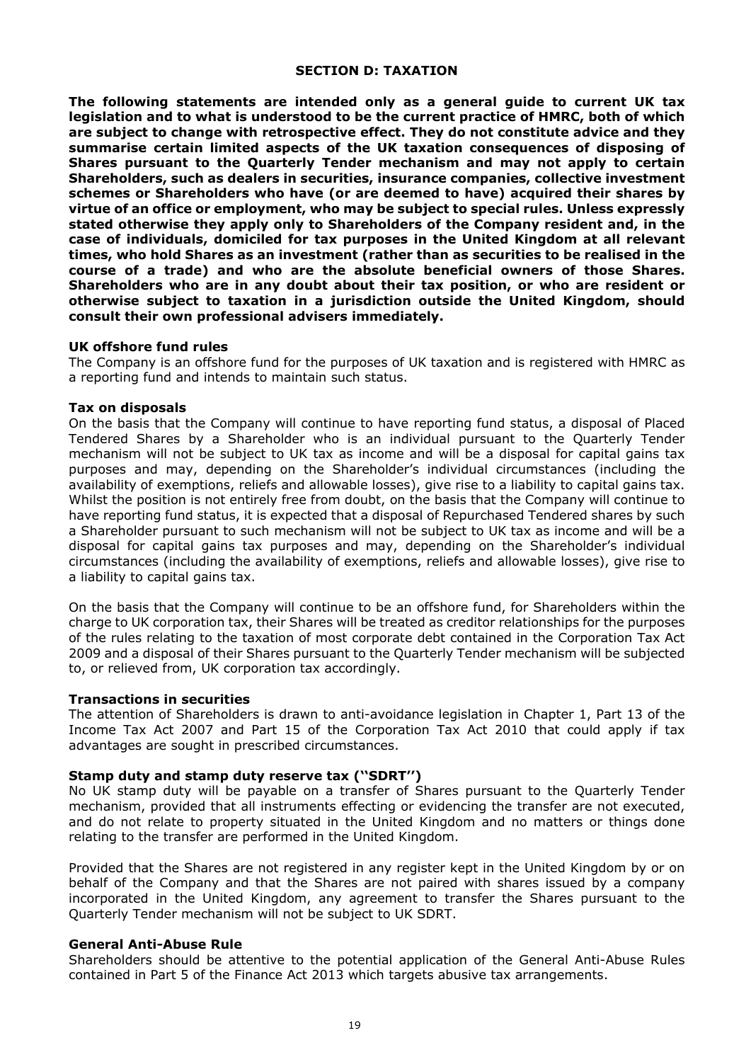## SECTION D: TAXATION

**The following statements are intended only as a general guide to current UK tax legislation and to what is understood to be the current practice of HMRC, both of which are subject to change with retrospective effect. They do not constitute advice and they summarise certain limited aspects of the UK taxation consequences of disposing of Shares pursuant to the Quarterly Tender mechanism and may not apply to certain Shareholders, such as dealers in securities, insurance companies, collective investment schemes or Shareholders who have (or are deemed to have) acquired their shares by virtue of an office or employment, who may be subject to special rules. Unless expressly stated otherwise they apply only to Shareholders of the Company resident and, in the case of individuals, domiciled for tax purposes in the United Kingdom at all relevant times, who hold Shares as an investment (rather than as securities to be realised in the course of a trade) and who are the absolute beneficial owners of those Shares. Shareholders who are in any doubt about their tax position, or who are resident or otherwise subject to taxation in a jurisdiction outside the United Kingdom, should consult their own professional advisers immediately.**

### UK offshore fund rules

The Company is an offshore fund for the purposes of UK taxation and is registered with HMRC as a reporting fund and intends to maintain such status.

### Tax on disposals

On the basis that the Company will continue to have reporting fund status, a disposal of Placed Tendered Shares by a Shareholder who is an individual pursuant to the Quarterly Tender mechanism will not be subject to UK tax as income and will be a disposal for capital gains tax purposes and may, depending on the Shareholder's individual circumstances (including the availability of exemptions, reliefs and allowable losses), give rise to a liability to capital gains tax. Whilst the position is not entirely free from doubt, on the basis that the Company will continue to have reporting fund status, it is expected that a disposal of Repurchased Tendered shares by such a Shareholder pursuant to such mechanism will not be subject to UK tax as income and will be a disposal for capital gains tax purposes and may, depending on the Shareholder's individual circumstances (including the availability of exemptions, reliefs and allowable losses), give rise to a liability to capital gains tax.

On the basis that the Company will continue to be an offshore fund, for Shareholders within the charge to UK corporation tax, their Shares will be treated as creditor relationships for the purposes of the rules relating to the taxation of most corporate debt contained in the Corporation Tax Act 2009 and a disposal of their Shares pursuant to the Quarterly Tender mechanism will be subjected to, or relieved from, UK corporation tax accordingly.

### Transactions in securities

The attention of Shareholders is drawn to anti-avoidance legislation in Chapter 1, Part 13 of the Income Tax Act 2007 and Part 15 of the Corporation Tax Act 2010 that could apply if tax advantages are sought in prescribed circumstances.

### Stamp duty and stamp duty reserve tax ("SDRT")

No UK stamp duty will be payable on a transfer of Shares pursuant to the Quarterly Tender mechanism, provided that all instruments effecting or evidencing the transfer are not executed, and do not relate to property situated in the United Kingdom and no matters or things done relating to the transfer are performed in the United Kingdom.

Provided that the Shares are not registered in any register kept in the United Kingdom by or on behalf of the Company and that the Shares are not paired with shares issued by a company incorporated in the United Kingdom, any agreement to transfer the Shares pursuant to the Quarterly Tender mechanism will not be subject to UK SDRT.

### General Anti-Abuse Rule

Shareholders should be attentive to the potential application of the General Anti-Abuse Rules contained in Part 5 of the Finance Act 2013 which targets abusive tax arrangements.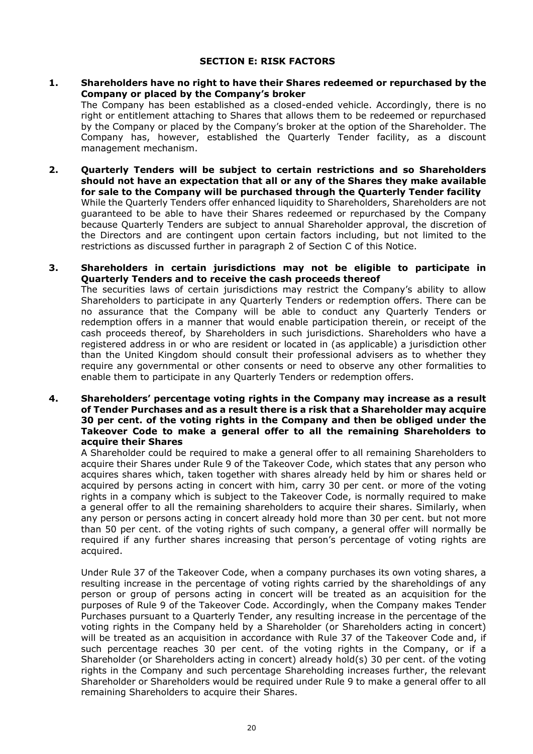## SECTION E: RISK FACTORS

**1. Shareholders have no right to have their Shares redeemed or repurchased by the Company or placed by the Company's broker**

The Company has been established as a closed-ended vehicle. Accordingly, there is no right or entitlement attaching to Shares that allows them to be redeemed or repurchased by the Company or placed by the Company's broker at the option of the Shareholder. The Company has, however, established the Quarterly Tender facility, as a discount management mechanism.

**2. Quarterly Tenders will be subject to certain restrictions and so Shareholders should not have an expectation that all or any of the Shares they make available for sale to the Company will be purchased through the Quarterly Tender facility**

While the Quarterly Tenders offer enhanced liquidity to Shareholders, Shareholders are not guaranteed to be able to have their Shares redeemed or repurchased by the Company because Quarterly Tenders are subject to annual Shareholder approval, the discretion of the Directors and are contingent upon certain factors including, but not limited to the restrictions as discussed further in paragraph 2 of Section C of this Notice.

**3. Shareholders in certain jurisdictions may not be eligible to participate in Quarterly Tenders and to receive the cash proceeds thereof**

The securities laws of certain jurisdictions may restrict the Company's ability to allow Shareholders to participate in any Quarterly Tenders or redemption offers. There can be no assurance that the Company will be able to conduct any Quarterly Tenders or redemption offers in a manner that would enable participation therein, or receipt of the cash proceeds thereof, by Shareholders in such jurisdictions. Shareholders who have a registered address in or who are resident or located in (as applicable) a jurisdiction other than the United Kingdom should consult their professional advisers as to whether they require any governmental or other consents or need to observe any other formalities to enable them to participate in any Quarterly Tenders or redemption offers.

**4. Shareholders' percentage voting rights in the Company may increase as a result of Tender Purchases and as a result there is a risk that a Shareholder may acquire 30 per cent. of the voting rights in the Company and then be obliged under the Takeover Code to make a general offer to all the remaining Shareholders to acquire their Shares**

A Shareholder could be required to make a general offer to all remaining Shareholders to acquire their Shares under Rule 9 of the Takeover Code, which states that any person who acquires shares which, taken together with shares already held by him or shares held or acquired by persons acting in concert with him, carry 30 per cent. or more of the voting rights in a company which is subject to the Takeover Code, is normally required to make a general offer to all the remaining shareholders to acquire their shares. Similarly, when any person or persons acting in concert already hold more than 30 per cent. but not more than 50 per cent. of the voting rights of such company, a general offer will normally be required if any further shares increasing that person's percentage of voting rights are acquired.

Under Rule 37 of the Takeover Code, when a company purchases its own voting shares, a resulting increase in the percentage of voting rights carried by the shareholdings of any person or group of persons acting in concert will be treated as an acquisition for the purposes of Rule 9 of the Takeover Code. Accordingly, when the Company makes Tender Purchases pursuant to a Quarterly Tender, any resulting increase in the percentage of the voting rights in the Company held by a Shareholder (or Shareholders acting in concert) will be treated as an acquisition in accordance with Rule 37 of the Takeover Code and, if such percentage reaches 30 per cent. of the voting rights in the Company, or if a Shareholder (or Shareholders acting in concert) already hold(s) 30 per cent. of the voting rights in the Company and such percentage Shareholding increases further, the relevant Shareholder or Shareholders would be required under Rule 9 to make a general offer to all remaining Shareholders to acquire their Shares.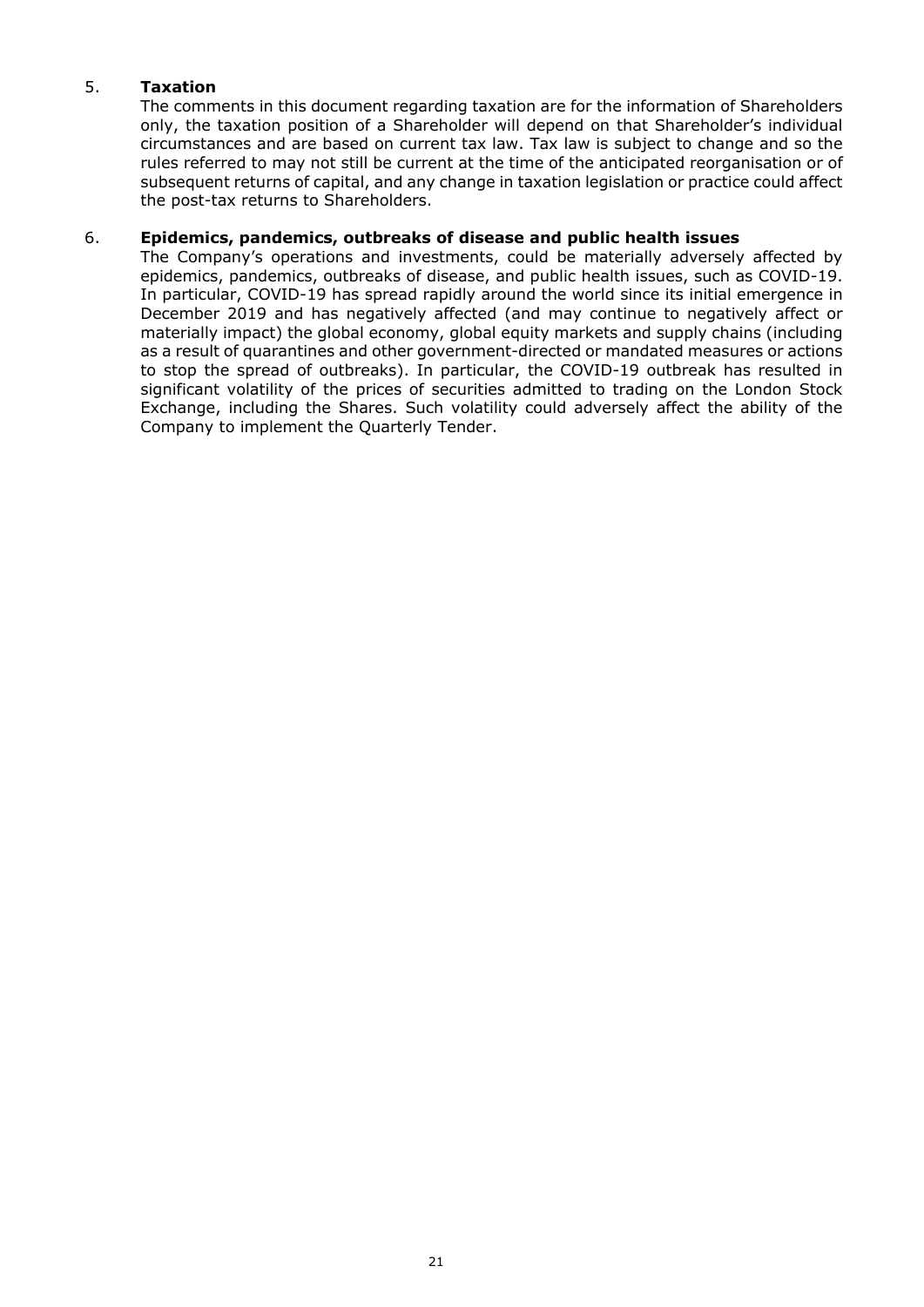5. **Taxation**

The comments in this document regarding taxation are for the information of Shareholders only, the taxation position of a Shareholder will depend on that Shareholder's individual circumstances and are based on current tax law. Tax law is subject to change and so the rules referred to may not still be current at the time of the anticipated reorganisation or of subsequent returns of capital, and any change in taxation legislation or practice could affect the post-tax returns to Shareholders.

6. **Epidemics, pandemics, outbreaks of disease and public health issues**

The Company's operations and investments, could be materially adversely affected by epidemics, pandemics, outbreaks of disease, and public health issues, such as COVID-19. In particular, COVID-19 has spread rapidly around the world since its initial emergence in December 2019 and has negatively affected (and may continue to negatively affect or materially impact) the global economy, global equity markets and supply chains (including as a result of quarantines and other government-directed or mandated measures or actions to stop the spread of outbreaks). In particular, the COVID-19 outbreak has resulted in significant volatility of the prices of securities admitted to trading on the London Stock Exchange, including the Shares. Such volatility could adversely affect the ability of the Company to implement the Quarterly Tender.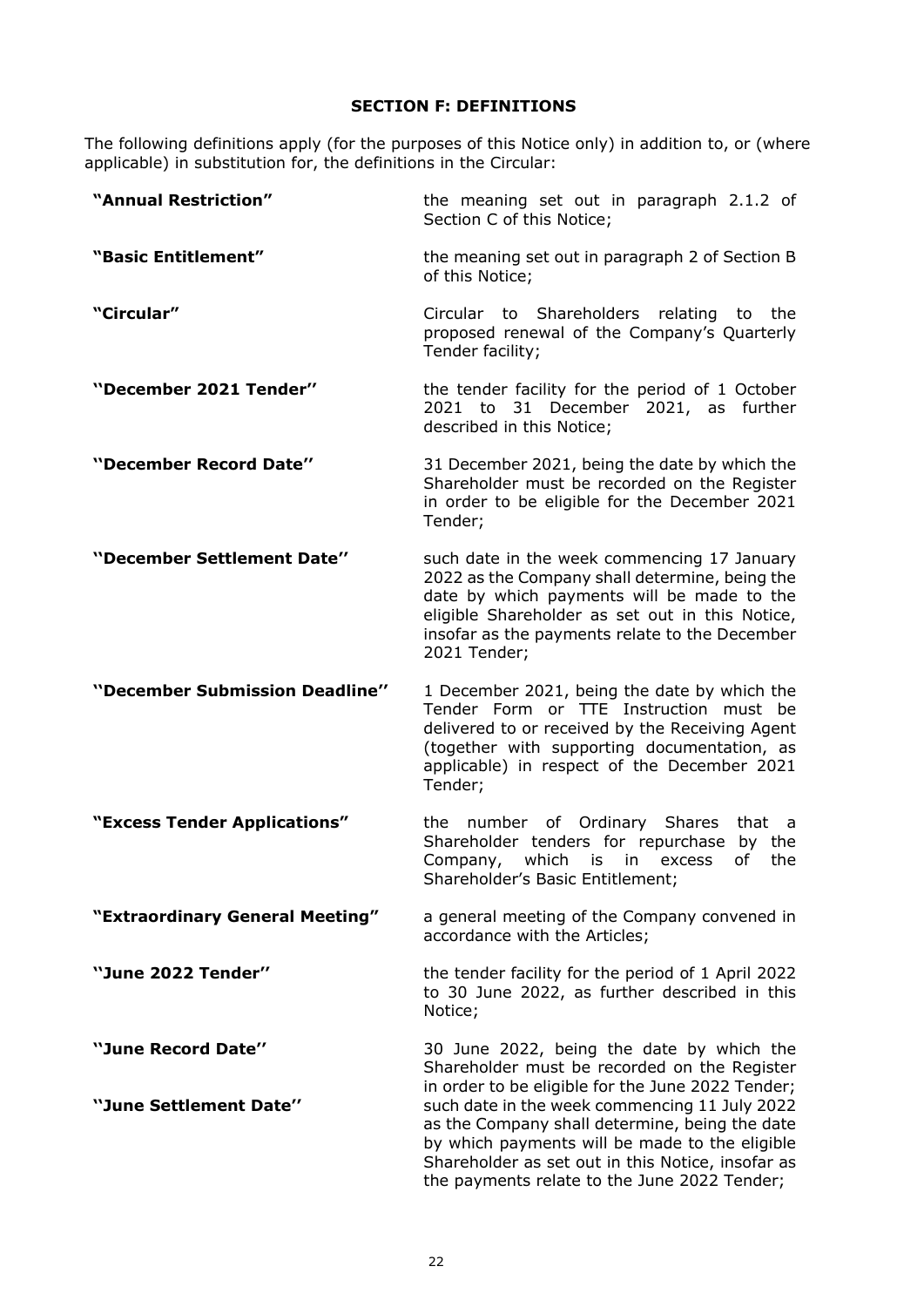## SECTION F: DEFINITIONS

The following definitions apply (for the purposes of this Notice only) in addition to, or (where applicable) in substitution for, the definitions in the Circular:

| | |
|---|---|
| **"Annual Restriction"** | the meaning set out in paragraph 2.1.2 of Section C of this Notice; |
| **"Basic Entitlement"** | the meaning set out in paragraph 2 of Section B of this Notice; |
| **"Circular"** | Circular to Shareholders relating to the proposed renewal of the Company's Quarterly Tender facility; |
| **"December 2021 Tender"** | the tender facility for the period of 1 October 2021 to 31 December 2021, as further described in this Notice; |
| **"December Record Date"** | 31 December 2021, being the date by which the Shareholder must be recorded on the Register in order to be eligible for the December 2021 Tender; |
| **"December Settlement Date"** | such date in the week commencing 17 January 2022 as the Company shall determine, being the date by which payments will be made to the eligible Shareholder as set out in this Notice, insofar as the payments relate to the December 2021 Tender; |
| **"December Submission Deadline"** | 1 December 2021, being the date by which the Tender Form or TTE Instruction must be delivered to or received by the Receiving Agent (together with supporting documentation, as applicable) in respect of the December 2021 Tender; |
| **"Excess Tender Applications"** | the number of Ordinary Shares that a Shareholder tenders for repurchase by the Company, which is in excess of the Shareholder's Basic Entitlement; |
| **"Extraordinary General Meeting"** | a general meeting of the Company convened in accordance with the Articles; |
| **"June 2022 Tender"** | the tender facility for the period of 1 April 2022 to 30 June 2022, as further described in this Notice; |
| **"June Record Date"** | 30 June 2022, being the date by which the Shareholder must be recorded on the Register in order to be eligible for the June 2022 Tender; |
| **"June Settlement Date"** | such date in the week commencing 11 July 2022 as the Company shall determine, being the date by which payments will be made to the eligible Shareholder as set out in this Notice, insofar as the payments relate to the June 2022 Tender; |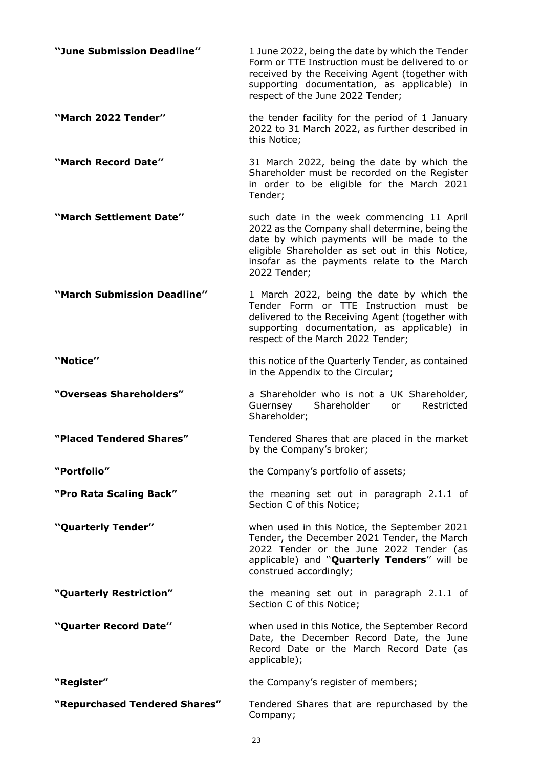**''June Submission Deadline''** 1 June 2022, being the date by which the Tender Form or TTE Instruction must be delivered to or received by the Receiving Agent (together with supporting documentation, as applicable) in respect of the June 2022 Tender;

**''March 2022 Tender''** the tender facility for the period of 1 January 2022 to 31 March 2022, as further described in this Notice;

**''March Record Date''** 31 March 2022, being the date by which the Shareholder must be recorded on the Register in order to be eligible for the March 2021 Tender;

**''March Settlement Date''** such date in the week commencing 11 April 2022 as the Company shall determine, being the date by which payments will be made to the eligible Shareholder as set out in this Notice, insofar as the payments relate to the March 2022 Tender;

**''March Submission Deadline''** 1 March 2022, being the date by which the Tender Form or TTE Instruction must be delivered to the Receiving Agent (together with supporting documentation, as applicable) in respect of the March 2022 Tender;

**''Notice''** this notice of the Quarterly Tender, as contained in the Appendix to the Circular;

**"Overseas Shareholders"** a Shareholder who is not a UK Shareholder, Guernsey Shareholder or Restricted Shareholder;

**"Placed Tendered Shares"** Tendered Shares that are placed in the market by the Company's broker;

**"Portfolio"** the Company's portfolio of assets;

**"Pro Rata Scaling Back"** the meaning set out in paragraph 2.1.1 of Section C of this Notice;

**''Quarterly Tender''** when used in this Notice, the September 2021 Tender, the December 2021 Tender, the March 2022 Tender or the June 2022 Tender (as applicable) and ''**Quarterly Tenders**'' will be construed accordingly;

**"Quarterly Restriction"** the meaning set out in paragraph 2.1.1 of Section C of this Notice;

**''Quarter Record Date''** when used in this Notice, the September Record Date, the December Record Date, the June Record Date or the March Record Date (as applicable);

**"Register"** the Company's register of members;

**"Repurchased Tendered Shares"** Tendered Shares that are repurchased by the Company;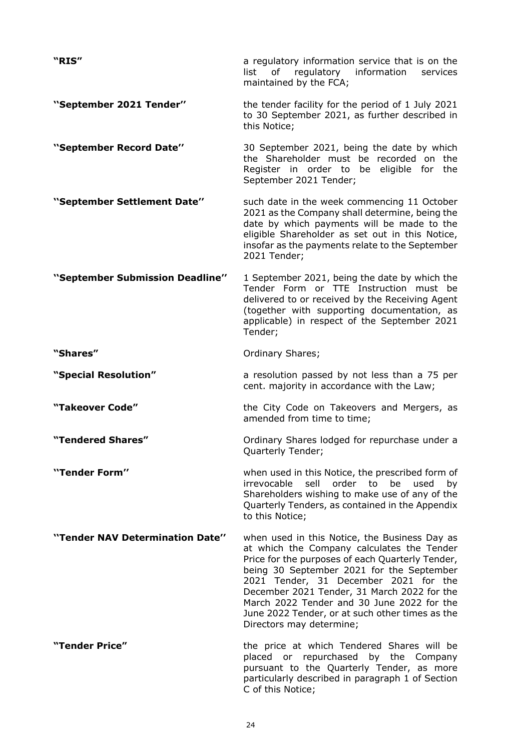| | |
|---|---|
| **"RIS"** | a regulatory information service that is on the list of regulatory information services maintained by the FCA; |
| **"September 2021 Tender"** | the tender facility for the period of 1 July 2021 to 30 September 2021, as further described in this Notice; |
| **"September Record Date"** | 30 September 2021, being the date by which the Shareholder must be recorded on the Register in order to be eligible for the September 2021 Tender; |
| **"September Settlement Date"** | such date in the week commencing 11 October 2021 as the Company shall determine, being the date by which payments will be made to the eligible Shareholder as set out in this Notice, insofar as the payments relate to the September 2021 Tender; |
| **"September Submission Deadline"** | 1 September 2021, being the date by which the Tender Form or TTE Instruction must be delivered to or received by the Receiving Agent (together with supporting documentation, as applicable) in respect of the September 2021 Tender; |
| **"Shares"** | Ordinary Shares; |
| **"Special Resolution"** | a resolution passed by not less than a 75 per cent. majority in accordance with the Law; |
| **"Takeover Code"** | the City Code on Takeovers and Mergers, as amended from time to time; |
| **"Tendered Shares"** | Ordinary Shares lodged for repurchase under a Quarterly Tender; |
| **"Tender Form"** | when used in this Notice, the prescribed form of irrevocable sell order to be used by Shareholders wishing to make use of any of the Quarterly Tenders, as contained in the Appendix to this Notice; |
| **"Tender NAV Determination Date"** | when used in this Notice, the Business Day as at which the Company calculates the Tender Price for the purposes of each Quarterly Tender, being 30 September 2021 for the September 2021 Tender, 31 December 2021 for the December 2021 Tender, 31 March 2022 for the March 2022 Tender and 30 June 2022 for the June 2022 Tender, or at such other times as the Directors may determine; |
| **"Tender Price"** | the price at which Tendered Shares will be placed or repurchased by the Company pursuant to the Quarterly Tender, as more particularly described in paragraph 1 of Section C of this Notice; |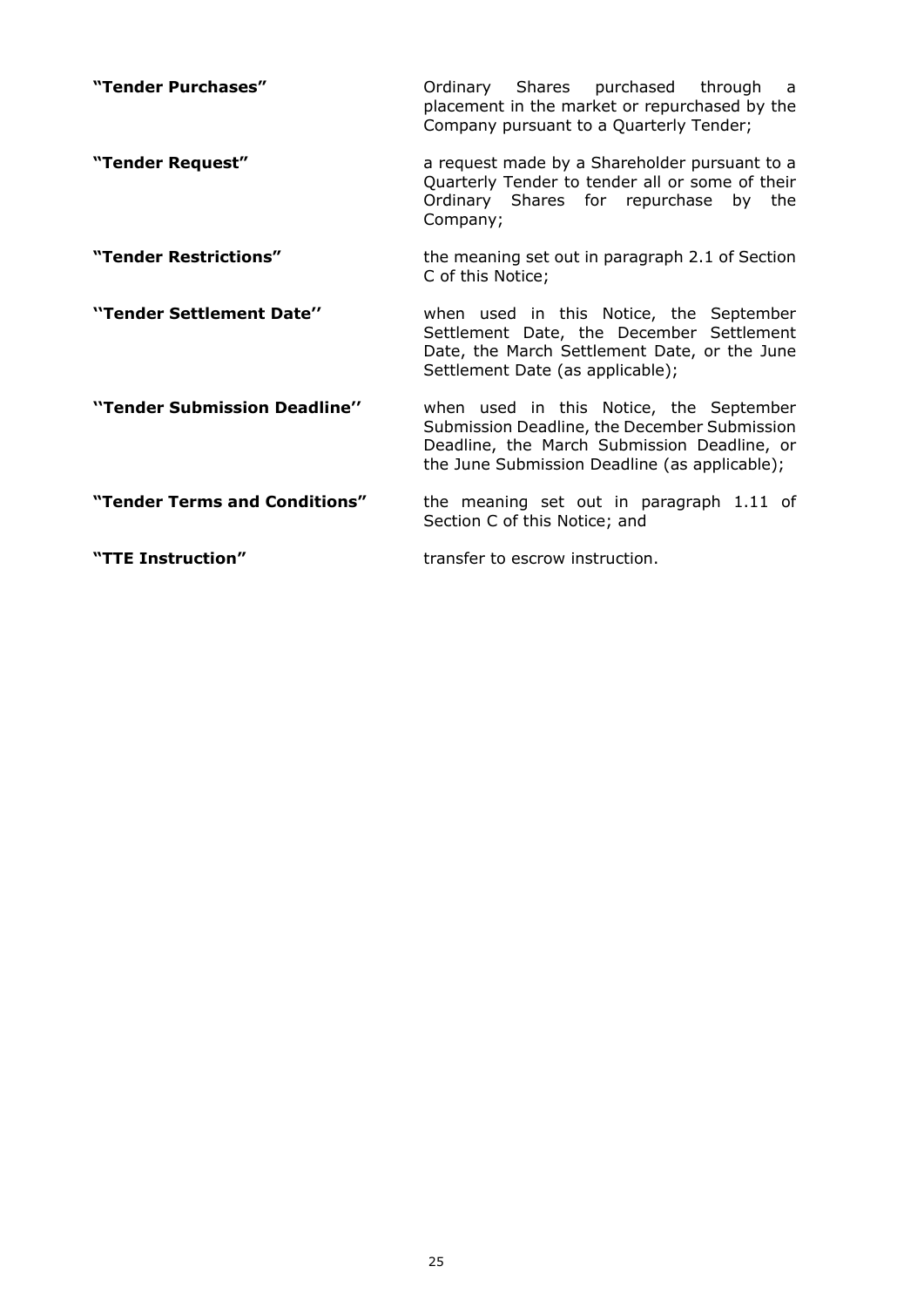| | |
|---|---|
| **"Tender Purchases"** | Ordinary Shares purchased through a placement in the market or repurchased by the Company pursuant to a Quarterly Tender; |
| **"Tender Request"** | a request made by a Shareholder pursuant to a Quarterly Tender to tender all or some of their Ordinary Shares for repurchase by the Company; |
| **"Tender Restrictions"** | the meaning set out in paragraph 2.1 of Section C of this Notice; |
| **''Tender Settlement Date''** | when used in this Notice, the September Settlement Date, the December Settlement Date, the March Settlement Date, or the June Settlement Date (as applicable); |
| **''Tender Submission Deadline''** | when used in this Notice, the September Submission Deadline, the December Submission Deadline, the March Submission Deadline, or the June Submission Deadline (as applicable); |
| **"Tender Terms and Conditions"** | the meaning set out in paragraph 1.11 of Section C of this Notice; and |
| **"TTE Instruction"** | transfer to escrow instruction. |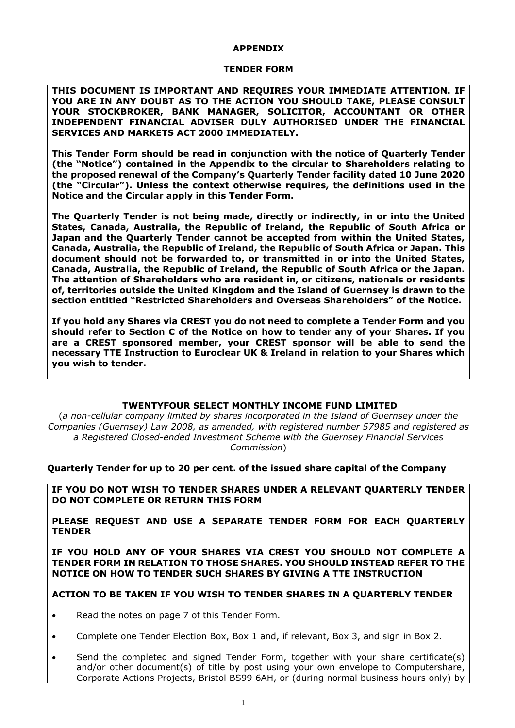**APPENDIX**

**TENDER FORM**

**THIS DOCUMENT IS IMPORTANT AND REQUIRES YOUR IMMEDIATE ATTENTION. IF YOU ARE IN ANY DOUBT AS TO THE ACTION YOU SHOULD TAKE, PLEASE CONSULT YOUR STOCKBROKER, BANK MANAGER, SOLICITOR, ACCOUNTANT OR OTHER INDEPENDENT FINANCIAL ADVISER DULY AUTHORISED UNDER THE FINANCIAL SERVICES AND MARKETS ACT 2000 IMMEDIATELY.**

**This Tender Form should be read in conjunction with the notice of Quarterly Tender (the "Notice") contained in the Appendix to the circular to Shareholders relating to the proposed renewal of the Company's Quarterly Tender facility dated 10 June 2020 (the "Circular"). Unless the context otherwise requires, the definitions used in the Notice and the Circular apply in this Tender Form.**

**The Quarterly Tender is not being made, directly or indirectly, in or into the United States, Canada, Australia, the Republic of Ireland, the Republic of South Africa or Japan and the Quarterly Tender cannot be accepted from within the United States, Canada, Australia, the Republic of Ireland, the Republic of South Africa or Japan. This document should not be forwarded to, or transmitted in or into the United States, Canada, Australia, the Republic of Ireland, the Republic of South Africa or the Japan. The attention of Shareholders who are resident in, or citizens, nationals or residents of, territories outside the United Kingdom and the Island of Guernsey is drawn to the section entitled "Restricted Shareholders and Overseas Shareholders" of the Notice.**

**If you hold any Shares via CREST you do not need to complete a Tender Form and you should refer to Section C of the Notice on how to tender any of your Shares. If you are a CREST sponsored member, your CREST sponsor will be able to send the necessary TTE Instruction to Euroclear UK & Ireland in relation to your Shares which you wish to tender.**

**TWENTYFOUR SELECT MONTHLY INCOME FUND LIMITED**

(*a non-cellular company limited by shares incorporated in the Island of Guernsey under the Companies (Guernsey) Law 2008, as amended, with registered number 57985 and registered as a Registered Closed-ended Investment Scheme with the Guernsey Financial Services Commission*)

**Quarterly Tender for up to 20 per cent. of the issued share capital of the Company**

**IF YOU DO NOT WISH TO TENDER SHARES UNDER A RELEVANT QUARTERLY TENDER DO NOT COMPLETE OR RETURN THIS FORM**

**PLEASE REQUEST AND USE A SEPARATE TENDER FORM FOR EACH QUARTERLY TENDER**

**IF YOU HOLD ANY OF YOUR SHARES VIA CREST YOU SHOULD NOT COMPLETE A TENDER FORM IN RELATION TO THOSE SHARES. YOU SHOULD INSTEAD REFER TO THE NOTICE ON HOW TO TENDER SUCH SHARES BY GIVING A TTE INSTRUCTION**

**ACTION TO BE TAKEN IF YOU WISH TO TENDER SHARES IN A QUARTERLY TENDER**

- Read the notes on page 7 of this Tender Form.
- Complete one Tender Election Box, Box 1 and, if relevant, Box 3, and sign in Box 2.
- Send the completed and signed Tender Form, together with your share certificate(s) and/or other document(s) of title by post using your own envelope to Computershare, Corporate Actions Projects, Bristol BS99 6AH, or (during normal business hours only) by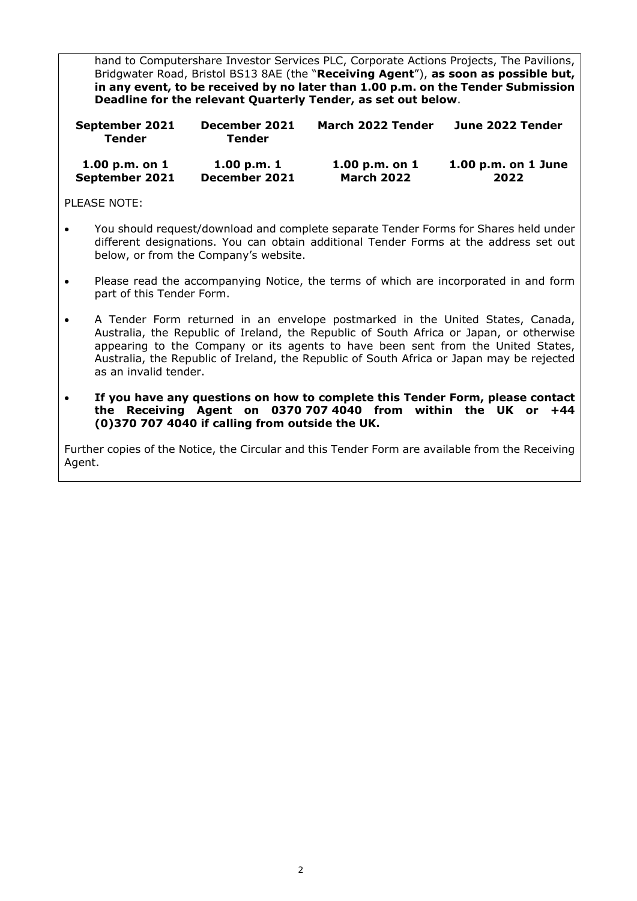hand to Computershare Investor Services PLC, Corporate Actions Projects, The Pavilions, Bridgwater Road, Bristol BS13 8AE (the "**Receiving Agent**"), **as soon as possible but, in any event, to be received by no later than 1.00 p.m. on the Tender Submission Deadline for the relevant Quarterly Tender, as set out below**.

| September 2021 Tender | December 2021 Tender | March 2022 Tender | June 2022 Tender |
|---|---|---|---|
| **1.00 p.m. on 1 September 2021** | **1.00 p.m. 1 December 2021** | **1.00 p.m. on 1 March 2022** | **1.00 p.m. on 1 June 2022** |

PLEASE NOTE:

- You should request/download and complete separate Tender Forms for Shares held under different designations. You can obtain additional Tender Forms at the address set out below, or from the Company's website.
- Please read the accompanying Notice, the terms of which are incorporated in and form part of this Tender Form.
- A Tender Form returned in an envelope postmarked in the United States, Canada, Australia, the Republic of Ireland, the Republic of South Africa or Japan, or otherwise appearing to the Company or its agents to have been sent from the United States, Australia, the Republic of Ireland, the Republic of South Africa or Japan may be rejected as an invalid tender.
- **If you have any questions on how to complete this Tender Form, please contact the Receiving Agent on 0370 707 4040 from within the UK or +44 (0)370 707 4040 if calling from outside the UK.**

Further copies of the Notice, the Circular and this Tender Form are available from the Receiving Agent.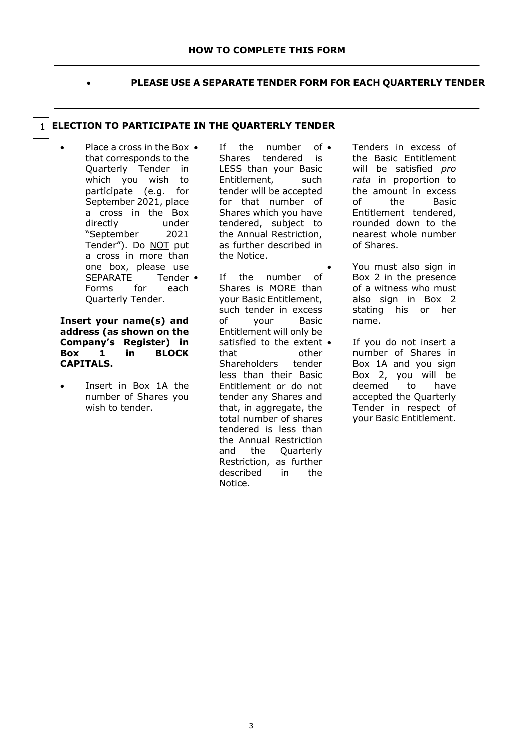## HOW TO COMPLETE THIS FORM

- **PLEASE USE A SEPARATE TENDER FORM FOR EACH QUARTERLY TENDER**

### 1 ELECTION TO PARTICIPATE IN THE QUARTERLY TENDER

- Place a cross in the Box that corresponds to the Quarterly Tender in which you wish to participate (e.g. for September 2021, place a cross in the Box directly under "September 2021 Tender"). Do NOT put a cross in more than one box, please use SEPARATE Tender Forms for each Quarterly Tender.

**Insert your name(s) and address (as shown on the Company's Register) in Box 1 in BLOCK CAPITALS.**

- Insert in Box 1A the number of Shares you wish to tender.
- If the number of Shares tendered is LESS than your Basic Entitlement, such tender will be accepted for that number of Shares which you have tendered, subject to the Annual Restriction, as further described in the Notice.
- If the number of Shares is MORE than your Basic Entitlement, such tender in excess of your Basic Entitlement will only be satisfied to the extent that other Shareholders tender less than their Basic Entitlement or do not tender any Shares and that, in aggregate, the total number of shares tendered is less than the Annual Restriction and the Quarterly Restriction, as further described in the Notice.
- Tenders in excess of the Basic Entitlement will be satisfied *pro rata* in proportion to the amount in excess of the Basic Entitlement tendered, rounded down to the nearest whole number of Shares.
- You must also sign in Box 2 in the presence of a witness who must also sign in Box 2 stating his or her name.
- If you do not insert a number of Shares in Box 1A and you sign Box 2, you will be deemed to have accepted the Quarterly Tender in respect of your Basic Entitlement.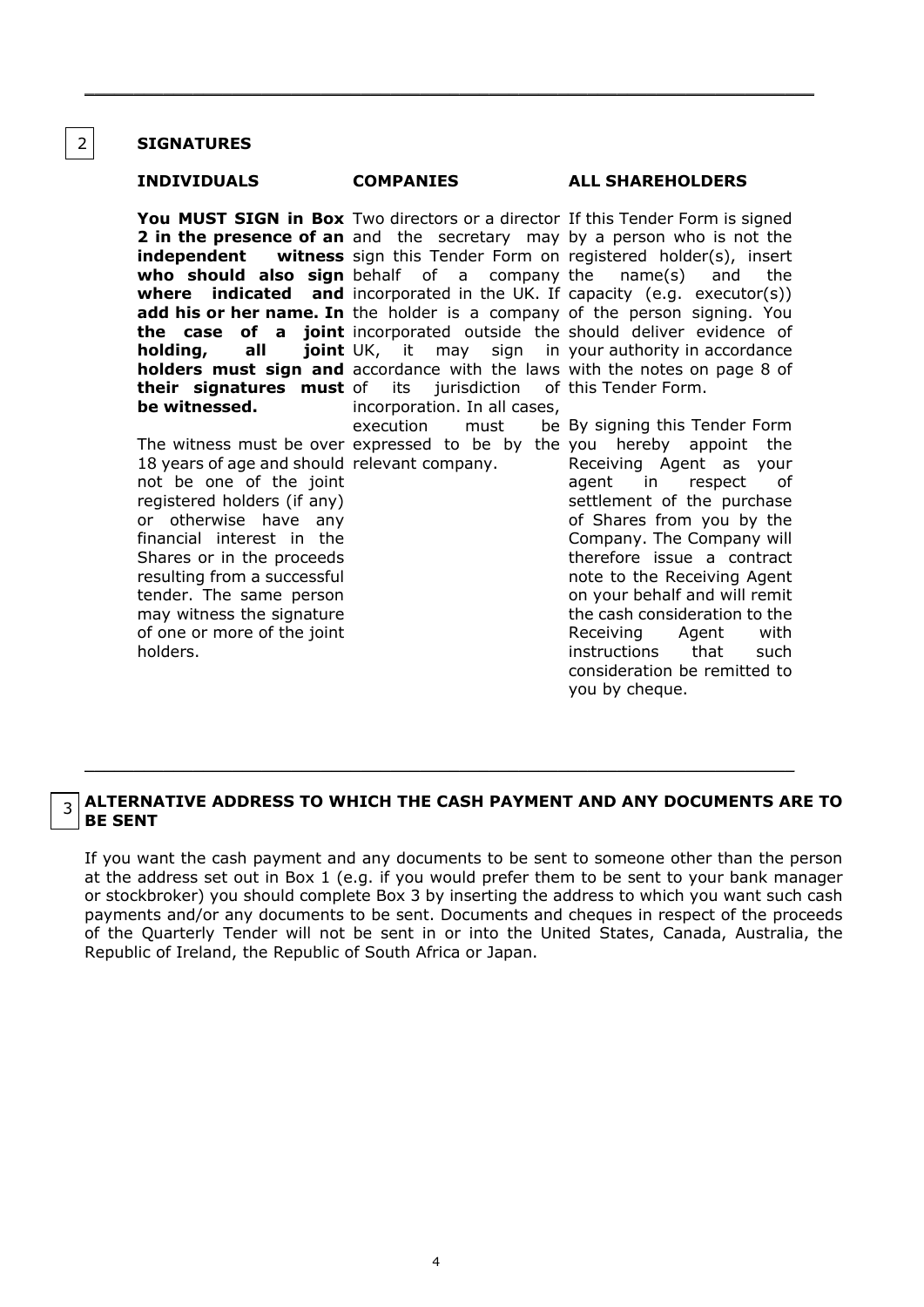## 2 SIGNATURES

### INDIVIDUALS

**You MUST SIGN in Box 2 in the presence of an independent witness who should also sign where indicated and add his or her name. In the case of a joint holding, all joint holders must sign and their signatures must be witnessed.**

The witness must be over 18 years of age and should not be one of the joint registered holders (if any) or otherwise have any financial interest in the Shares or in the proceeds resulting from a successful tender. The same person may witness the signature of one or more of the joint holders.

### COMPANIES

Two directors or a director and the secretary may sign this Tender Form on behalf of a company incorporated in the UK. If the holder is a company incorporated outside the UK, it may sign in accordance with the laws of its jurisdiction of incorporation. In all cases, execution must be expressed to be by the relevant company.

### ALL SHAREHOLDERS

If this Tender Form is signed by a person who is not the registered holder(s), insert the name(s) and the capacity (e.g. executor(s)) of the person signing. You should deliver evidence of your authority in accordance with the notes on page 8 of this Tender Form.

By signing this Tender Form you hereby appoint the Receiving Agent as your agent in respect of settlement of the purchase of Shares from you by the Company. The Company will therefore issue a contract note to the Receiving Agent on your behalf and will remit the cash consideration to the Receiving Agent with instructions that such consideration be remitted to you by cheque.

---

## 3 ALTERNATIVE ADDRESS TO WHICH THE CASH PAYMENT AND ANY DOCUMENTS ARE TO BE SENT

If you want the cash payment and any documents to be sent to someone other than the person at the address set out in Box 1 (e.g. if you would prefer them to be sent to your bank manager or stockbroker) you should complete Box 3 by inserting the address to which you want such cash payments and/or any documents to be sent. Documents and cheques in respect of the proceeds of the Quarterly Tender will not be sent in or into the United States, Canada, Australia, the Republic of Ireland, the Republic of South Africa or Japan.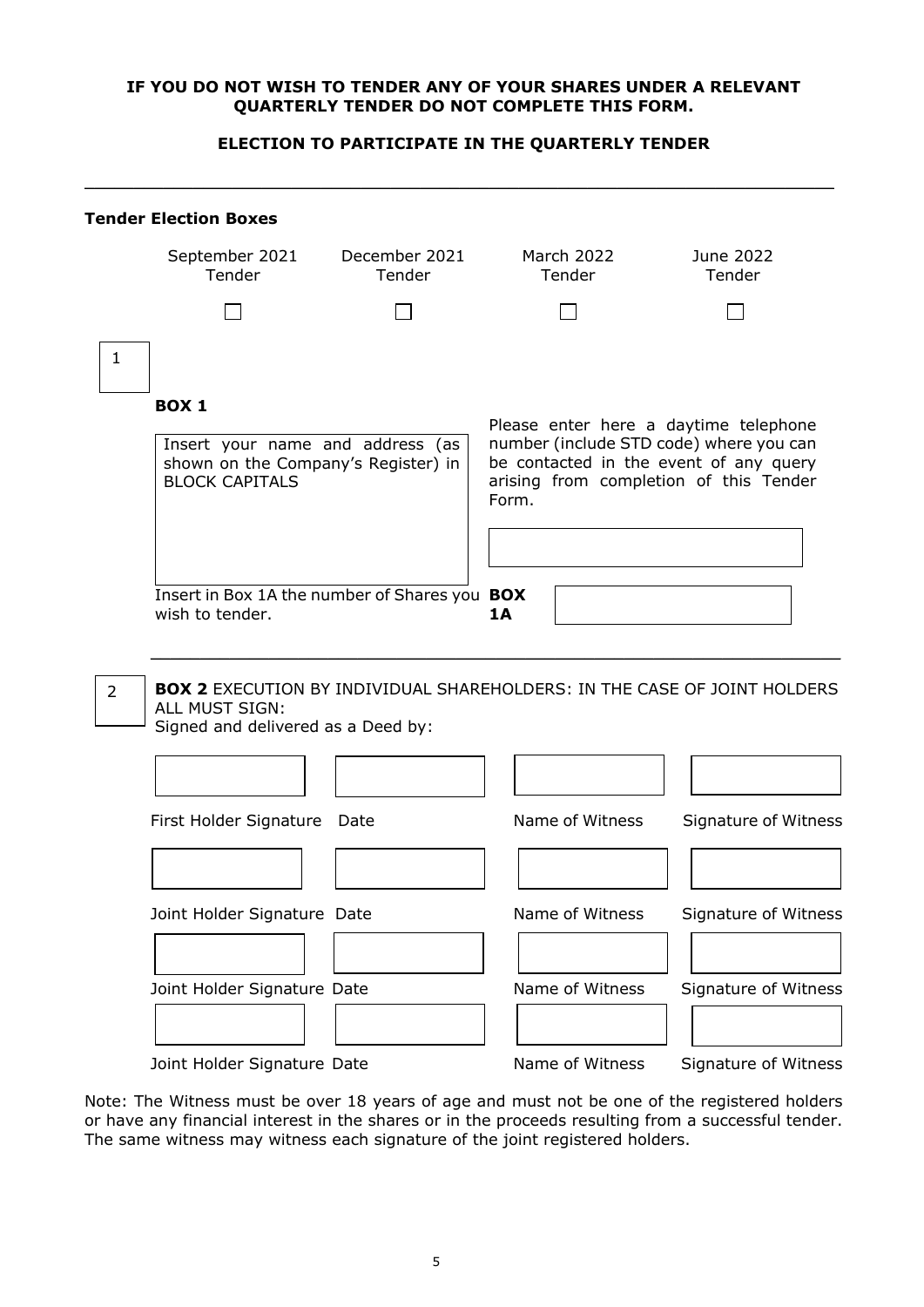**IF YOU DO NOT WISH TO TENDER ANY OF YOUR SHARES UNDER A RELEVANT QUARTERLY TENDER DO NOT COMPLETE THIS FORM.**

**ELECTION TO PARTICIPATE IN THE QUARTERLY TENDER**

---

**Tender Election Boxes**

| September 2021 Tender | December 2021 Tender | March 2022 Tender | June 2022 Tender |
|---|---|---|---|
| ☐ | ☐ | ☐ | ☐ |

1

**BOX 1**

Insert your name and address (as shown on the Company's Register) in BLOCK CAPITALS

Please enter here a daytime telephone number (include STD code) where you can be contacted in the event of any query arising from completion of this Tender Form.

Insert in Box 1A the number of Shares you wish to tender. **BOX 1A**

---

2

**BOX 2** EXECUTION BY INDIVIDUAL SHAREHOLDERS: IN THE CASE OF JOINT HOLDERS ALL MUST SIGN:
Signed and delivered as a Deed by:

| | | | |
|---|---|---|---|
| First Holder Signature | Date | Name of Witness | Signature of Witness |
| Joint Holder Signature | Date | Name of Witness | Signature of Witness |
| Joint Holder Signature | Date | Name of Witness | Signature of Witness |
| Joint Holder Signature | Date | Name of Witness | Signature of Witness |

Note: The Witness must be over 18 years of age and must not be one of the registered holders or have any financial interest in the shares or in the proceeds resulting from a successful tender. The same witness may witness each signature of the joint registered holders.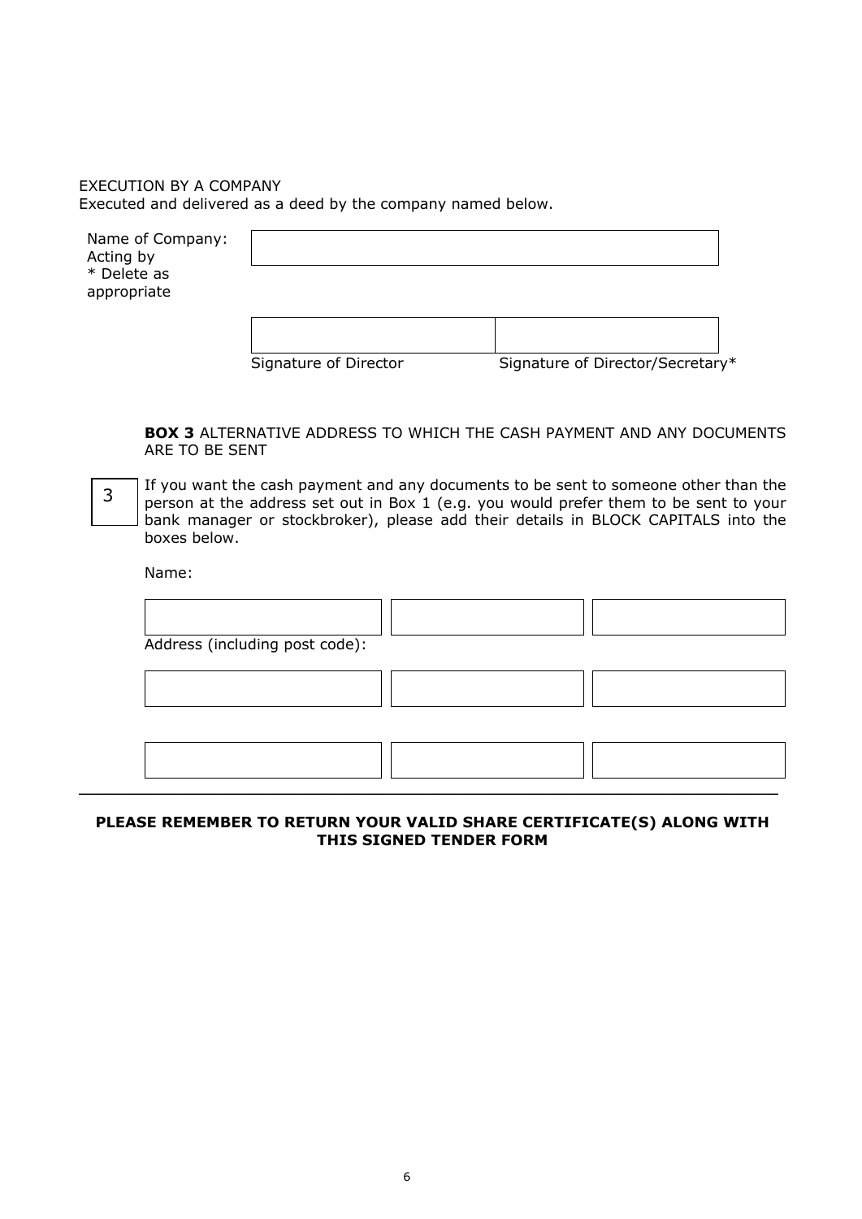EXECUTION BY A COMPANY

Executed and delivered as a deed by the company named below.

Name of Company:
Acting by
* Delete as appropriate

| | |
|---|---|
| Signature of Director | Signature of Director/Secretary* |

**BOX 3** ALTERNATIVE ADDRESS TO WHICH THE CASH PAYMENT AND ANY DOCUMENTS ARE TO BE SENT

3

If you want the cash payment and any documents to be sent to someone other than the person at the address set out in Box 1 (e.g. you would prefer them to be sent to your bank manager or stockbroker), please add their details in BLOCK CAPITALS into the boxes below.

Name:

Address (including post code):

---

**PLEASE REMEMBER TO RETURN YOUR VALID SHARE CERTIFICATE(S) ALONG WITH THIS SIGNED TENDER FORM**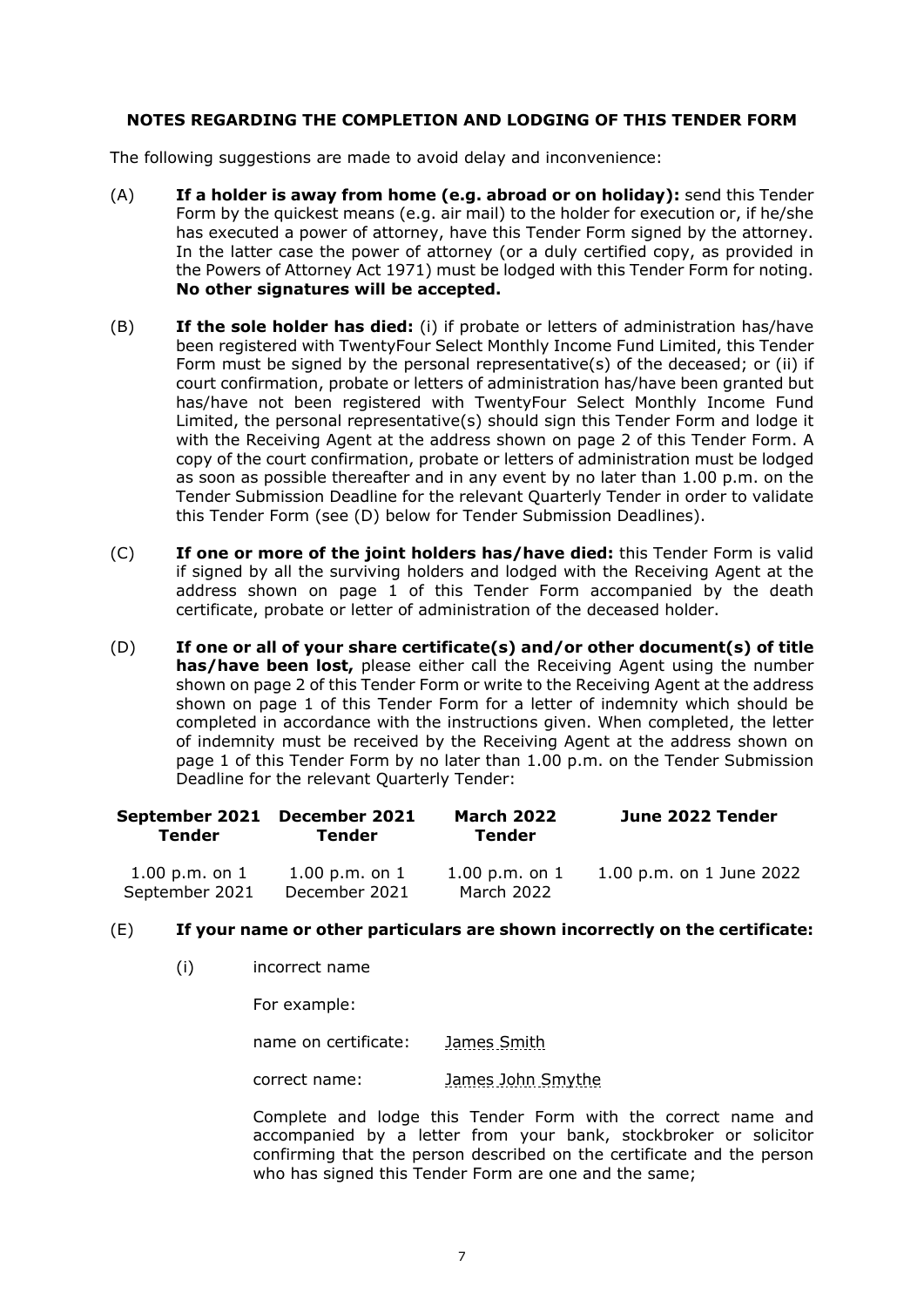**NOTES REGARDING THE COMPLETION AND LODGING OF THIS TENDER FORM**

The following suggestions are made to avoid delay and inconvenience:

(A) **If a holder is away from home (e.g. abroad or on holiday):** send this Tender Form by the quickest means (e.g. air mail) to the holder for execution or, if he/she has executed a power of attorney, have this Tender Form signed by the attorney. In the latter case the power of attorney (or a duly certified copy, as provided in the Powers of Attorney Act 1971) must be lodged with this Tender Form for noting. **No other signatures will be accepted.**

(B) **If the sole holder has died:** (i) if probate or letters of administration has/have been registered with TwentyFour Select Monthly Income Fund Limited, this Tender Form must be signed by the personal representative(s) of the deceased; or (ii) if court confirmation, probate or letters of administration has/have been granted but has/have not been registered with TwentyFour Select Monthly Income Fund Limited, the personal representative(s) should sign this Tender Form and lodge it with the Receiving Agent at the address shown on page 2 of this Tender Form. A copy of the court confirmation, probate or letters of administration must be lodged as soon as possible thereafter and in any event by no later than 1.00 p.m. on the Tender Submission Deadline for the relevant Quarterly Tender in order to validate this Tender Form (see (D) below for Tender Submission Deadlines).

(C) **If one or more of the joint holders has/have died:** this Tender Form is valid if signed by all the surviving holders and lodged with the Receiving Agent at the address shown on page 1 of this Tender Form accompanied by the death certificate, probate or letter of administration of the deceased holder.

(D) **If one or all of your share certificate(s) and/or other document(s) of title has/have been lost,** please either call the Receiving Agent using the number shown on page 2 of this Tender Form or write to the Receiving Agent at the address shown on page 1 of this Tender Form for a letter of indemnity which should be completed in accordance with the instructions given. When completed, the letter of indemnity must be received by the Receiving Agent at the address shown on page 1 of this Tender Form by no later than 1.00 p.m. on the Tender Submission Deadline for the relevant Quarterly Tender:

| September 2021 Tender | December 2021 Tender | March 2022 Tender | June 2022 Tender |
|---|---|---|---|
| 1.00 p.m. on 1 September 2021 | 1.00 p.m. on 1 December 2021 | 1.00 p.m. on 1 March 2022 | 1.00 p.m. on 1 June 2022 |

(E) **If your name or other particulars are shown incorrectly on the certificate:**

(i) incorrect name

For example:

name on certificate: James Smith

correct name: James John Smythe

Complete and lodge this Tender Form with the correct name and accompanied by a letter from your bank, stockbroker or solicitor confirming that the person described on the certificate and the person who has signed this Tender Form are one and the same;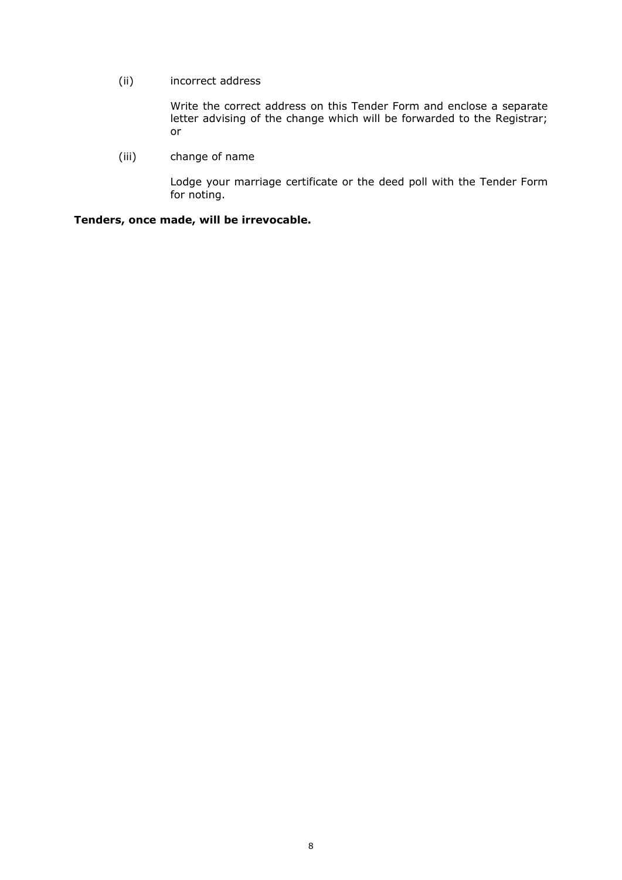(ii) incorrect address

Write the correct address on this Tender Form and enclose a separate letter advising of the change which will be forwarded to the Registrar; or

(iii) change of name

Lodge your marriage certificate or the deed poll with the Tender Form for noting.

**Tenders, once made, will be irrevocable.**